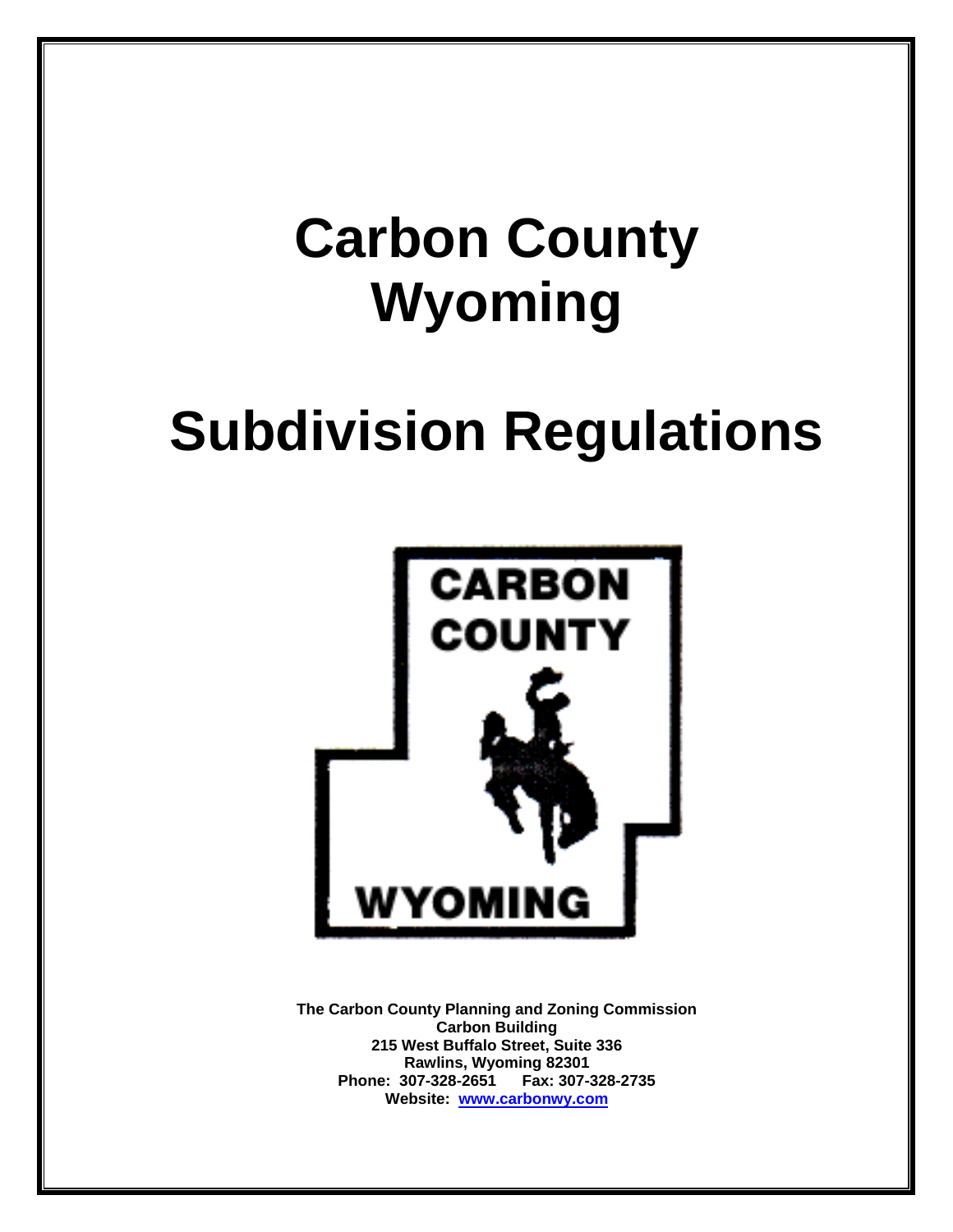# Carbon County Wyoming

# Subdivision Regulations

**The Carbon County Planning and Zoning Commission**
**Carbon Building**
**215 West Buffalo Street, Suite 336**
**Rawlins, Wyoming 82301**
**Phone: 307-328-2651 Fax: 307-328-2735**
**Website: www.carbonwy.com**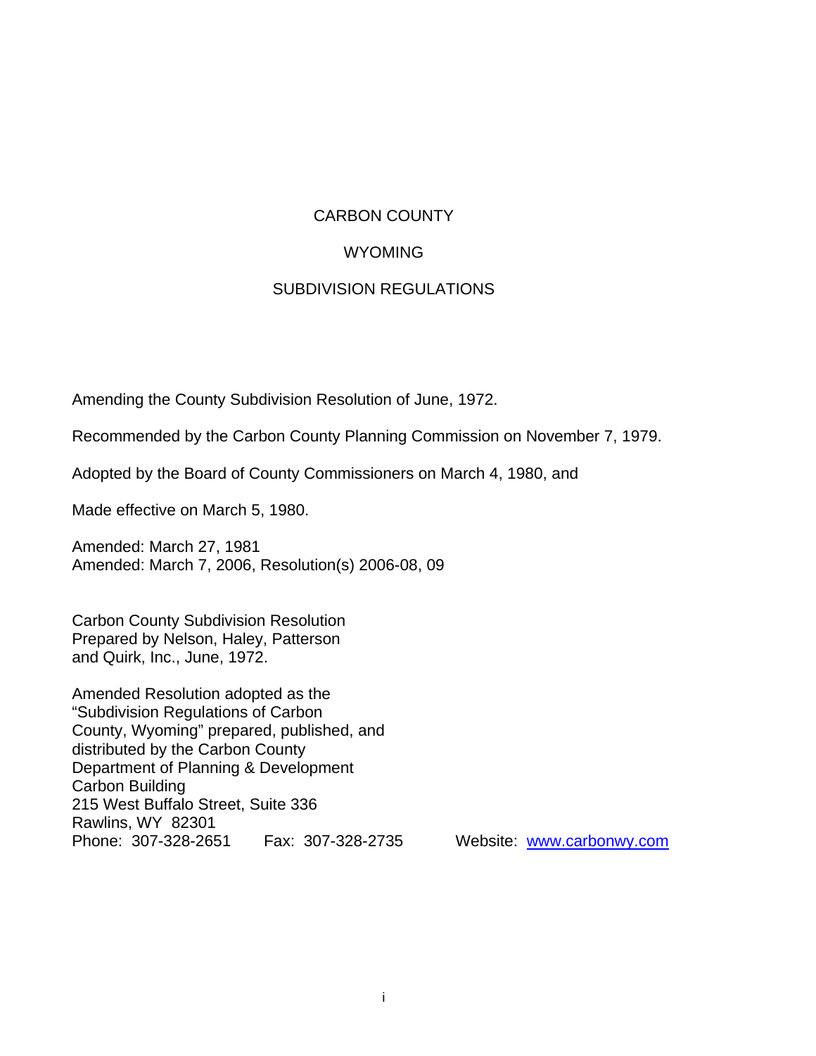# CARBON COUNTY

# WYOMING

# SUBDIVISION REGULATIONS

Amending the County Subdivision Resolution of June, 1972.

Recommended by the Carbon County Planning Commission on November 7, 1979.

Adopted by the Board of County Commissioners on March 4, 1980, and

Made effective on March 5, 1980.

Amended: March 27, 1981
Amended: March 7, 2006, Resolution(s) 2006-08, 09

Carbon County Subdivision Resolution
Prepared by Nelson, Haley, Patterson
and Quirk, Inc., June, 1972.

Amended Resolution adopted as the
"Subdivision Regulations of Carbon
County, Wyoming" prepared, published, and
distributed by the Carbon County
Department of Planning & Development
Carbon Building
215 West Buffalo Street, Suite 336
Rawlins, WY 82301
Phone: 307-328-2651 Fax: 307-328-2735 Website: www.carbonwy.com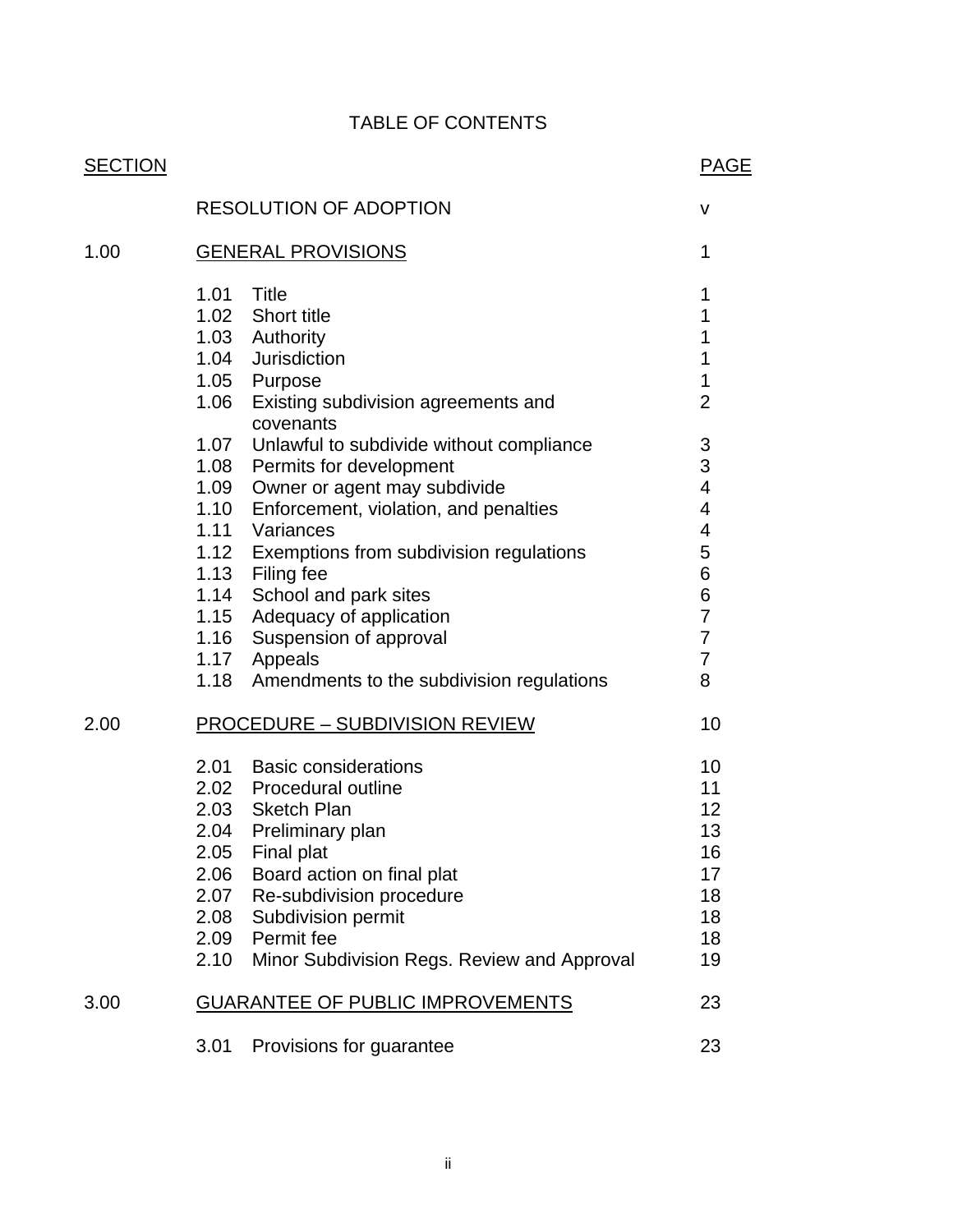# TABLE OF CONTENTS

| SECTION | | | PAGE |
|---|---|---|---|
| | RESOLUTION OF ADOPTION | | v |
| 1.00 | GENERAL PROVISIONS | | 1 |
| | 1.01 | Title | 1 |
| | 1.02 | Short title | 1 |
| | 1.03 | Authority | 1 |
| | 1.04 | Jurisdiction | 1 |
| | 1.05 | Purpose | 1 |
| | 1.06 | Existing subdivision agreements and covenants | 2 |
| | 1.07 | Unlawful to subdivide without compliance | 3 |
| | 1.08 | Permits for development | 3 |
| | 1.09 | Owner or agent may subdivide | 4 |
| | 1.10 | Enforcement, violation, and penalties | 4 |
| | 1.11 | Variances | 4 |
| | 1.12 | Exemptions from subdivision regulations | 5 |
| | 1.13 | Filing fee | 6 |
| | 1.14 | School and park sites | 6 |
| | 1.15 | Adequacy of application | 7 |
| | 1.16 | Suspension of approval | 7 |
| | 1.17 | Appeals | 7 |
| | 1.18 | Amendments to the subdivision regulations | 8 |
| 2.00 | PROCEDURE – SUBDIVISION REVIEW | | 10 |
| | 2.01 | Basic considerations | 10 |
| | 2.02 | Procedural outline | 11 |
| | 2.03 | Sketch Plan | 12 |
| | 2.04 | Preliminary plan | 13 |
| | 2.05 | Final plat | 16 |
| | 2.06 | Board action on final plat | 17 |
| | 2.07 | Re-subdivision procedure | 18 |
| | 2.08 | Subdivision permit | 18 |
| | 2.09 | Permit fee | 18 |
| | 2.10 | Minor Subdivision Regs. Review and Approval | 19 |
| 3.00 | GUARANTEE OF PUBLIC IMPROVEMENTS | | 23 |
| | 3.01 | Provisions for guarantee | 23 |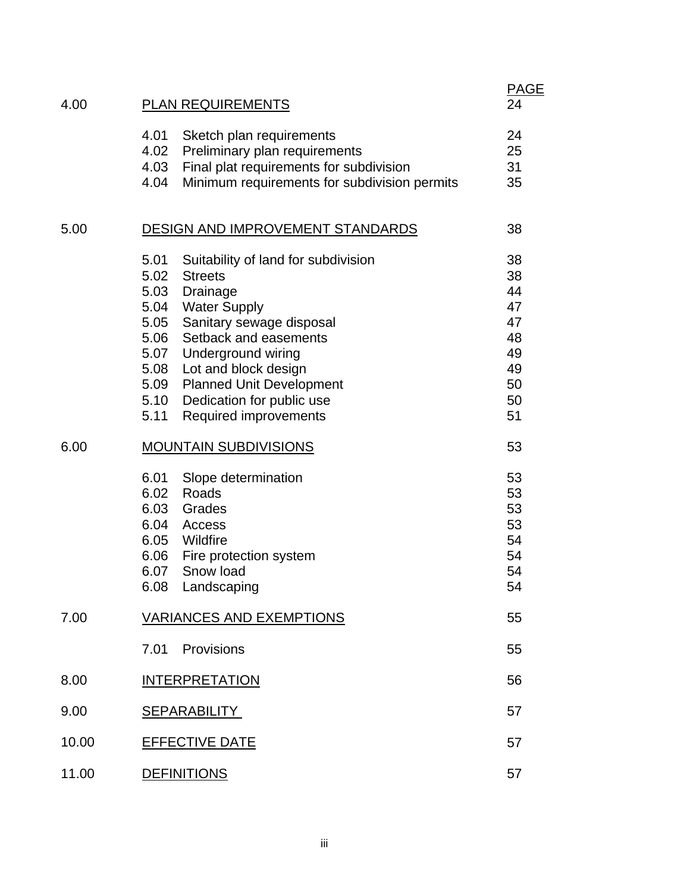| | | PAGE |
|---|---|---|
| 4.00 | PLAN REQUIREMENTS | 24 |
| | 4.01 Sketch plan requirements | 24 |
| | 4.02 Preliminary plan requirements | 25 |
| | 4.03 Final plat requirements for subdivision | 31 |
| | 4.04 Minimum requirements for subdivision permits | 35 |
| 5.00 | DESIGN AND IMPROVEMENT STANDARDS | 38 |
| | 5.01 Suitability of land for subdivision | 38 |
| | 5.02 Streets | 38 |
| | 5.03 Drainage | 44 |
| | 5.04 Water Supply | 47 |
| | 5.05 Sanitary sewage disposal | 47 |
| | 5.06 Setback and easements | 48 |
| | 5.07 Underground wiring | 49 |
| | 5.08 Lot and block design | 49 |
| | 5.09 Planned Unit Development | 50 |
| | 5.10 Dedication for public use | 50 |
| | 5.11 Required improvements | 51 |
| 6.00 | MOUNTAIN SUBDIVISIONS | 53 |
| | 6.01 Slope determination | 53 |
| | 6.02 Roads | 53 |
| | 6.03 Grades | 53 |
| | 6.04 Access | 53 |
| | 6.05 Wildfire | 54 |
| | 6.06 Fire protection system | 54 |
| | 6.07 Snow load | 54 |
| | 6.08 Landscaping | 54 |
| 7.00 | VARIANCES AND EXEMPTIONS | 55 |
| | 7.01 Provisions | 55 |
| 8.00 | INTERPRETATION | 56 |
| 9.00 | SEPARABILITY | 57 |
| 10.00 | EFFECTIVE DATE | 57 |
| 11.00 | DEFINITIONS | 57 |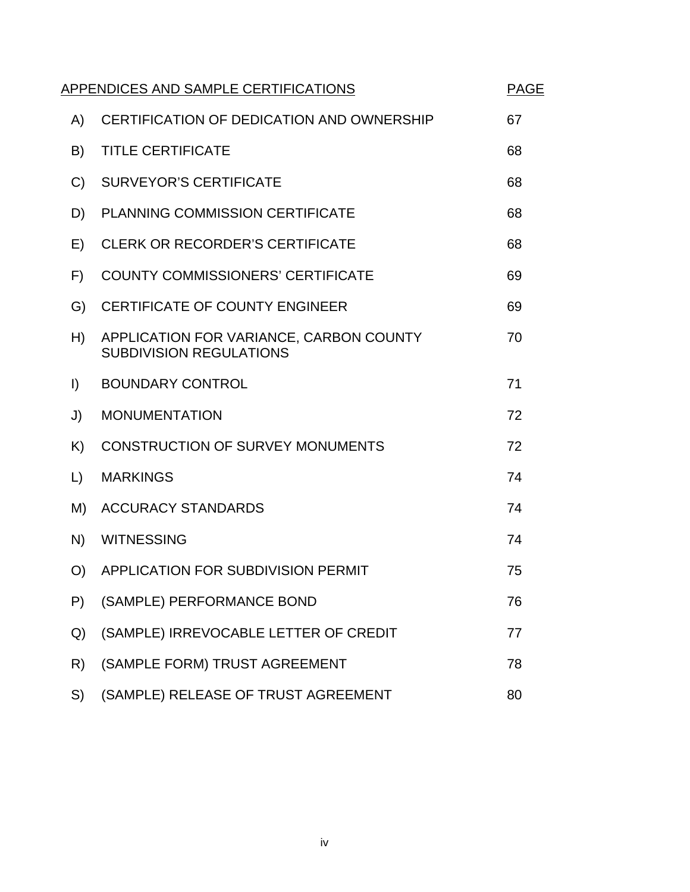| APPENDICES AND SAMPLE CERTIFICATIONS | | PAGE |
| --- | --- | --- |
| A) | CERTIFICATION OF DEDICATION AND OWNERSHIP | 67 |
| B) | TITLE CERTIFICATE | 68 |
| C) | SURVEYOR'S CERTIFICATE | 68 |
| D) | PLANNING COMMISSION CERTIFICATE | 68 |
| E) | CLERK OR RECORDER'S CERTIFICATE | 68 |
| F) | COUNTY COMMISSIONERS' CERTIFICATE | 69 |
| G) | CERTIFICATE OF COUNTY ENGINEER | 69 |
| H) | APPLICATION FOR VARIANCE, CARBON COUNTY SUBDIVISION REGULATIONS | 70 |
| I) | BOUNDARY CONTROL | 71 |
| J) | MONUMENTATION | 72 |
| K) | CONSTRUCTION OF SURVEY MONUMENTS | 72 |
| L) | MARKINGS | 74 |
| M) | ACCURACY STANDARDS | 74 |
| N) | WITNESSING | 74 |
| O) | APPLICATION FOR SUBDIVISION PERMIT | 75 |
| P) | (SAMPLE) PERFORMANCE BOND | 76 |
| Q) | (SAMPLE) IRREVOCABLE LETTER OF CREDIT | 77 |
| R) | (SAMPLE FORM) TRUST AGREEMENT | 78 |
| S) | (SAMPLE) RELEASE OF TRUST AGREEMENT | 80 |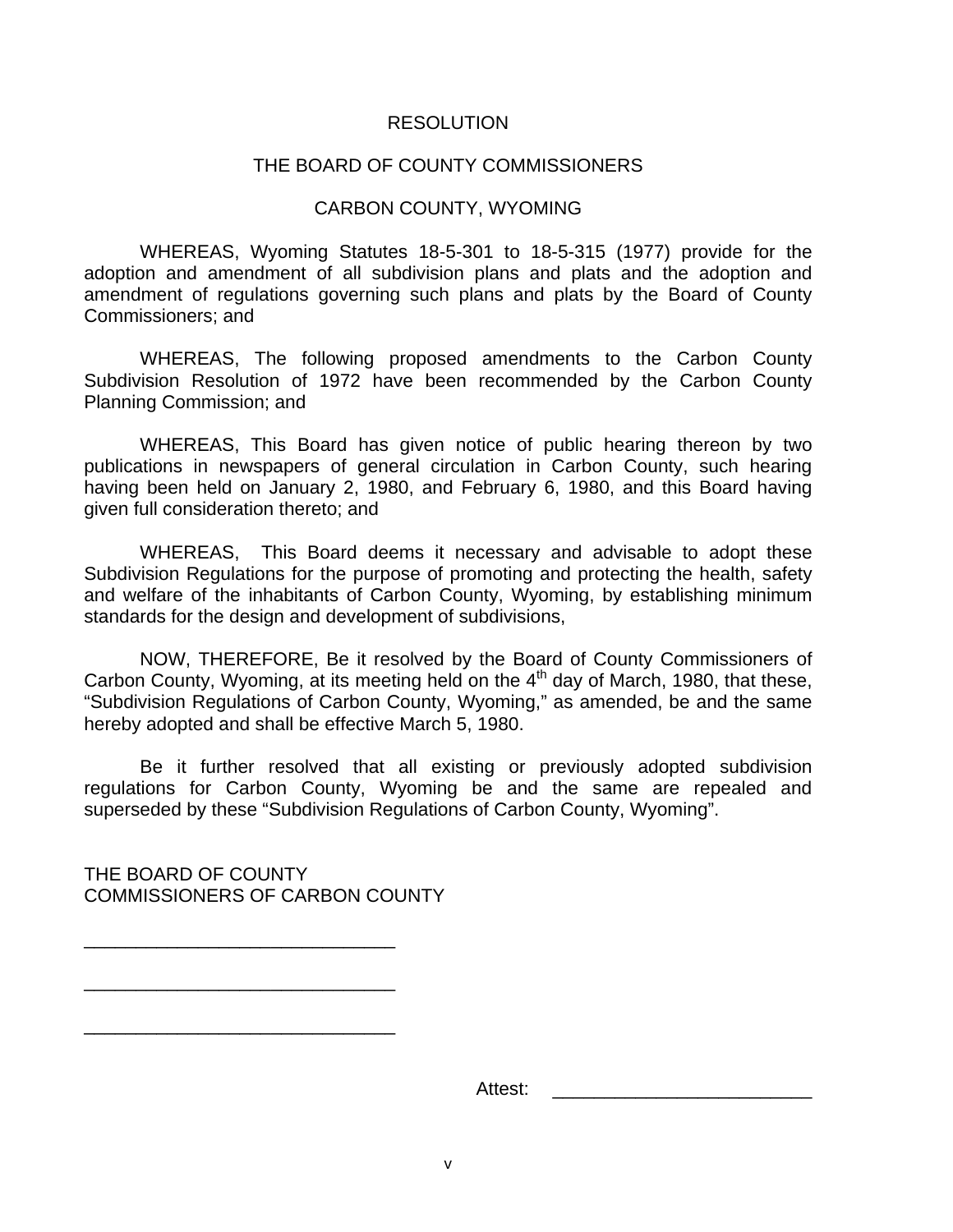# RESOLUTION

## THE BOARD OF COUNTY COMMISSIONERS

## CARBON COUNTY, WYOMING

WHEREAS, Wyoming Statutes 18-5-301 to 18-5-315 (1977) provide for the adoption and amendment of all subdivision plans and plats and the adoption and amendment of regulations governing such plans and plats by the Board of County Commissioners; and

WHEREAS, The following proposed amendments to the Carbon County Subdivision Resolution of 1972 have been recommended by the Carbon County Planning Commission; and

WHEREAS, This Board has given notice of public hearing thereon by two publications in newspapers of general circulation in Carbon County, such hearing having been held on January 2, 1980, and February 6, 1980, and this Board having given full consideration thereto; and

WHEREAS, This Board deems it necessary and advisable to adopt these Subdivision Regulations for the purpose of promoting and protecting the health, safety and welfare of the inhabitants of Carbon County, Wyoming, by establishing minimum standards for the design and development of subdivisions,

NOW, THEREFORE, Be it resolved by the Board of County Commissioners of Carbon County, Wyoming, at its meeting held on the 4th day of March, 1980, that these, “Subdivision Regulations of Carbon County, Wyoming,” as amended, be and the same hereby adopted and shall be effective March 5, 1980.

Be it further resolved that all existing or previously adopted subdivision regulations for Carbon County, Wyoming be and the same are repealed and superseded by these “Subdivision Regulations of Carbon County, Wyoming”.

THE BOARD OF COUNTY
COMMISSIONERS OF CARBON COUNTY

______________________________

______________________________

______________________________

Attest: ________________________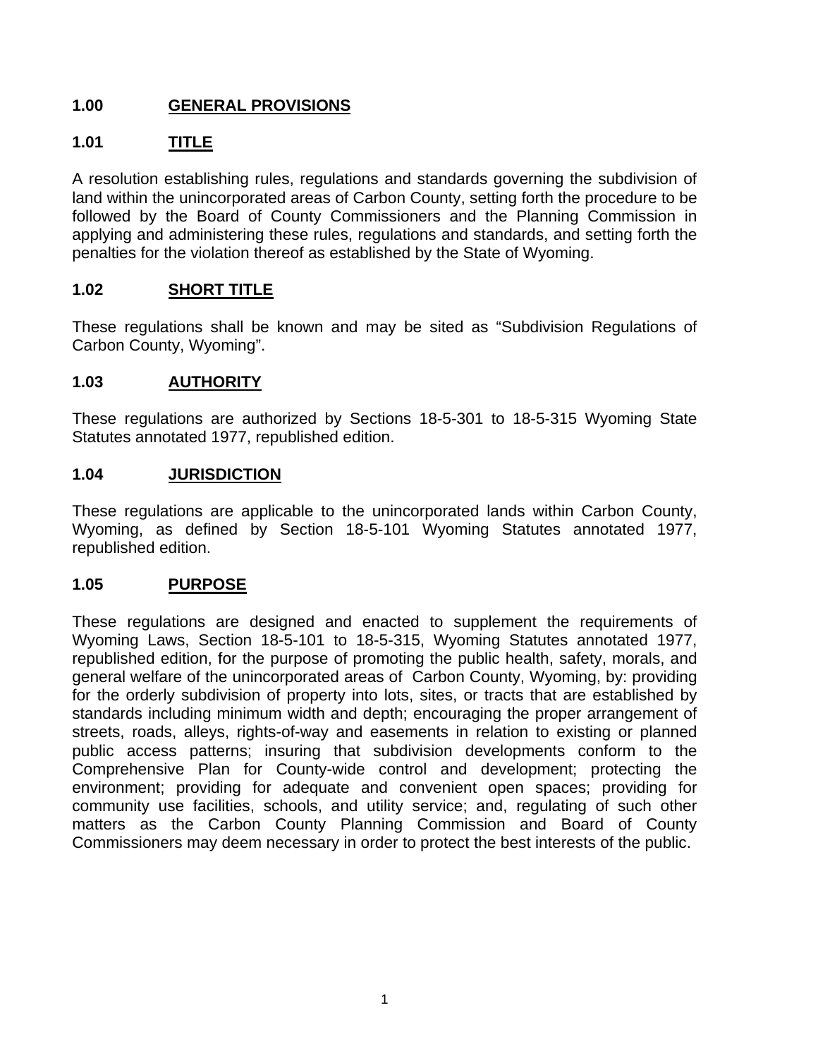## 1.00 GENERAL PROVISIONS

### 1.01 TITLE

A resolution establishing rules, regulations and standards governing the subdivision of land within the unincorporated areas of Carbon County, setting forth the procedure to be followed by the Board of County Commissioners and the Planning Commission in applying and administering these rules, regulations and standards, and setting forth the penalties for the violation thereof as established by the State of Wyoming.

### 1.02 SHORT TITLE

These regulations shall be known and may be sited as "Subdivision Regulations of Carbon County, Wyoming".

### 1.03 AUTHORITY

These regulations are authorized by Sections 18-5-301 to 18-5-315 Wyoming State Statutes annotated 1977, republished edition.

### 1.04 JURISDICTION

These regulations are applicable to the unincorporated lands within Carbon County, Wyoming, as defined by Section 18-5-101 Wyoming Statutes annotated 1977, republished edition.

### 1.05 PURPOSE

These regulations are designed and enacted to supplement the requirements of Wyoming Laws, Section 18-5-101 to 18-5-315, Wyoming Statutes annotated 1977, republished edition, for the purpose of promoting the public health, safety, morals, and general welfare of the unincorporated areas of Carbon County, Wyoming, by: providing for the orderly subdivision of property into lots, sites, or tracts that are established by standards including minimum width and depth; encouraging the proper arrangement of streets, roads, alleys, rights-of-way and easements in relation to existing or planned public access patterns; insuring that subdivision developments conform to the Comprehensive Plan for County-wide control and development; protecting the environment; providing for adequate and convenient open spaces; providing for community use facilities, schools, and utility service; and, regulating of such other matters as the Carbon County Planning Commission and Board of County Commissioners may deem necessary in order to protect the best interests of the public.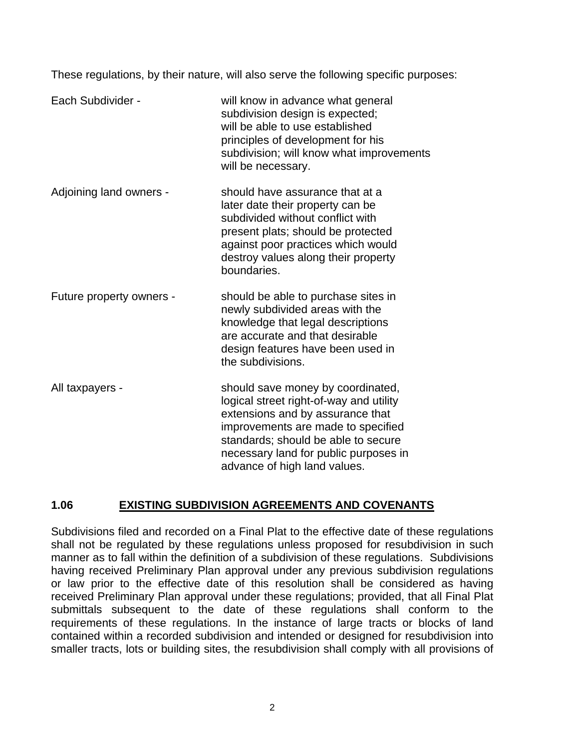These regulations, by their nature, will also serve the following specific purposes:

| | |
|---|---|
| Each Subdivider - | will know in advance what general subdivision design is expected; will be able to use established principles of development for his subdivision; will know what improvements will be necessary. |
| Adjoining land owners - | should have assurance that at a later date their property can be subdivided without conflict with present plats; should be protected against poor practices which would destroy values along their property boundaries. |
| Future property owners - | should be able to purchase sites in newly subdivided areas with the knowledge that legal descriptions are accurate and that desirable design features have been used in the subdivisions. |
| All taxpayers - | should save money by coordinated, logical street right-of-way and utility extensions and by assurance that improvements are made to specified standards; should be able to secure necessary land for public purposes in advance of high land values. |

### 1.06 EXISTING SUBDIVISION AGREEMENTS AND COVENANTS

Subdivisions filed and recorded on a Final Plat to the effective date of these regulations shall not be regulated by these regulations unless proposed for resubdivision in such manner as to fall within the definition of a subdivision of these regulations. Subdivisions having received Preliminary Plan approval under any previous subdivision regulations or law prior to the effective date of this resolution shall be considered as having received Preliminary Plan approval under these regulations; provided, that all Final Plat submittals subsequent to the date of these regulations shall conform to the requirements of these regulations. In the instance of large tracts or blocks of land contained within a recorded subdivision and intended or designed for resubdivision into smaller tracts, lots or building sites, the resubdivision shall comply with all provisions of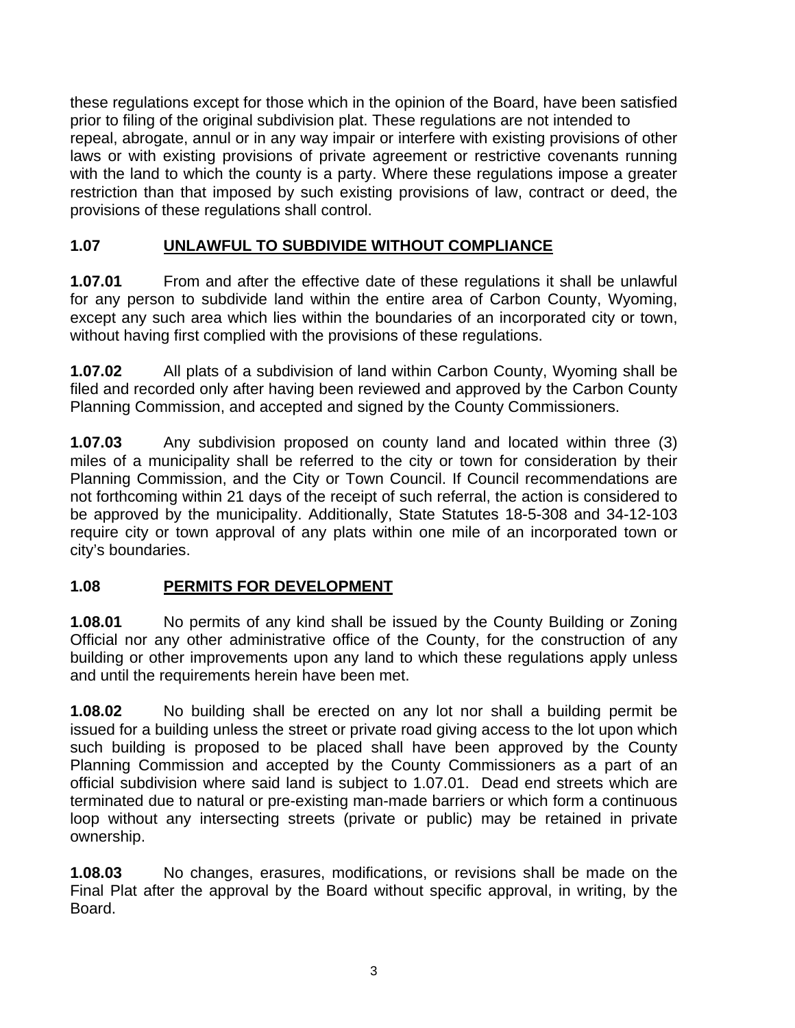these regulations except for those which in the opinion of the Board, have been satisfied prior to filing of the original subdivision plat. These regulations are not intended to repeal, abrogate, annul or in any way impair or interfere with existing provisions of other laws or with existing provisions of private agreement or restrictive covenants running with the land to which the county is a party. Where these regulations impose a greater restriction than that imposed by such existing provisions of law, contract or deed, the provisions of these regulations shall control.

## 1.07 UNLAWFUL TO SUBDIVIDE WITHOUT COMPLIANCE

**1.07.01** From and after the effective date of these regulations it shall be unlawful for any person to subdivide land within the entire area of Carbon County, Wyoming, except any such area which lies within the boundaries of an incorporated city or town, without having first complied with the provisions of these regulations.

**1.07.02** All plats of a subdivision of land within Carbon County, Wyoming shall be filed and recorded only after having been reviewed and approved by the Carbon County Planning Commission, and accepted and signed by the County Commissioners.

**1.07.03** Any subdivision proposed on county land and located within three (3) miles of a municipality shall be referred to the city or town for consideration by their Planning Commission, and the City or Town Council. If Council recommendations are not forthcoming within 21 days of the receipt of such referral, the action is considered to be approved by the municipality. Additionally, State Statutes 18-5-308 and 34-12-103 require city or town approval of any plats within one mile of an incorporated town or city's boundaries.

## 1.08 PERMITS FOR DEVELOPMENT

**1.08.01** No permits of any kind shall be issued by the County Building or Zoning Official nor any other administrative office of the County, for the construction of any building or other improvements upon any land to which these regulations apply unless and until the requirements herein have been met.

**1.08.02** No building shall be erected on any lot nor shall a building permit be issued for a building unless the street or private road giving access to the lot upon which such building is proposed to be placed shall have been approved by the County Planning Commission and accepted by the County Commissioners as a part of an official subdivision where said land is subject to 1.07.01. Dead end streets which are terminated due to natural or pre-existing man-made barriers or which form a continuous loop without any intersecting streets (private or public) may be retained in private ownership.

**1.08.03** No changes, erasures, modifications, or revisions shall be made on the Final Plat after the approval by the Board without specific approval, in writing, by the Board.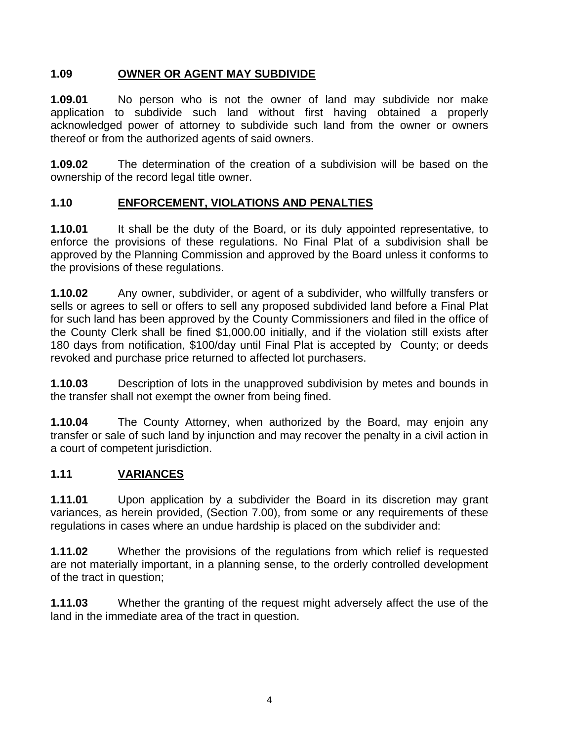## 1.09 OWNER OR AGENT MAY SUBDIVIDE

**1.09.01** No person who is not the owner of land may subdivide nor make application to subdivide such land without first having obtained a properly acknowledged power of attorney to subdivide such land from the owner or owners thereof or from the authorized agents of said owners.

**1.09.02** The determination of the creation of a subdivision will be based on the ownership of the record legal title owner.

## 1.10 ENFORCEMENT, VIOLATIONS AND PENALTIES

**1.10.01** It shall be the duty of the Board, or its duly appointed representative, to enforce the provisions of these regulations. No Final Plat of a subdivision shall be approved by the Planning Commission and approved by the Board unless it conforms to the provisions of these regulations.

**1.10.02** Any owner, subdivider, or agent of a subdivider, who willfully transfers or sells or agrees to sell or offers to sell any proposed subdivided land before a Final Plat for such land has been approved by the County Commissioners and filed in the office of the County Clerk shall be fined $1,000.00 initially, and if the violation still exists after 180 days from notification, $100/day until Final Plat is accepted by County; or deeds revoked and purchase price returned to affected lot purchasers.

**1.10.03** Description of lots in the unapproved subdivision by metes and bounds in the transfer shall not exempt the owner from being fined.

**1.10.04** The County Attorney, when authorized by the Board, may enjoin any transfer or sale of such land by injunction and may recover the penalty in a civil action in a court of competent jurisdiction.

## 1.11 VARIANCES

**1.11.01** Upon application by a subdivider the Board in its discretion may grant variances, as herein provided, (Section 7.00), from some or any requirements of these regulations in cases where an undue hardship is placed on the subdivider and:

**1.11.02** Whether the provisions of the regulations from which relief is requested are not materially important, in a planning sense, to the orderly controlled development of the tract in question;

**1.11.03** Whether the granting of the request might adversely affect the use of the land in the immediate area of the tract in question.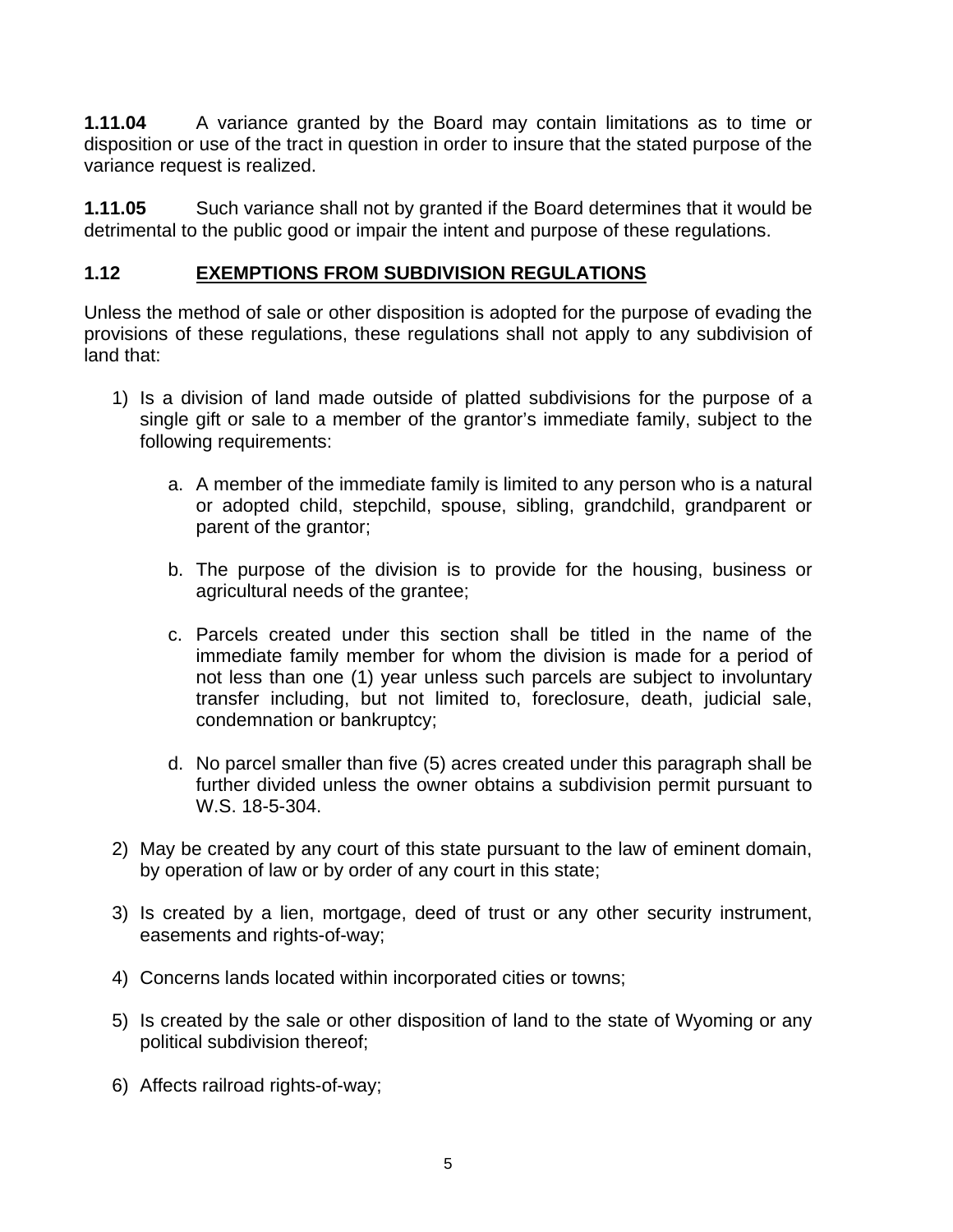**1.11.04** A variance granted by the Board may contain limitations as to time or disposition or use of the tract in question in order to insure that the stated purpose of the variance request is realized.

**1.11.05** Such variance shall not by granted if the Board determines that it would be detrimental to the public good or impair the intent and purpose of these regulations.

## 1.12 EXEMPTIONS FROM SUBDIVISION REGULATIONS

Unless the method of sale or other disposition is adopted for the purpose of evading the provisions of these regulations, these regulations shall not apply to any subdivision of land that:

1) Is a division of land made outside of platted subdivisions for the purpose of a single gift or sale to a member of the grantor's immediate family, subject to the following requirements:

   a. A member of the immediate family is limited to any person who is a natural or adopted child, stepchild, spouse, sibling, grandchild, grandparent or parent of the grantor;

   b. The purpose of the division is to provide for the housing, business or agricultural needs of the grantee;

   c. Parcels created under this section shall be titled in the name of the immediate family member for whom the division is made for a period of not less than one (1) year unless such parcels are subject to involuntary transfer including, but not limited to, foreclosure, death, judicial sale, condemnation or bankruptcy;

   d. No parcel smaller than five (5) acres created under this paragraph shall be further divided unless the owner obtains a subdivision permit pursuant to W.S. 18-5-304.

2) May be created by any court of this state pursuant to the law of eminent domain, by operation of law or by order of any court in this state;

3) Is created by a lien, mortgage, deed of trust or any other security instrument, easements and rights-of-way;

4) Concerns lands located within incorporated cities or towns;

5) Is created by the sale or other disposition of land to the state of Wyoming or any political subdivision thereof;

6) Affects railroad rights-of-way;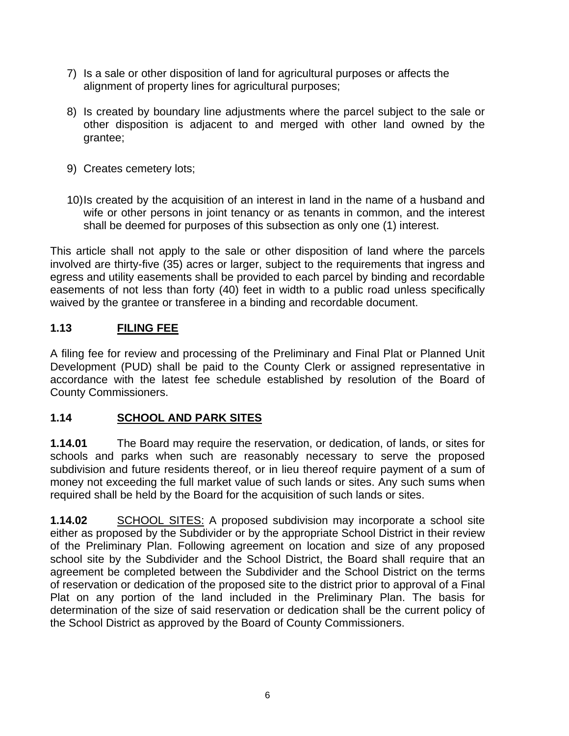7) Is a sale or other disposition of land for agricultural purposes or affects the alignment of property lines for agricultural purposes;

8) Is created by boundary line adjustments where the parcel subject to the sale or other disposition is adjacent to and merged with other land owned by the grantee;

9) Creates cemetery lots;

10) Is created by the acquisition of an interest in land in the name of a husband and wife or other persons in joint tenancy or as tenants in common, and the interest shall be deemed for purposes of this subsection as only one (1) interest.

This article shall not apply to the sale or other disposition of land where the parcels involved are thirty-five (35) acres or larger, subject to the requirements that ingress and egress and utility easements shall be provided to each parcel by binding and recordable easements of not less than forty (40) feet in width to a public road unless specifically waived by the grantee or transferee in a binding and recordable document.

## 1.13 FILING FEE

A filing fee for review and processing of the Preliminary and Final Plat or Planned Unit Development (PUD) shall be paid to the County Clerk or assigned representative in accordance with the latest fee schedule established by resolution of the Board of County Commissioners.

## 1.14 SCHOOL AND PARK SITES

**1.14.01** The Board may require the reservation, or dedication, of lands, or sites for schools and parks when such are reasonably necessary to serve the proposed subdivision and future residents thereof, or in lieu thereof require payment of a sum of money not exceeding the full market value of such lands or sites. Any such sums when required shall be held by the Board for the acquisition of such lands or sites.

**1.14.02** SCHOOL SITES: A proposed subdivision may incorporate a school site either as proposed by the Subdivider or by the appropriate School District in their review of the Preliminary Plan. Following agreement on location and size of any proposed school site by the Subdivider and the School District, the Board shall require that an agreement be completed between the Subdivider and the School District on the terms of reservation or dedication of the proposed site to the district prior to approval of a Final Plat on any portion of the land included in the Preliminary Plan. The basis for determination of the size of said reservation or dedication shall be the current policy of the School District as approved by the Board of County Commissioners.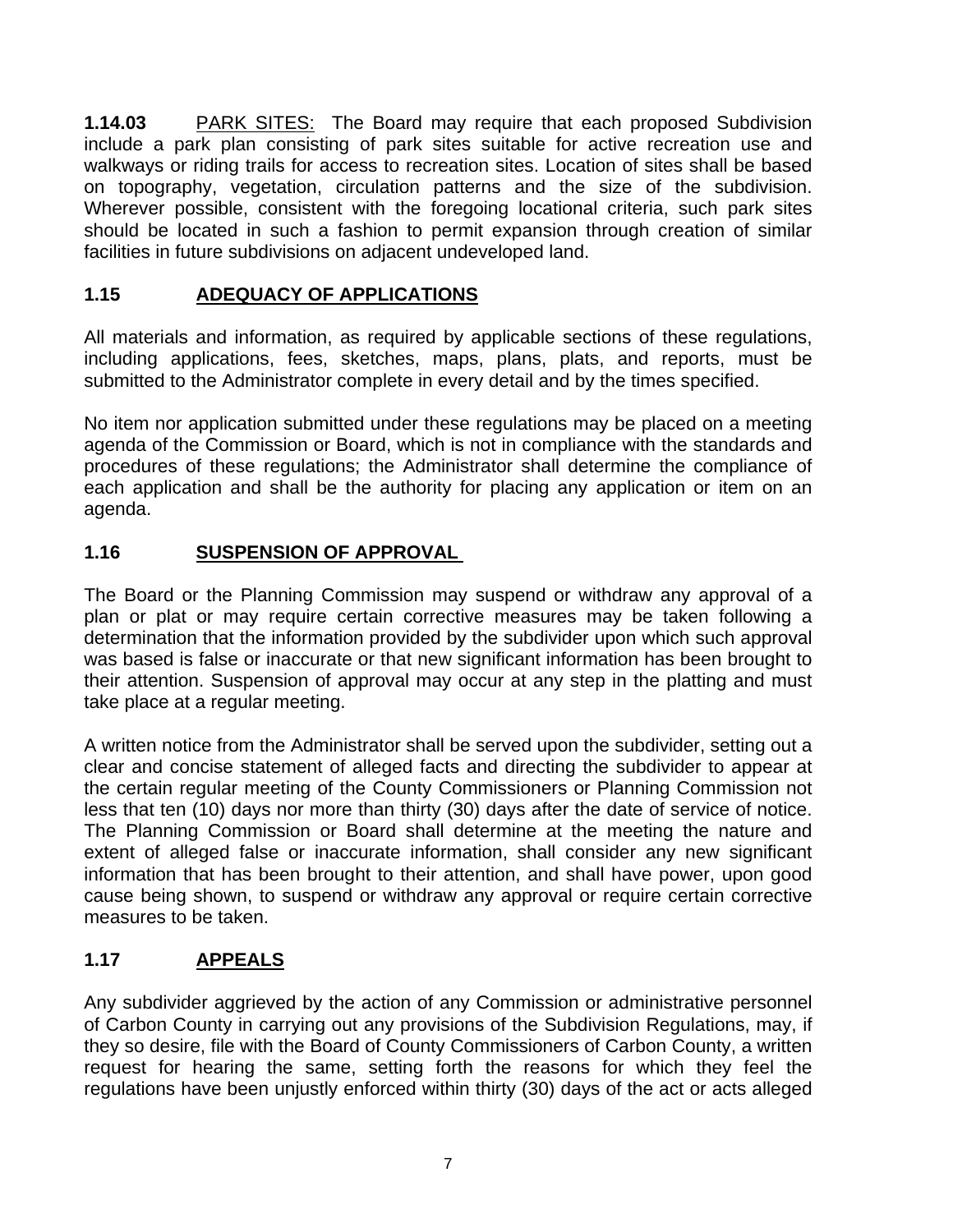**1.14.03** PARK SITES: The Board may require that each proposed Subdivision include a park plan consisting of park sites suitable for active recreation use and walkways or riding trails for access to recreation sites. Location of sites shall be based on topography, vegetation, circulation patterns and the size of the subdivision. Wherever possible, consistent with the foregoing locational criteria, such park sites should be located in such a fashion to permit expansion through creation of similar facilities in future subdivisions on adjacent undeveloped land.

## 1.15 ADEQUACY OF APPLICATIONS

All materials and information, as required by applicable sections of these regulations, including applications, fees, sketches, maps, plans, plats, and reports, must be submitted to the Administrator complete in every detail and by the times specified.

No item nor application submitted under these regulations may be placed on a meeting agenda of the Commission or Board, which is not in compliance with the standards and procedures of these regulations; the Administrator shall determine the compliance of each application and shall be the authority for placing any application or item on an agenda.

## 1.16 SUSPENSION OF APPROVAL

The Board or the Planning Commission may suspend or withdraw any approval of a plan or plat or may require certain corrective measures may be taken following a determination that the information provided by the subdivider upon which such approval was based is false or inaccurate or that new significant information has been brought to their attention. Suspension of approval may occur at any step in the platting and must take place at a regular meeting.

A written notice from the Administrator shall be served upon the subdivider, setting out a clear and concise statement of alleged facts and directing the subdivider to appear at the certain regular meeting of the County Commissioners or Planning Commission not less that ten (10) days nor more than thirty (30) days after the date of service of notice. The Planning Commission or Board shall determine at the meeting the nature and extent of alleged false or inaccurate information, shall consider any new significant information that has been brought to their attention, and shall have power, upon good cause being shown, to suspend or withdraw any approval or require certain corrective measures to be taken.

## 1.17 APPEALS

Any subdivider aggrieved by the action of any Commission or administrative personnel of Carbon County in carrying out any provisions of the Subdivision Regulations, may, if they so desire, file with the Board of County Commissioners of Carbon County, a written request for hearing the same, setting forth the reasons for which they feel the regulations have been unjustly enforced within thirty (30) days of the act or acts alleged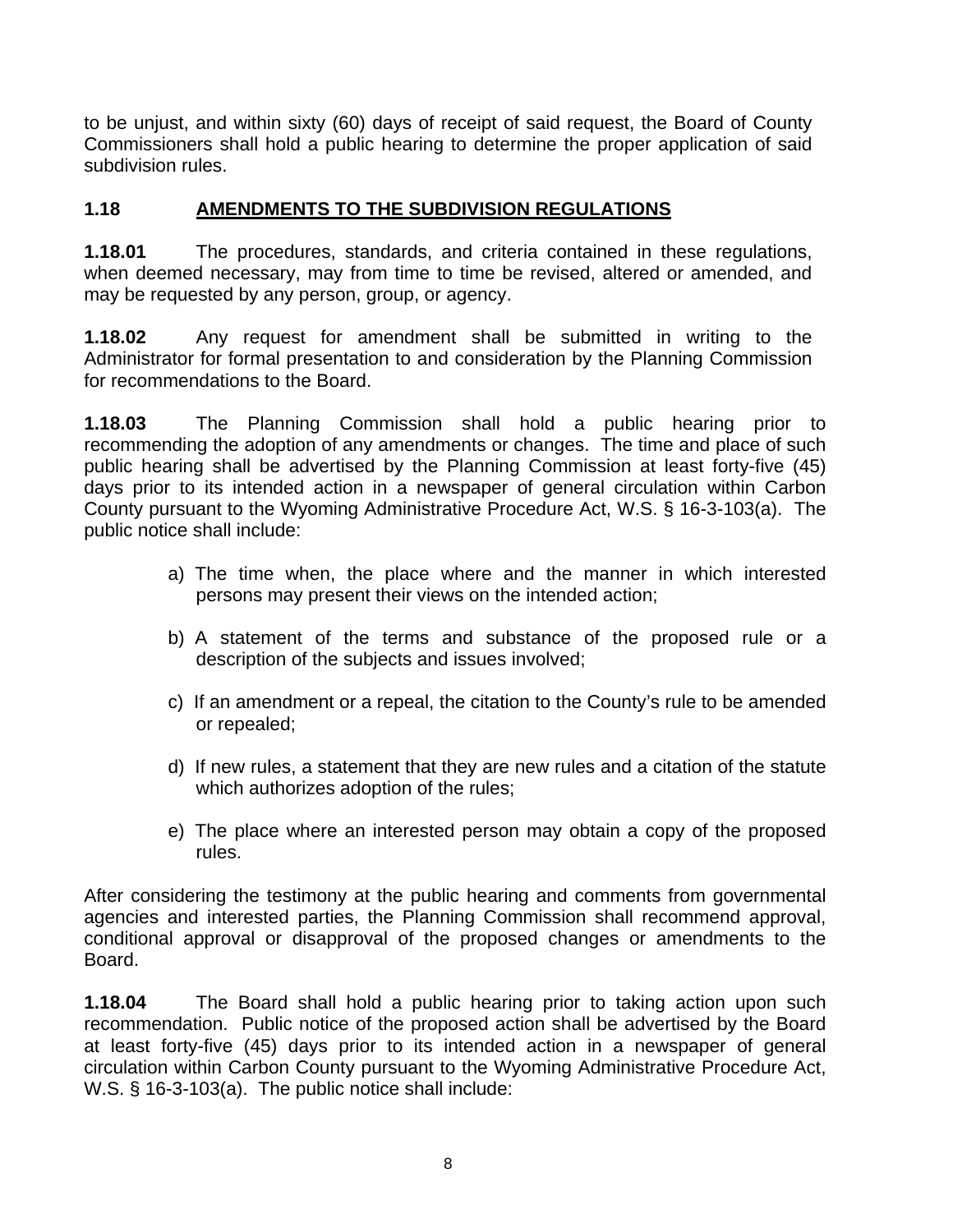to be unjust, and within sixty (60) days of receipt of said request, the Board of County Commissioners shall hold a public hearing to determine the proper application of said subdivision rules.

## 1.18 AMENDMENTS TO THE SUBDIVISION REGULATIONS

**1.18.01** The procedures, standards, and criteria contained in these regulations, when deemed necessary, may from time to time be revised, altered or amended, and may be requested by any person, group, or agency.

**1.18.02** Any request for amendment shall be submitted in writing to the Administrator for formal presentation to and consideration by the Planning Commission for recommendations to the Board.

**1.18.03** The Planning Commission shall hold a public hearing prior to recommending the adoption of any amendments or changes. The time and place of such public hearing shall be advertised by the Planning Commission at least forty-five (45) days prior to its intended action in a newspaper of general circulation within Carbon County pursuant to the Wyoming Administrative Procedure Act, W.S. § 16-3-103(a). The public notice shall include:

a) The time when, the place where and the manner in which interested persons may present their views on the intended action;

b) A statement of the terms and substance of the proposed rule or a description of the subjects and issues involved;

c) If an amendment or a repeal, the citation to the County's rule to be amended or repealed;

d) If new rules, a statement that they are new rules and a citation of the statute which authorizes adoption of the rules;

e) The place where an interested person may obtain a copy of the proposed rules.

After considering the testimony at the public hearing and comments from governmental agencies and interested parties, the Planning Commission shall recommend approval, conditional approval or disapproval of the proposed changes or amendments to the Board.

**1.18.04** The Board shall hold a public hearing prior to taking action upon such recommendation. Public notice of the proposed action shall be advertised by the Board at least forty-five (45) days prior to its intended action in a newspaper of general circulation within Carbon County pursuant to the Wyoming Administrative Procedure Act, W.S. § 16-3-103(a). The public notice shall include: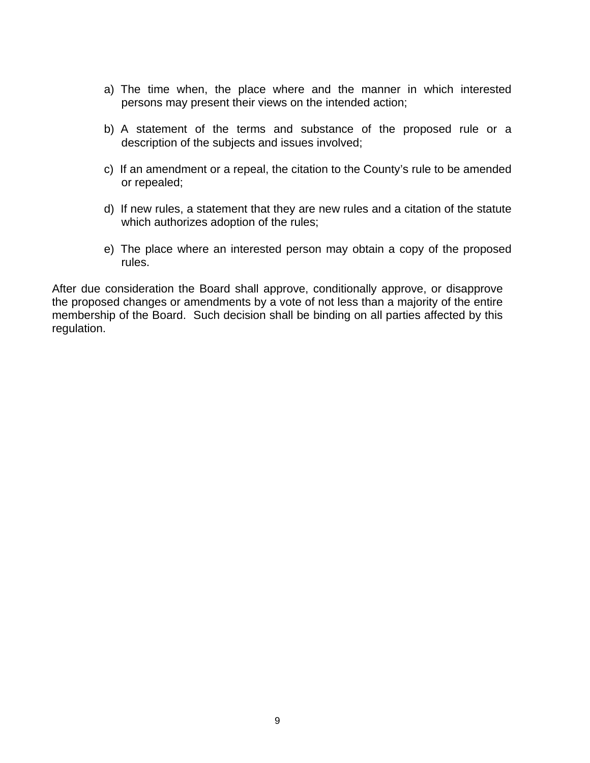a) The time when, the place where and the manner in which interested persons may present their views on the intended action;

b) A statement of the terms and substance of the proposed rule or a description of the subjects and issues involved;

c) If an amendment or a repeal, the citation to the County's rule to be amended or repealed;

d) If new rules, a statement that they are new rules and a citation of the statute which authorizes adoption of the rules;

e) The place where an interested person may obtain a copy of the proposed rules.

After due consideration the Board shall approve, conditionally approve, or disapprove the proposed changes or amendments by a vote of not less than a majority of the entire membership of the Board. Such decision shall be binding on all parties affected by this regulation.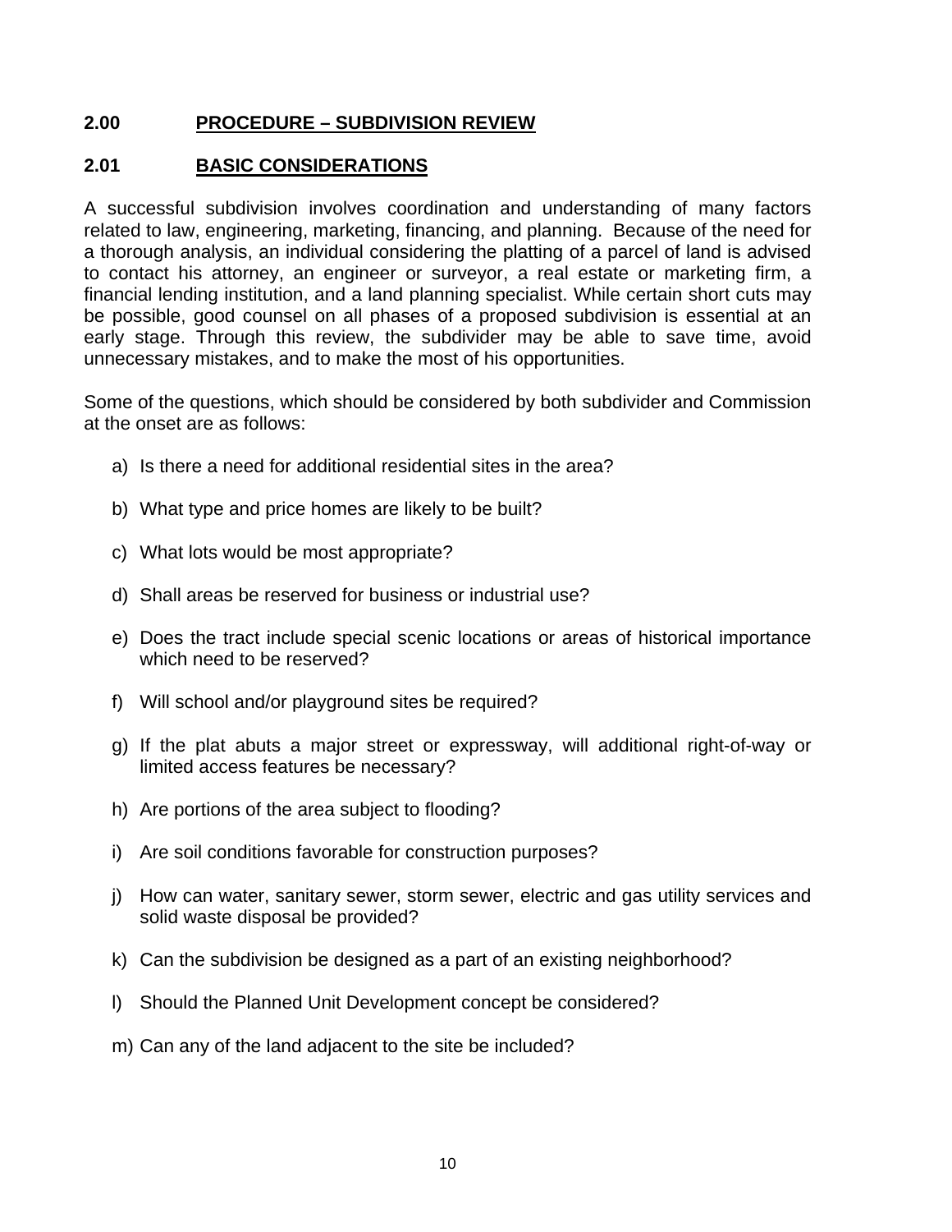## 2.00 PROCEDURE – SUBDIVISION REVIEW

### 2.01 BASIC CONSIDERATIONS

A successful subdivision involves coordination and understanding of many factors related to law, engineering, marketing, financing, and planning. Because of the need for a thorough analysis, an individual considering the platting of a parcel of land is advised to contact his attorney, an engineer or surveyor, a real estate or marketing firm, a financial lending institution, and a land planning specialist. While certain short cuts may be possible, good counsel on all phases of a proposed subdivision is essential at an early stage. Through this review, the subdivider may be able to save time, avoid unnecessary mistakes, and to make the most of his opportunities.

Some of the questions, which should be considered by both subdivider and Commission at the onset are as follows:

a) Is there a need for additional residential sites in the area?

b) What type and price homes are likely to be built?

c) What lots would be most appropriate?

d) Shall areas be reserved for business or industrial use?

e) Does the tract include special scenic locations or areas of historical importance which need to be reserved?

f) Will school and/or playground sites be required?

g) If the plat abuts a major street or expressway, will additional right-of-way or limited access features be necessary?

h) Are portions of the area subject to flooding?

i) Are soil conditions favorable for construction purposes?

j) How can water, sanitary sewer, storm sewer, electric and gas utility services and solid waste disposal be provided?

k) Can the subdivision be designed as a part of an existing neighborhood?

l) Should the Planned Unit Development concept be considered?

m) Can any of the land adjacent to the site be included?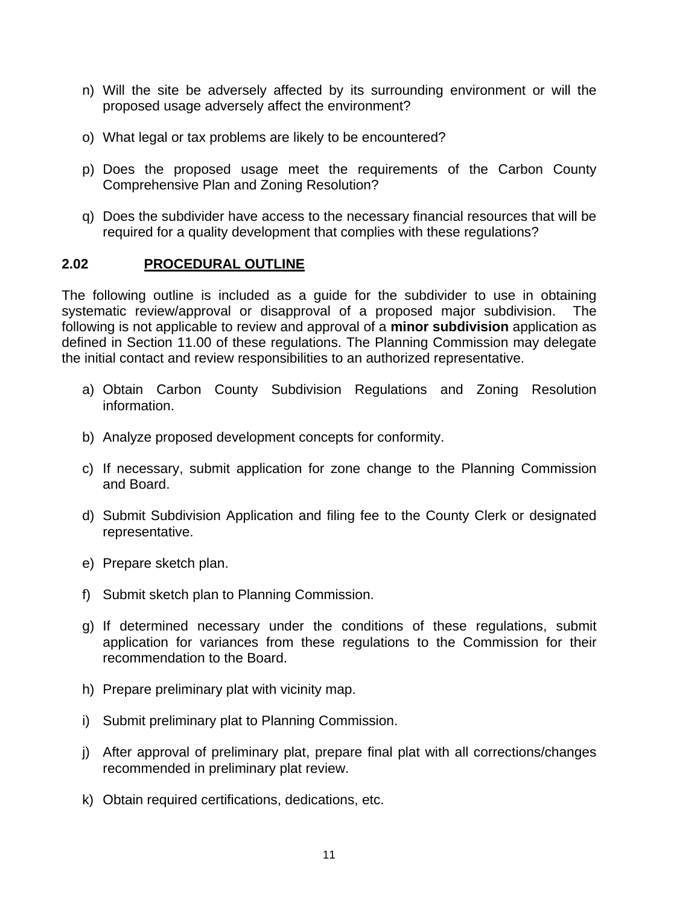n) Will the site be adversely affected by its surrounding environment or will the proposed usage adversely affect the environment?

o) What legal or tax problems are likely to be encountered?

p) Does the proposed usage meet the requirements of the Carbon County Comprehensive Plan and Zoning Resolution?

q) Does the subdivider have access to the necessary financial resources that will be required for a quality development that complies with these regulations?

## 2.02 PROCEDURAL OUTLINE

The following outline is included as a guide for the subdivider to use in obtaining systematic review/approval or disapproval of a proposed major subdivision. The following is not applicable to review and approval of a **minor subdivision** application as defined in Section 11.00 of these regulations. The Planning Commission may delegate the initial contact and review responsibilities to an authorized representative.

a) Obtain Carbon County Subdivision Regulations and Zoning Resolution information.

b) Analyze proposed development concepts for conformity.

c) If necessary, submit application for zone change to the Planning Commission and Board.

d) Submit Subdivision Application and filing fee to the County Clerk or designated representative.

e) Prepare sketch plan.

f) Submit sketch plan to Planning Commission.

g) If determined necessary under the conditions of these regulations, submit application for variances from these regulations to the Commission for their recommendation to the Board.

h) Prepare preliminary plat with vicinity map.

i) Submit preliminary plat to Planning Commission.

j) After approval of preliminary plat, prepare final plat with all corrections/changes recommended in preliminary plat review.

k) Obtain required certifications, dedications, etc.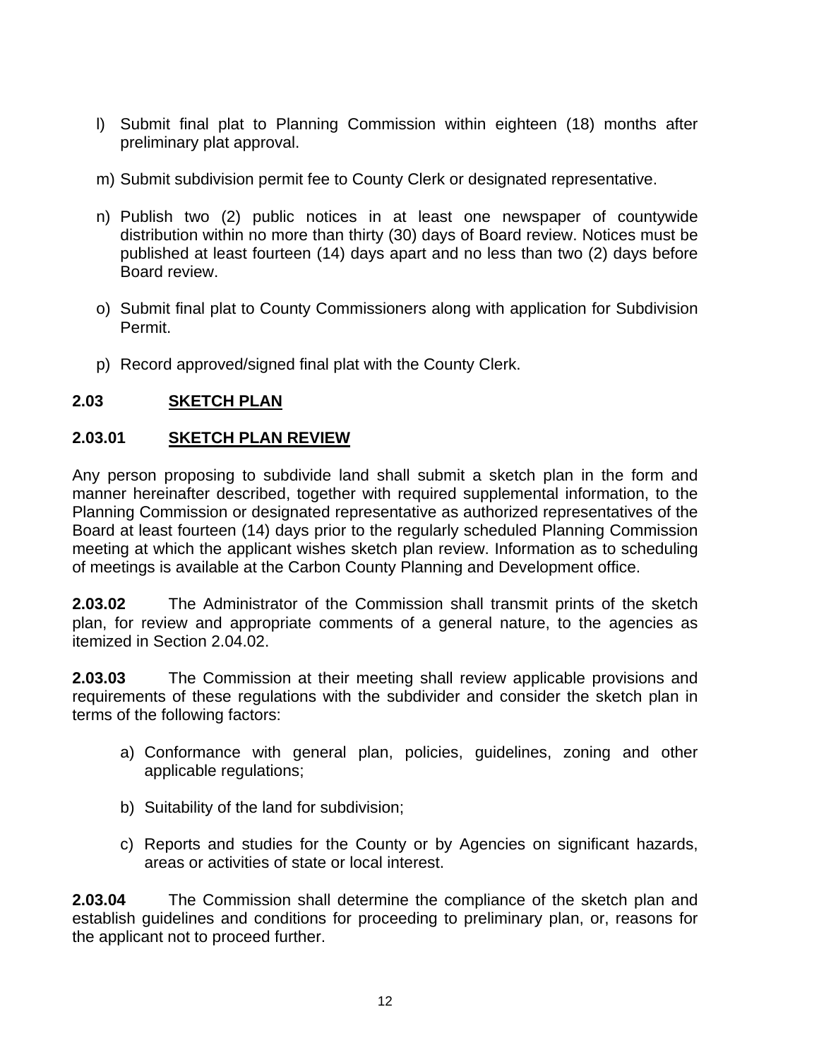l) Submit final plat to Planning Commission within eighteen (18) months after preliminary plat approval.

m) Submit subdivision permit fee to County Clerk or designated representative.

n) Publish two (2) public notices in at least one newspaper of countywide distribution within no more than thirty (30) days of Board review. Notices must be published at least fourteen (14) days apart and no less than two (2) days before Board review.

o) Submit final plat to County Commissioners along with application for Subdivision Permit.

p) Record approved/signed final plat with the County Clerk.

## 2.03 SKETCH PLAN

### 2.03.01 SKETCH PLAN REVIEW

Any person proposing to subdivide land shall submit a sketch plan in the form and manner hereinafter described, together with required supplemental information, to the Planning Commission or designated representative as authorized representatives of the Board at least fourteen (14) days prior to the regularly scheduled Planning Commission meeting at which the applicant wishes sketch plan review. Information as to scheduling of meetings is available at the Carbon County Planning and Development office.

**2.03.02** The Administrator of the Commission shall transmit prints of the sketch plan, for review and appropriate comments of a general nature, to the agencies as itemized in Section 2.04.02.

**2.03.03** The Commission at their meeting shall review applicable provisions and requirements of these regulations with the subdivider and consider the sketch plan in terms of the following factors:

a) Conformance with general plan, policies, guidelines, zoning and other applicable regulations;

b) Suitability of the land for subdivision;

c) Reports and studies for the County or by Agencies on significant hazards, areas or activities of state or local interest.

**2.03.04** The Commission shall determine the compliance of the sketch plan and establish guidelines and conditions for proceeding to preliminary plan, or, reasons for the applicant not to proceed further.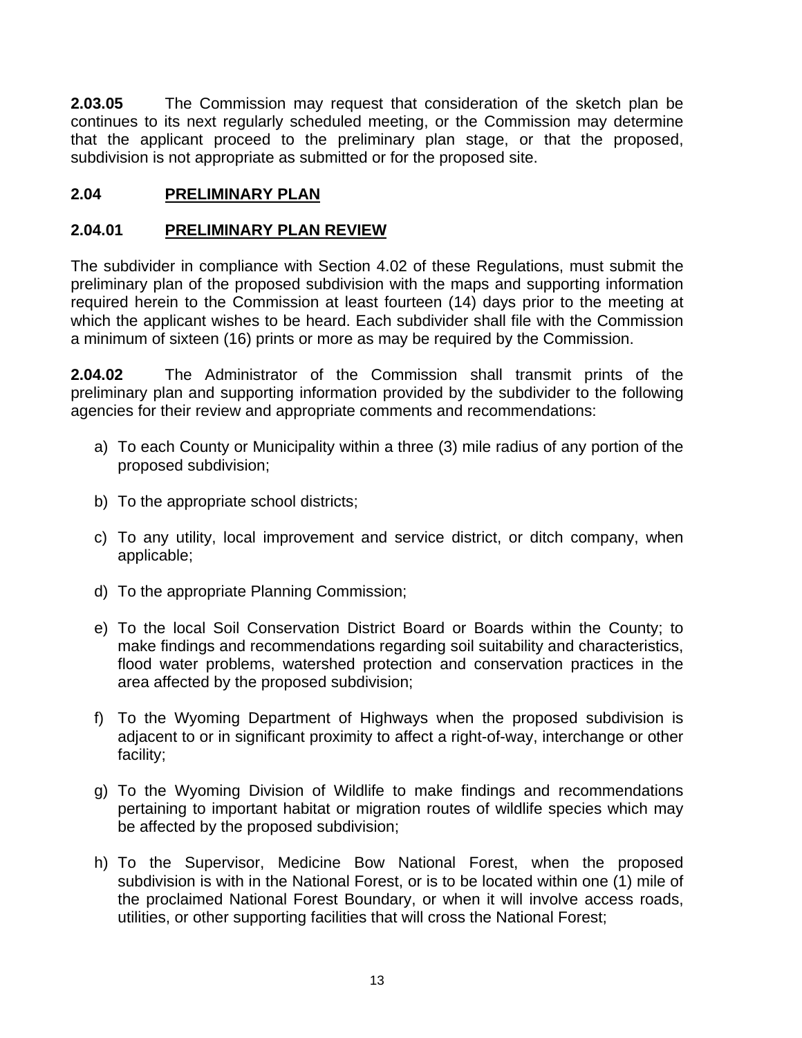**2.03.05** The Commission may request that consideration of the sketch plan be continues to its next regularly scheduled meeting, or the Commission may determine that the applicant proceed to the preliminary plan stage, or that the proposed, subdivision is not appropriate as submitted or for the proposed site.

## 2.04 PRELIMINARY PLAN

### 2.04.01 PRELIMINARY PLAN REVIEW

The subdivider in compliance with Section 4.02 of these Regulations, must submit the preliminary plan of the proposed subdivision with the maps and supporting information required herein to the Commission at least fourteen (14) days prior to the meeting at which the applicant wishes to be heard. Each subdivider shall file with the Commission a minimum of sixteen (16) prints or more as may be required by the Commission.

**2.04.02** The Administrator of the Commission shall transmit prints of the preliminary plan and supporting information provided by the subdivider to the following agencies for their review and appropriate comments and recommendations:

a) To each County or Municipality within a three (3) mile radius of any portion of the proposed subdivision;

b) To the appropriate school districts;

c) To any utility, local improvement and service district, or ditch company, when applicable;

d) To the appropriate Planning Commission;

e) To the local Soil Conservation District Board or Boards within the County; to make findings and recommendations regarding soil suitability and characteristics, flood water problems, watershed protection and conservation practices in the area affected by the proposed subdivision;

f) To the Wyoming Department of Highways when the proposed subdivision is adjacent to or in significant proximity to affect a right-of-way, interchange or other facility;

g) To the Wyoming Division of Wildlife to make findings and recommendations pertaining to important habitat or migration routes of wildlife species which may be affected by the proposed subdivision;

h) To the Supervisor, Medicine Bow National Forest, when the proposed subdivision is with in the National Forest, or is to be located within one (1) mile of the proclaimed National Forest Boundary, or when it will involve access roads, utilities, or other supporting facilities that will cross the National Forest;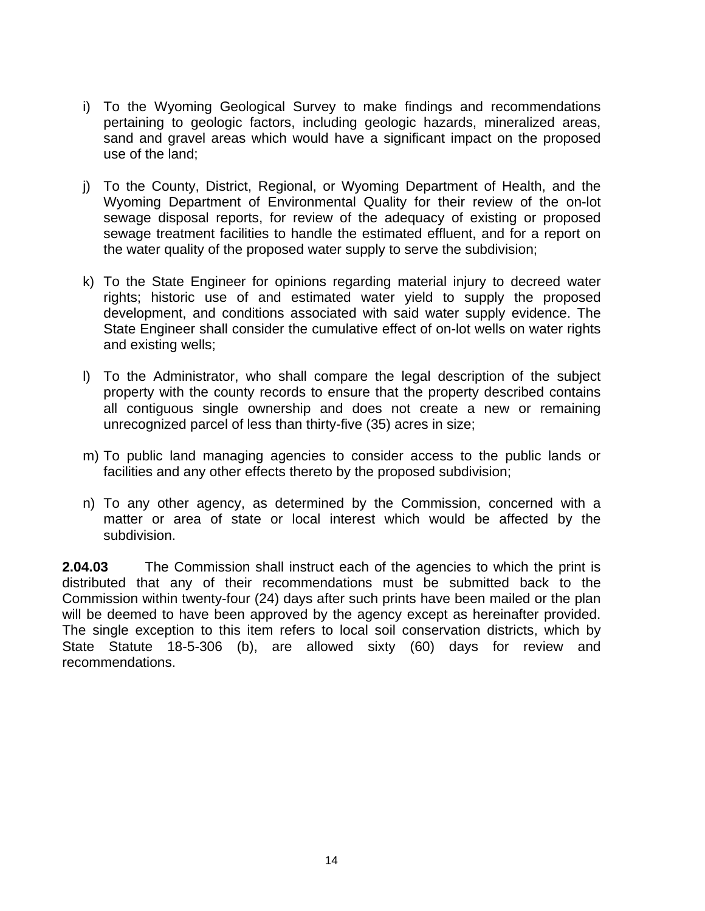i) To the Wyoming Geological Survey to make findings and recommendations pertaining to geologic factors, including geologic hazards, mineralized areas, sand and gravel areas which would have a significant impact on the proposed use of the land;

j) To the County, District, Regional, or Wyoming Department of Health, and the Wyoming Department of Environmental Quality for their review of the on-lot sewage disposal reports, for review of the adequacy of existing or proposed sewage treatment facilities to handle the estimated effluent, and for a report on the water quality of the proposed water supply to serve the subdivision;

k) To the State Engineer for opinions regarding material injury to decreed water rights; historic use of and estimated water yield to supply the proposed development, and conditions associated with said water supply evidence. The State Engineer shall consider the cumulative effect of on-lot wells on water rights and existing wells;

l) To the Administrator, who shall compare the legal description of the subject property with the county records to ensure that the property described contains all contiguous single ownership and does not create a new or remaining unrecognized parcel of less than thirty-five (35) acres in size;

m) To public land managing agencies to consider access to the public lands or facilities and any other effects thereto by the proposed subdivision;

n) To any other agency, as determined by the Commission, concerned with a matter or area of state or local interest which would be affected by the subdivision.

**2.04.03** The Commission shall instruct each of the agencies to which the print is distributed that any of their recommendations must be submitted back to the Commission within twenty-four (24) days after such prints have been mailed or the plan will be deemed to have been approved by the agency except as hereinafter provided. The single exception to this item refers to local soil conservation districts, which by State Statute 18-5-306 (b), are allowed sixty (60) days for review and recommendations.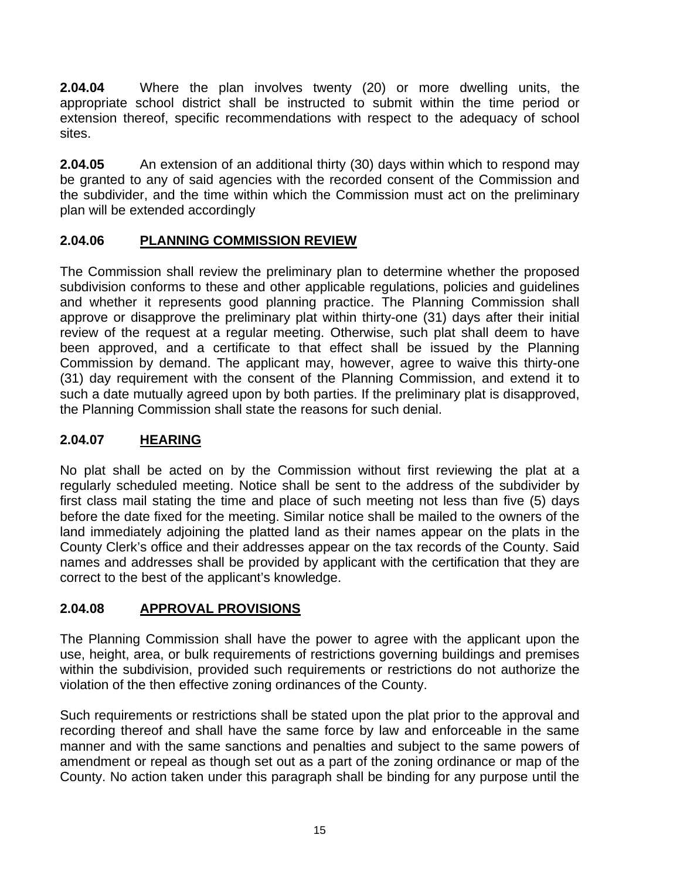**2.04.04** Where the plan involves twenty (20) or more dwelling units, the appropriate school district shall be instructed to submit within the time period or extension thereof, specific recommendations with respect to the adequacy of school sites.

**2.04.05** An extension of an additional thirty (30) days within which to respond may be granted to any of said agencies with the recorded consent of the Commission and the subdivider, and the time within which the Commission must act on the preliminary plan will be extended accordingly

## 2.04.06 PLANNING COMMISSION REVIEW

The Commission shall review the preliminary plan to determine whether the proposed subdivision conforms to these and other applicable regulations, policies and guidelines and whether it represents good planning practice. The Planning Commission shall approve or disapprove the preliminary plat within thirty-one (31) days after their initial review of the request at a regular meeting. Otherwise, such plat shall deem to have been approved, and a certificate to that effect shall be issued by the Planning Commission by demand. The applicant may, however, agree to waive this thirty-one (31) day requirement with the consent of the Planning Commission, and extend it to such a date mutually agreed upon by both parties. If the preliminary plat is disapproved, the Planning Commission shall state the reasons for such denial.

## 2.04.07 HEARING

No plat shall be acted on by the Commission without first reviewing the plat at a regularly scheduled meeting. Notice shall be sent to the address of the subdivider by first class mail stating the time and place of such meeting not less than five (5) days before the date fixed for the meeting. Similar notice shall be mailed to the owners of the land immediately adjoining the platted land as their names appear on the plats in the County Clerk's office and their addresses appear on the tax records of the County. Said names and addresses shall be provided by applicant with the certification that they are correct to the best of the applicant's knowledge.

## 2.04.08 APPROVAL PROVISIONS

The Planning Commission shall have the power to agree with the applicant upon the use, height, area, or bulk requirements of restrictions governing buildings and premises within the subdivision, provided such requirements or restrictions do not authorize the violation of the then effective zoning ordinances of the County.

Such requirements or restrictions shall be stated upon the plat prior to the approval and recording thereof and shall have the same force by law and enforceable in the same manner and with the same sanctions and penalties and subject to the same powers of amendment or repeal as though set out as a part of the zoning ordinance or map of the County. No action taken under this paragraph shall be binding for any purpose until the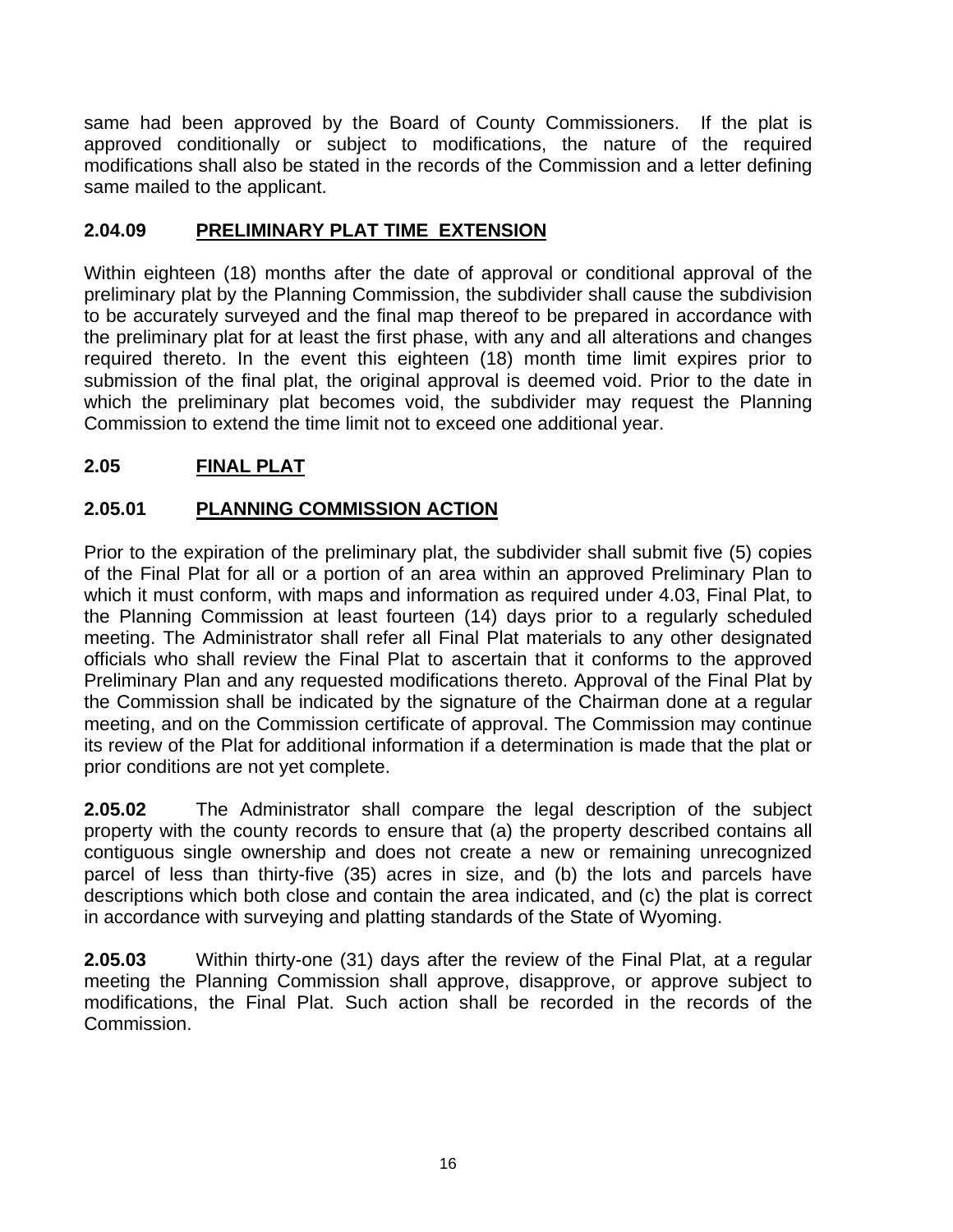same had been approved by the Board of County Commissioners. If the plat is approved conditionally or subject to modifications, the nature of the required modifications shall also be stated in the records of the Commission and a letter defining same mailed to the applicant.

### 2.04.09 PRELIMINARY PLAT TIME EXTENSION

Within eighteen (18) months after the date of approval or conditional approval of the preliminary plat by the Planning Commission, the subdivider shall cause the subdivision to be accurately surveyed and the final map thereof to be prepared in accordance with the preliminary plat for at least the first phase, with any and all alterations and changes required thereto. In the event this eighteen (18) month time limit expires prior to submission of the final plat, the original approval is deemed void. Prior to the date in which the preliminary plat becomes void, the subdivider may request the Planning Commission to extend the time limit not to exceed one additional year.

## 2.05 FINAL PLAT

### 2.05.01 PLANNING COMMISSION ACTION

Prior to the expiration of the preliminary plat, the subdivider shall submit five (5) copies of the Final Plat for all or a portion of an area within an approved Preliminary Plan to which it must conform, with maps and information as required under 4.03, Final Plat, to the Planning Commission at least fourteen (14) days prior to a regularly scheduled meeting. The Administrator shall refer all Final Plat materials to any other designated officials who shall review the Final Plat to ascertain that it conforms to the approved Preliminary Plan and any requested modifications thereto. Approval of the Final Plat by the Commission shall be indicated by the signature of the Chairman done at a regular meeting, and on the Commission certificate of approval. The Commission may continue its review of the Plat for additional information if a determination is made that the plat or prior conditions are not yet complete.

**2.05.02** The Administrator shall compare the legal description of the subject property with the county records to ensure that (a) the property described contains all contiguous single ownership and does not create a new or remaining unrecognized parcel of less than thirty-five (35) acres in size, and (b) the lots and parcels have descriptions which both close and contain the area indicated, and (c) the plat is correct in accordance with surveying and platting standards of the State of Wyoming.

**2.05.03** Within thirty-one (31) days after the review of the Final Plat, at a regular meeting the Planning Commission shall approve, disapprove, or approve subject to modifications, the Final Plat. Such action shall be recorded in the records of the Commission.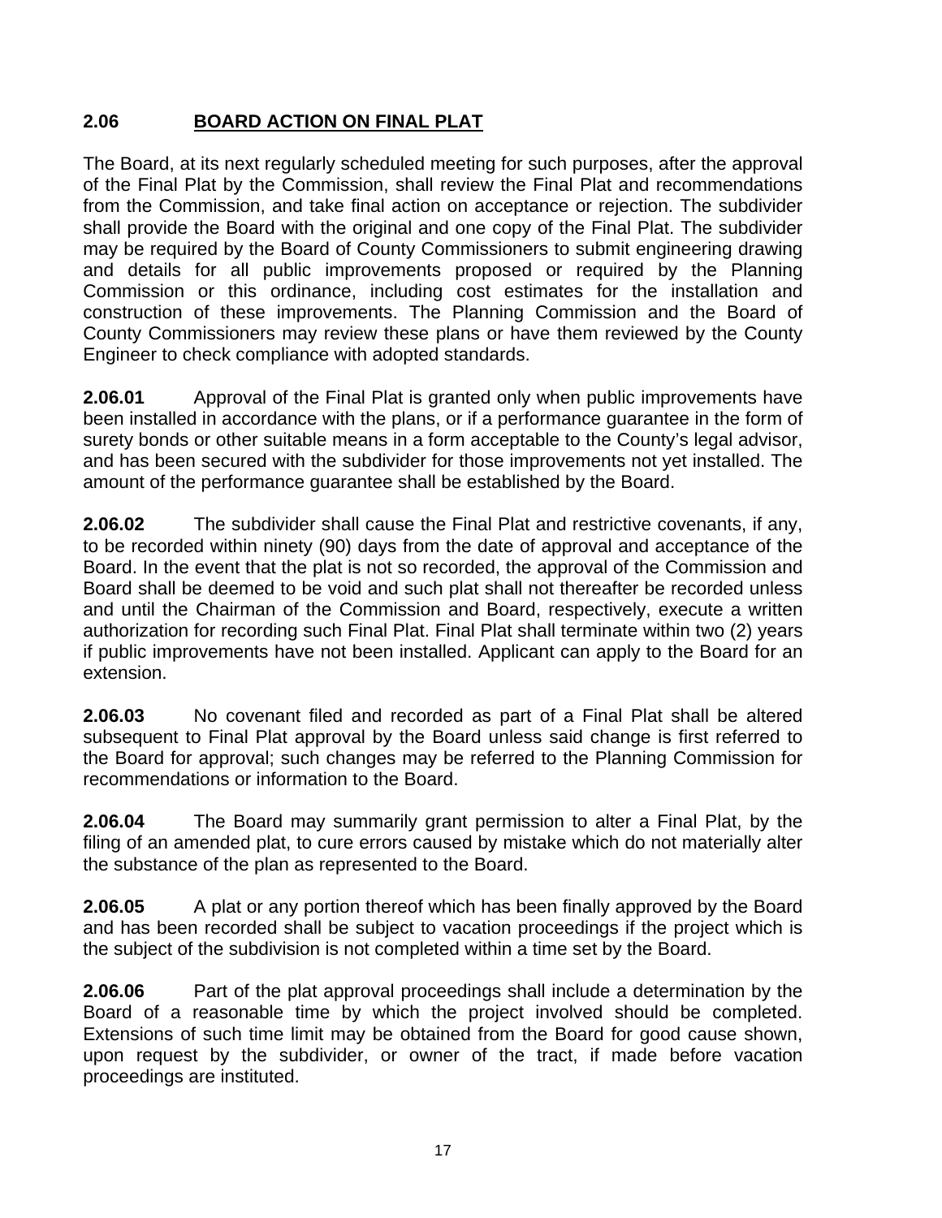## 2.06 BOARD ACTION ON FINAL PLAT

The Board, at its next regularly scheduled meeting for such purposes, after the approval of the Final Plat by the Commission, shall review the Final Plat and recommendations from the Commission, and take final action on acceptance or rejection. The subdivider shall provide the Board with the original and one copy of the Final Plat. The subdivider may be required by the Board of County Commissioners to submit engineering drawing and details for all public improvements proposed or required by the Planning Commission or this ordinance, including cost estimates for the installation and construction of these improvements. The Planning Commission and the Board of County Commissioners may review these plans or have them reviewed by the County Engineer to check compliance with adopted standards.

**2.06.01** Approval of the Final Plat is granted only when public improvements have been installed in accordance with the plans, or if a performance guarantee in the form of surety bonds or other suitable means in a form acceptable to the County's legal advisor, and has been secured with the subdivider for those improvements not yet installed. The amount of the performance guarantee shall be established by the Board.

**2.06.02** The subdivider shall cause the Final Plat and restrictive covenants, if any, to be recorded within ninety (90) days from the date of approval and acceptance of the Board. In the event that the plat is not so recorded, the approval of the Commission and Board shall be deemed to be void and such plat shall not thereafter be recorded unless and until the Chairman of the Commission and Board, respectively, execute a written authorization for recording such Final Plat. Final Plat shall terminate within two (2) years if public improvements have not been installed. Applicant can apply to the Board for an extension.

**2.06.03** No covenant filed and recorded as part of a Final Plat shall be altered subsequent to Final Plat approval by the Board unless said change is first referred to the Board for approval; such changes may be referred to the Planning Commission for recommendations or information to the Board.

**2.06.04** The Board may summarily grant permission to alter a Final Plat, by the filing of an amended plat, to cure errors caused by mistake which do not materially alter the substance of the plan as represented to the Board.

**2.06.05** A plat or any portion thereof which has been finally approved by the Board and has been recorded shall be subject to vacation proceedings if the project which is the subject of the subdivision is not completed within a time set by the Board.

**2.06.06** Part of the plat approval proceedings shall include a determination by the Board of a reasonable time by which the project involved should be completed. Extensions of such time limit may be obtained from the Board for good cause shown, upon request by the subdivider, or owner of the tract, if made before vacation proceedings are instituted.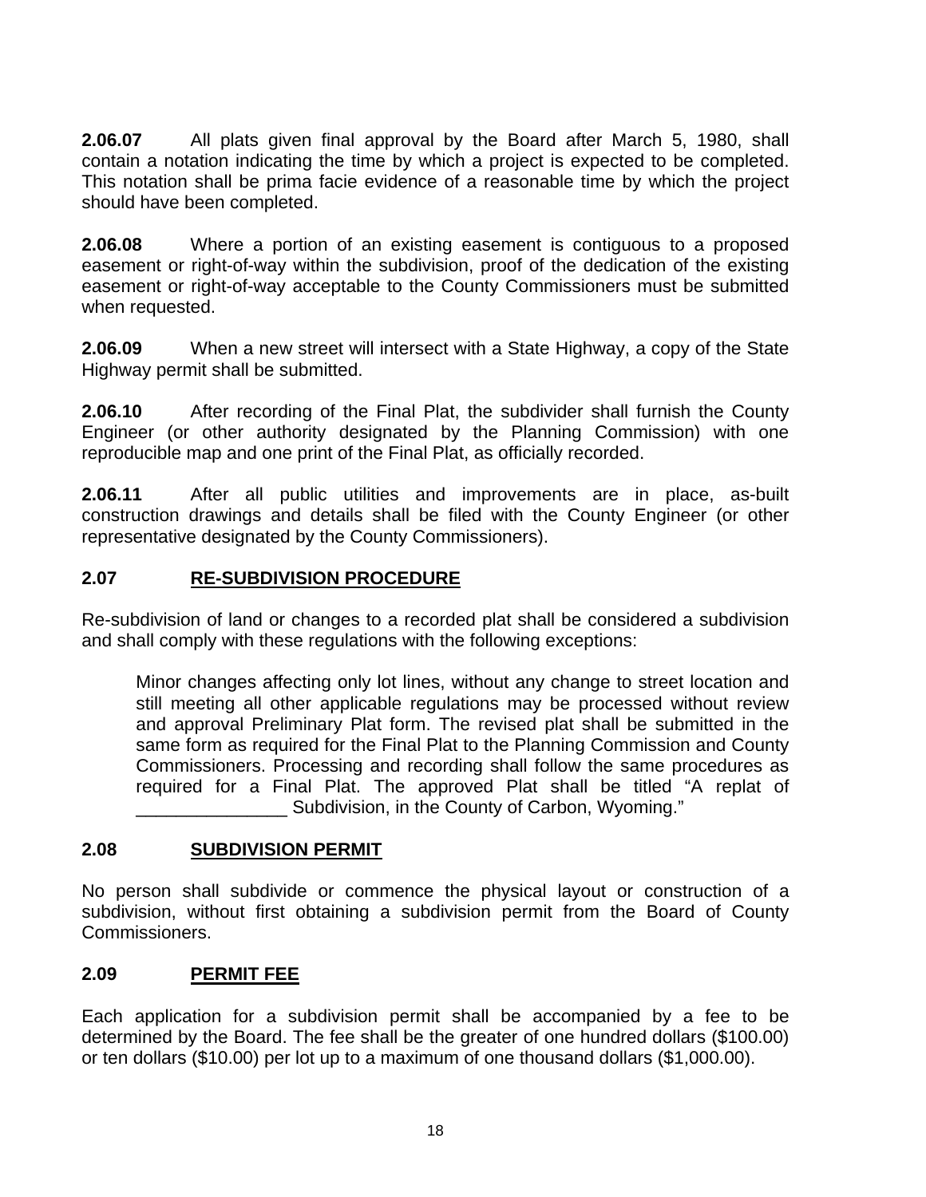**2.06.07** All plats given final approval by the Board after March 5, 1980, shall contain a notation indicating the time by which a project is expected to be completed. This notation shall be prima facie evidence of a reasonable time by which the project should have been completed.

**2.06.08** Where a portion of an existing easement is contiguous to a proposed easement or right-of-way within the subdivision, proof of the dedication of the existing easement or right-of-way acceptable to the County Commissioners must be submitted when requested.

**2.06.09** When a new street will intersect with a State Highway, a copy of the State Highway permit shall be submitted.

**2.06.10** After recording of the Final Plat, the subdivider shall furnish the County Engineer (or other authority designated by the Planning Commission) with one reproducible map and one print of the Final Plat, as officially recorded.

**2.06.11** After all public utilities and improvements are in place, as-built construction drawings and details shall be filed with the County Engineer (or other representative designated by the County Commissioners).

## 2.07 RE-SUBDIVISION PROCEDURE

Re-subdivision of land or changes to a recorded plat shall be considered a subdivision and shall comply with these regulations with the following exceptions:

> Minor changes affecting only lot lines, without any change to street location and still meeting all other applicable regulations may be processed without review and approval Preliminary Plat form. The revised plat shall be submitted in the same form as required for the Final Plat to the Planning Commission and County Commissioners. Processing and recording shall follow the same procedures as required for a Final Plat. The approved Plat shall be titled "A replat of _______________ Subdivision, in the County of Carbon, Wyoming."

## 2.08 SUBDIVISION PERMIT

No person shall subdivide or commence the physical layout or construction of a subdivision, without first obtaining a subdivision permit from the Board of County Commissioners.

## 2.09 PERMIT FEE

Each application for a subdivision permit shall be accompanied by a fee to be determined by the Board. The fee shall be the greater of one hundred dollars ($100.00) or ten dollars ($10.00) per lot up to a maximum of one thousand dollars ($1,000.00).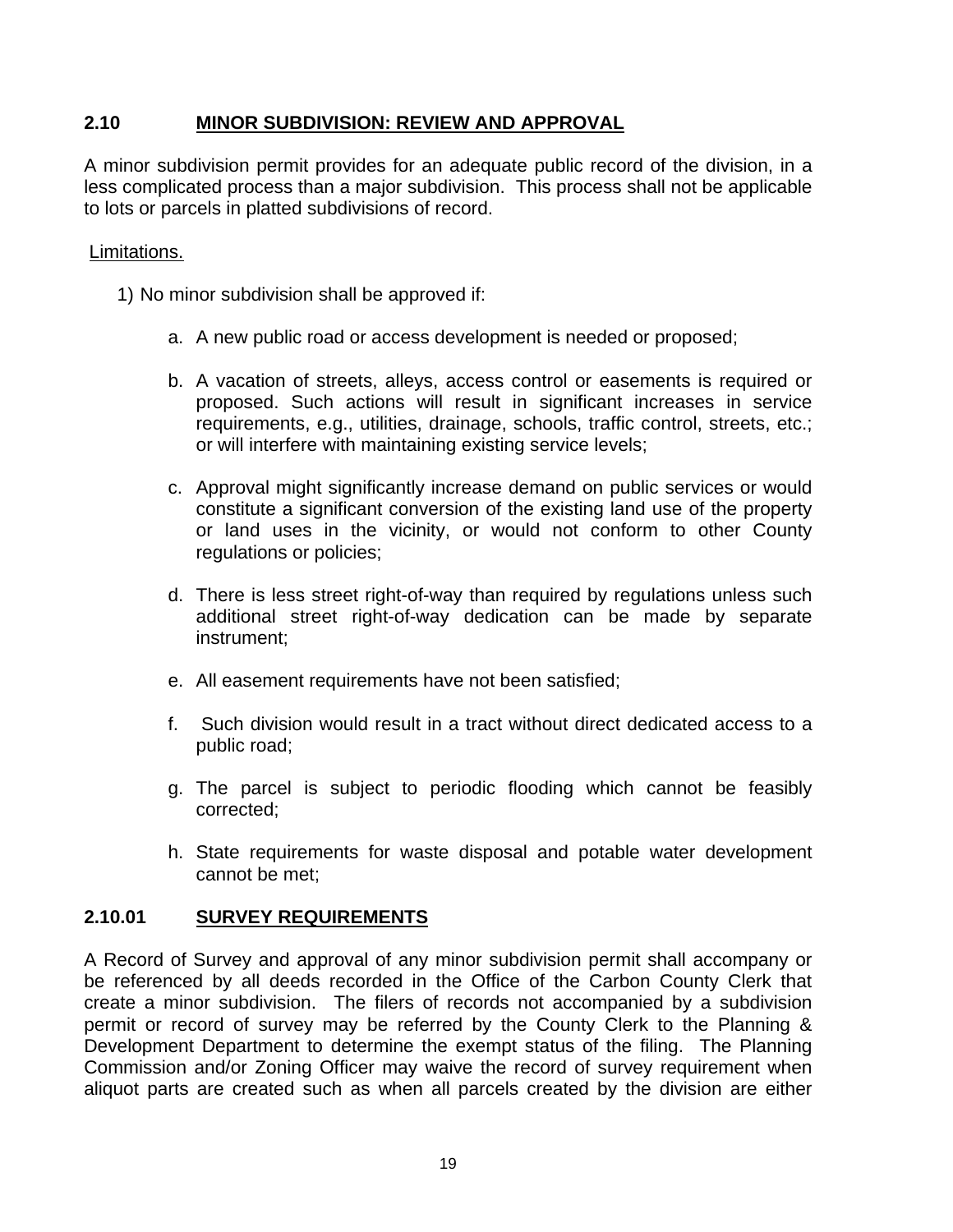## 2.10 MINOR SUBDIVISION: REVIEW AND APPROVAL

A minor subdivision permit provides for an adequate public record of the division, in a less complicated process than a major subdivision. This process shall not be applicable to lots or parcels in platted subdivisions of record.

Limitations.

1) No minor subdivision shall be approved if:

   a. A new public road or access development is needed or proposed;

   b. A vacation of streets, alleys, access control or easements is required or proposed. Such actions will result in significant increases in service requirements, e.g., utilities, drainage, schools, traffic control, streets, etc.; or will interfere with maintaining existing service levels;

   c. Approval might significantly increase demand on public services or would constitute a significant conversion of the existing land use of the property or land uses in the vicinity, or would not conform to other County regulations or policies;

   d. There is less street right-of-way than required by regulations unless such additional street right-of-way dedication can be made by separate instrument;

   e. All easement requirements have not been satisfied;

   f. Such division would result in a tract without direct dedicated access to a public road;

   g. The parcel is subject to periodic flooding which cannot be feasibly corrected;

   h. State requirements for waste disposal and potable water development cannot be met;

## 2.10.01 SURVEY REQUIREMENTS

A Record of Survey and approval of any minor subdivision permit shall accompany or be referenced by all deeds recorded in the Office of the Carbon County Clerk that create a minor subdivision. The filers of records not accompanied by a subdivision permit or record of survey may be referred by the County Clerk to the Planning & Development Department to determine the exempt status of the filing. The Planning Commission and/or Zoning Officer may waive the record of survey requirement when aliquot parts are created such as when all parcels created by the division are either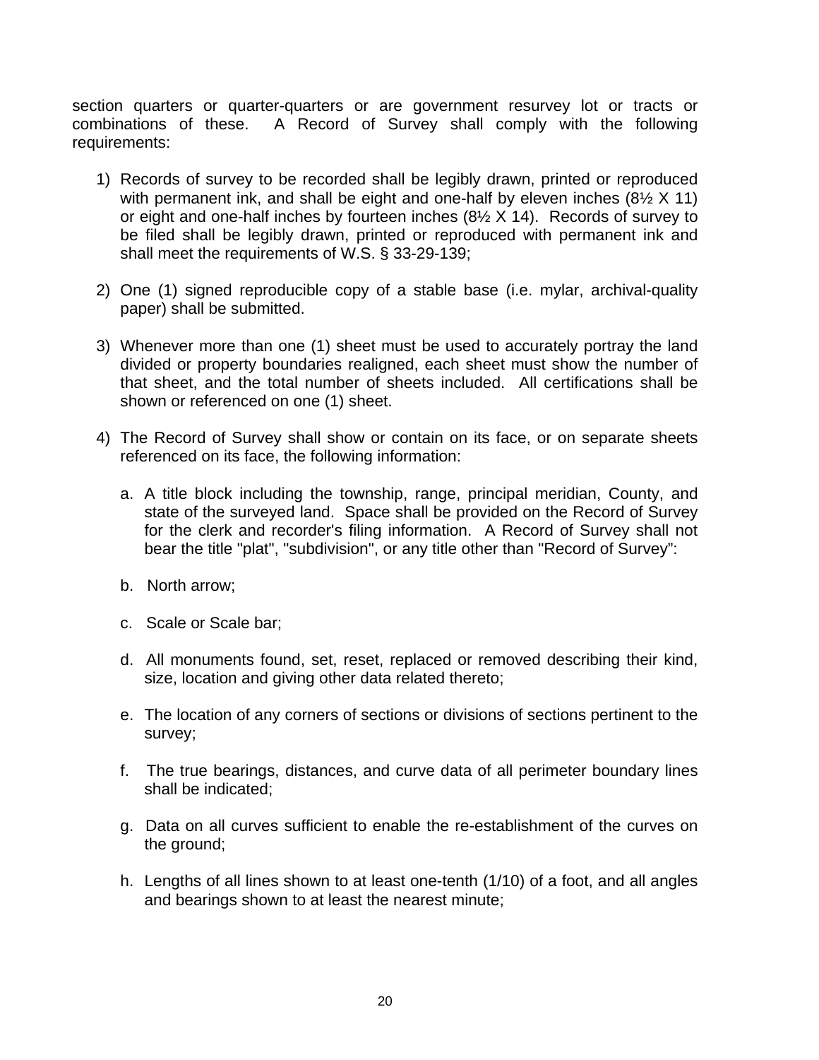section quarters or quarter-quarters or are government resurvey lot or tracts or combinations of these. A Record of Survey shall comply with the following requirements:

1) Records of survey to be recorded shall be legibly drawn, printed or reproduced with permanent ink, and shall be eight and one-half by eleven inches (8½ X 11) or eight and one-half inches by fourteen inches (8½ X 14). Records of survey to be filed shall be legibly drawn, printed or reproduced with permanent ink and shall meet the requirements of W.S. § 33-29-139;

2) One (1) signed reproducible copy of a stable base (i.e. mylar, archival-quality paper) shall be submitted.

3) Whenever more than one (1) sheet must be used to accurately portray the land divided or property boundaries realigned, each sheet must show the number of that sheet, and the total number of sheets included. All certifications shall be shown or referenced on one (1) sheet.

4) The Record of Survey shall show or contain on its face, or on separate sheets referenced on its face, the following information:

   a. A title block including the township, range, principal meridian, County, and state of the surveyed land. Space shall be provided on the Record of Survey for the clerk and recorder's filing information. A Record of Survey shall not bear the title "plat", "subdivision", or any title other than "Record of Survey":

   b. North arrow;

   c. Scale or Scale bar;

   d. All monuments found, set, reset, replaced or removed describing their kind, size, location and giving other data related thereto;

   e. The location of any corners of sections or divisions of sections pertinent to the survey;

   f. The true bearings, distances, and curve data of all perimeter boundary lines shall be indicated;

   g. Data on all curves sufficient to enable the re-establishment of the curves on the ground;

   h. Lengths of all lines shown to at least one-tenth (1/10) of a foot, and all angles and bearings shown to at least the nearest minute;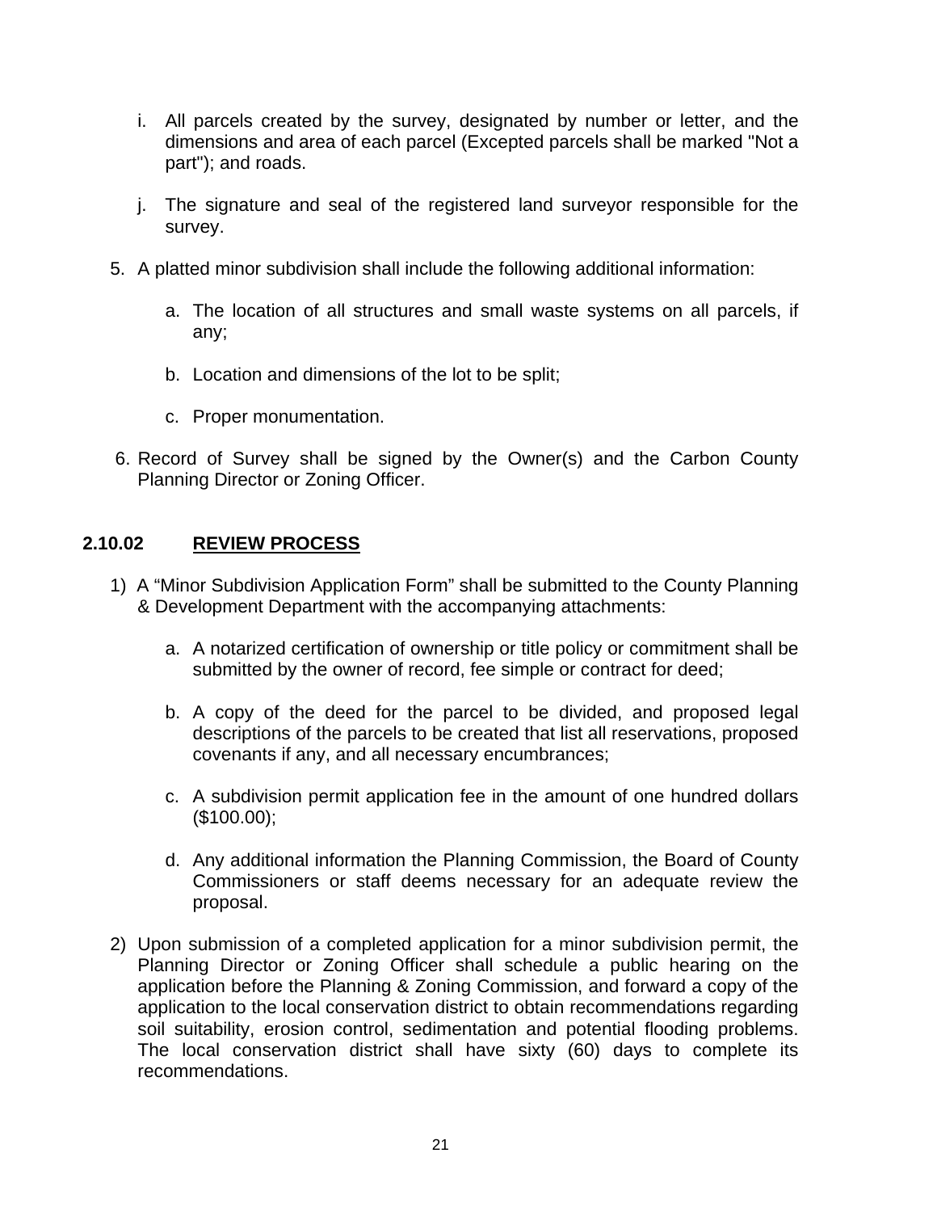i. All parcels created by the survey, designated by number or letter, and the dimensions and area of each parcel (Excepted parcels shall be marked "Not a part"); and roads.

j. The signature and seal of the registered land surveyor responsible for the survey.

5. A platted minor subdivision shall include the following additional information:

   a. The location of all structures and small waste systems on all parcels, if any;

   b. Location and dimensions of the lot to be split;

   c. Proper monumentation.

6. Record of Survey shall be signed by the Owner(s) and the Carbon County Planning Director or Zoning Officer.

## 2.10.02 REVIEW PROCESS

1) A "Minor Subdivision Application Form" shall be submitted to the County Planning & Development Department with the accompanying attachments:

   a. A notarized certification of ownership or title policy or commitment shall be submitted by the owner of record, fee simple or contract for deed;

   b. A copy of the deed for the parcel to be divided, and proposed legal descriptions of the parcels to be created that list all reservations, proposed covenants if any, and all necessary encumbrances;

   c. A subdivision permit application fee in the amount of one hundred dollars ($100.00);

   d. Any additional information the Planning Commission, the Board of County Commissioners or staff deems necessary for an adequate review the proposal.

2) Upon submission of a completed application for a minor subdivision permit, the Planning Director or Zoning Officer shall schedule a public hearing on the application before the Planning & Zoning Commission, and forward a copy of the application to the local conservation district to obtain recommendations regarding soil suitability, erosion control, sedimentation and potential flooding problems. The local conservation district shall have sixty (60) days to complete its recommendations.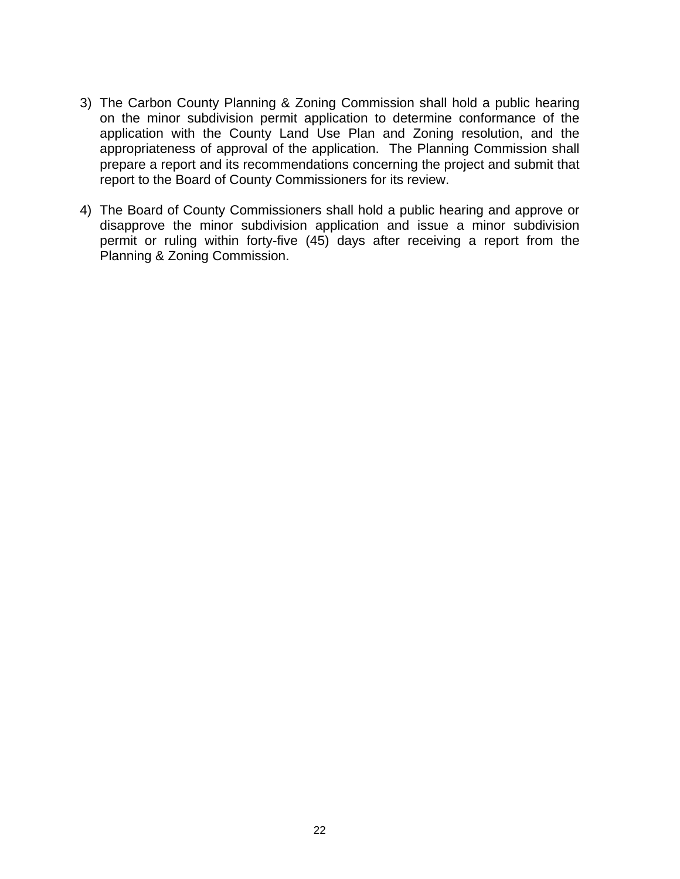3) The Carbon County Planning & Zoning Commission shall hold a public hearing on the minor subdivision permit application to determine conformance of the application with the County Land Use Plan and Zoning resolution, and the appropriateness of approval of the application. The Planning Commission shall prepare a report and its recommendations concerning the project and submit that report to the Board of County Commissioners for its review.

4) The Board of County Commissioners shall hold a public hearing and approve or disapprove the minor subdivision application and issue a minor subdivision permit or ruling within forty-five (45) days after receiving a report from the Planning & Zoning Commission.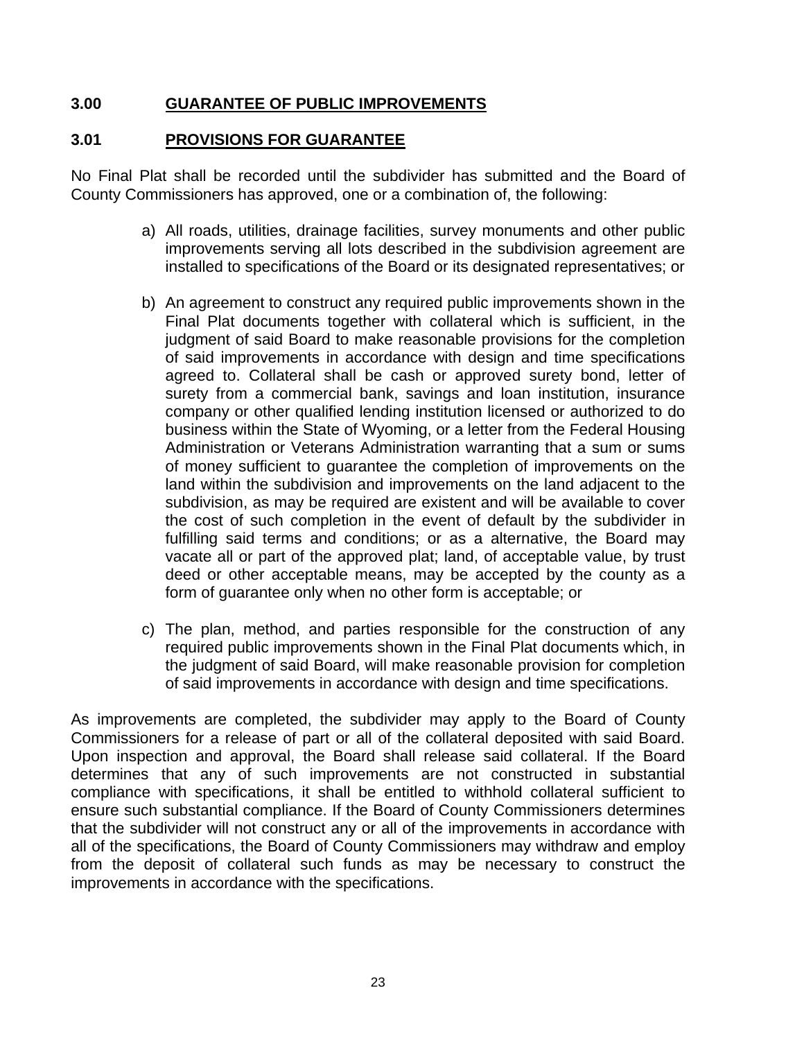## 3.00 GUARANTEE OF PUBLIC IMPROVEMENTS

### 3.01 PROVISIONS FOR GUARANTEE

No Final Plat shall be recorded until the subdivider has submitted and the Board of County Commissioners has approved, one or a combination of, the following:

a) All roads, utilities, drainage facilities, survey monuments and other public improvements serving all lots described in the subdivision agreement are installed to specifications of the Board or its designated representatives; or

b) An agreement to construct any required public improvements shown in the Final Plat documents together with collateral which is sufficient, in the judgment of said Board to make reasonable provisions for the completion of said improvements in accordance with design and time specifications agreed to. Collateral shall be cash or approved surety bond, letter of surety from a commercial bank, savings and loan institution, insurance company or other qualified lending institution licensed or authorized to do business within the State of Wyoming, or a letter from the Federal Housing Administration or Veterans Administration warranting that a sum or sums of money sufficient to guarantee the completion of improvements on the land within the subdivision and improvements on the land adjacent to the subdivision, as may be required are existent and will be available to cover the cost of such completion in the event of default by the subdivider in fulfilling said terms and conditions; or as a alternative, the Board may vacate all or part of the approved plat; land, of acceptable value, by trust deed or other acceptable means, may be accepted by the county as a form of guarantee only when no other form is acceptable; or

c) The plan, method, and parties responsible for the construction of any required public improvements shown in the Final Plat documents which, in the judgment of said Board, will make reasonable provision for completion of said improvements in accordance with design and time specifications.

As improvements are completed, the subdivider may apply to the Board of County Commissioners for a release of part or all of the collateral deposited with said Board. Upon inspection and approval, the Board shall release said collateral. If the Board determines that any of such improvements are not constructed in substantial compliance with specifications, it shall be entitled to withhold collateral sufficient to ensure such substantial compliance. If the Board of County Commissioners determines that the subdivider will not construct any or all of the improvements in accordance with all of the specifications, the Board of County Commissioners may withdraw and employ from the deposit of collateral such funds as may be necessary to construct the improvements in accordance with the specifications.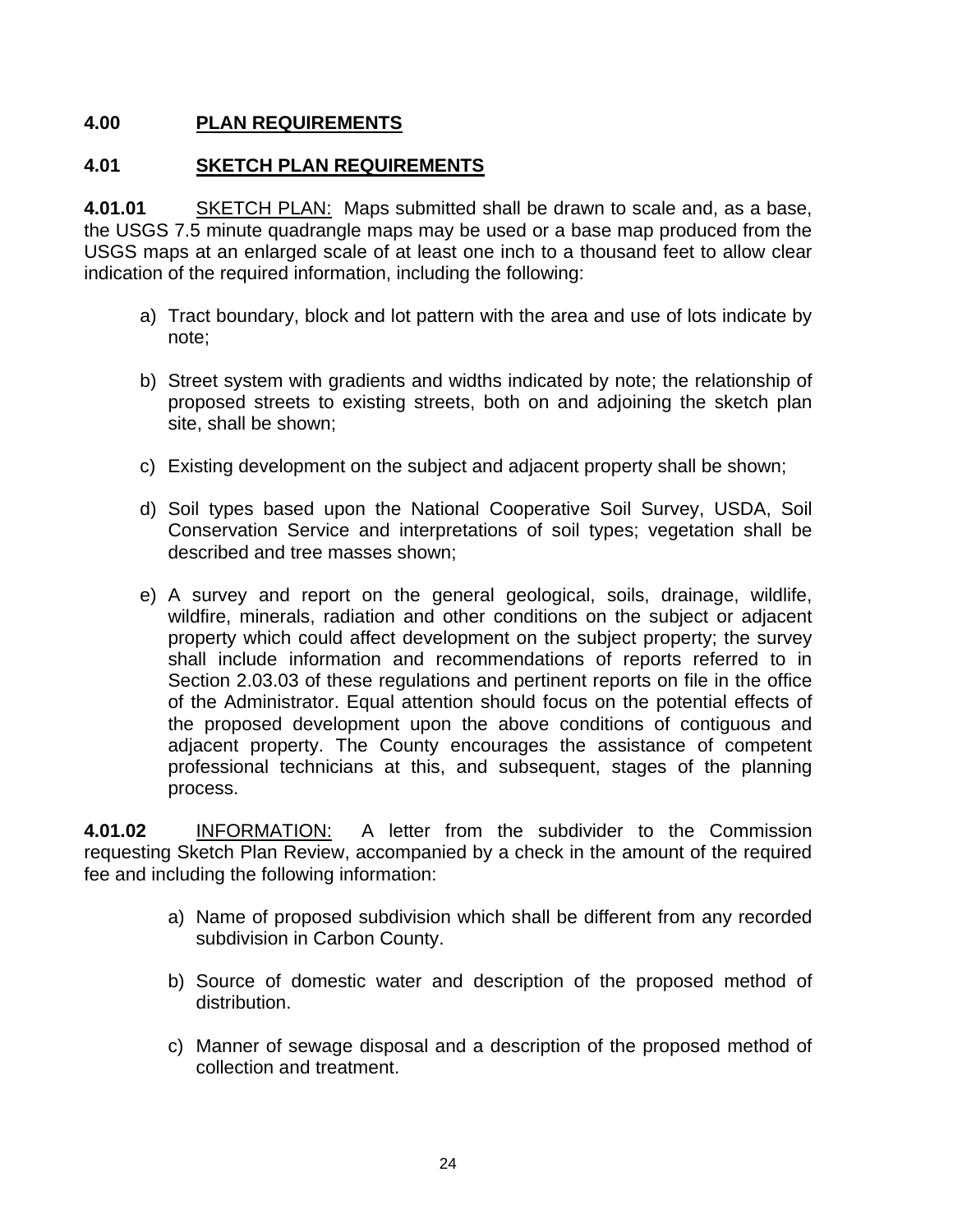## 4.00 PLAN REQUIREMENTS

### 4.01 SKETCH PLAN REQUIREMENTS

**4.01.01** SKETCH PLAN: Maps submitted shall be drawn to scale and, as a base, the USGS 7.5 minute quadrangle maps may be used or a base map produced from the USGS maps at an enlarged scale of at least one inch to a thousand feet to allow clear indication of the required information, including the following:

a) Tract boundary, block and lot pattern with the area and use of lots indicate by note;

b) Street system with gradients and widths indicated by note; the relationship of proposed streets to existing streets, both on and adjoining the sketch plan site, shall be shown;

c) Existing development on the subject and adjacent property shall be shown;

d) Soil types based upon the National Cooperative Soil Survey, USDA, Soil Conservation Service and interpretations of soil types; vegetation shall be described and tree masses shown;

e) A survey and report on the general geological, soils, drainage, wildlife, wildfire, minerals, radiation and other conditions on the subject or adjacent property which could affect development on the subject property; the survey shall include information and recommendations of reports referred to in Section 2.03.03 of these regulations and pertinent reports on file in the office of the Administrator. Equal attention should focus on the potential effects of the proposed development upon the above conditions of contiguous and adjacent property. The County encourages the assistance of competent professional technicians at this, and subsequent, stages of the planning process.

**4.01.02** INFORMATION: A letter from the subdivider to the Commission requesting Sketch Plan Review, accompanied by a check in the amount of the required fee and including the following information:

a) Name of proposed subdivision which shall be different from any recorded subdivision in Carbon County.

b) Source of domestic water and description of the proposed method of distribution.

c) Manner of sewage disposal and a description of the proposed method of collection and treatment.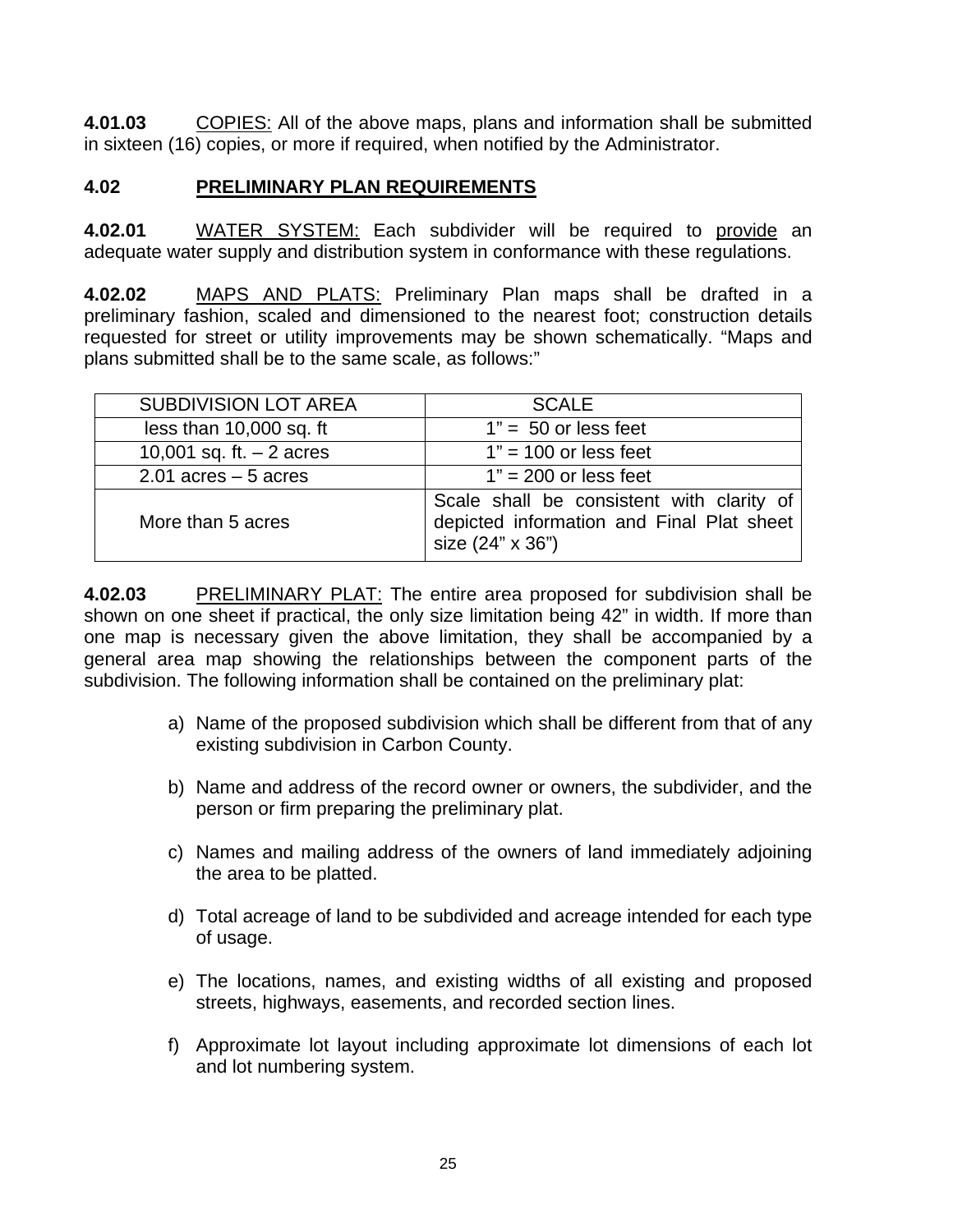**4.01.03** COPIES: All of the above maps, plans and information shall be submitted in sixteen (16) copies, or more if required, when notified by the Administrator.

## 4.02 PRELIMINARY PLAN REQUIREMENTS

**4.02.01** WATER SYSTEM: Each subdivider will be required to provide an adequate water supply and distribution system in conformance with these regulations.

**4.02.02** MAPS AND PLATS: Preliminary Plan maps shall be drafted in a preliminary fashion, scaled and dimensioned to the nearest foot; construction details requested for street or utility improvements may be shown schematically. "Maps and plans submitted shall be to the same scale, as follows:"

| SUBDIVISION LOT AREA | SCALE |
|---|---|
| less than 10,000 sq. ft | 1" = 50 or less feet |
| 10,001 sq. ft. – 2 acres | 1" = 100 or less feet |
| 2.01 acres – 5 acres | 1" = 200 or less feet |
| More than 5 acres | Scale shall be consistent with clarity of depicted information and Final Plat sheet size (24" x 36") |

**4.02.03** PRELIMINARY PLAT: The entire area proposed for subdivision shall be shown on one sheet if practical, the only size limitation being 42" in width. If more than one map is necessary given the above limitation, they shall be accompanied by a general area map showing the relationships between the component parts of the subdivision. The following information shall be contained on the preliminary plat:

a) Name of the proposed subdivision which shall be different from that of any existing subdivision in Carbon County.

b) Name and address of the record owner or owners, the subdivider, and the person or firm preparing the preliminary plat.

c) Names and mailing address of the owners of land immediately adjoining the area to be platted.

d) Total acreage of land to be subdivided and acreage intended for each type of usage.

e) The locations, names, and existing widths of all existing and proposed streets, highways, easements, and recorded section lines.

f) Approximate lot layout including approximate lot dimensions of each lot and lot numbering system.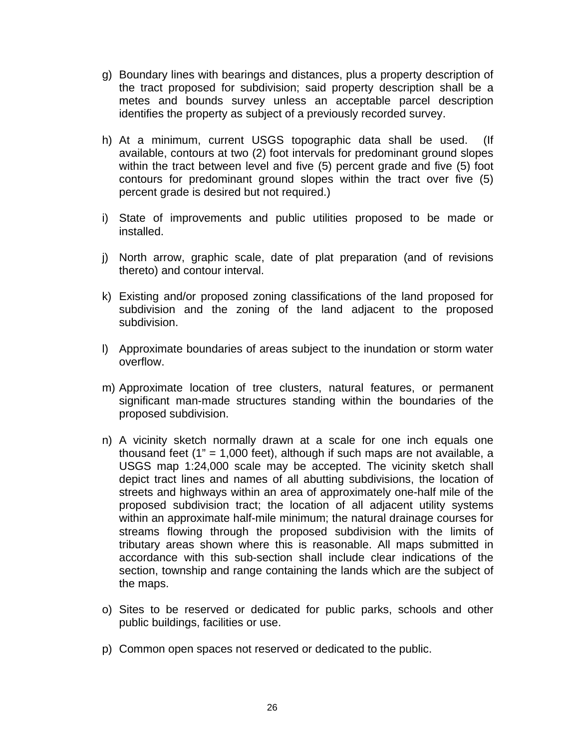g) Boundary lines with bearings and distances, plus a property description of the tract proposed for subdivision; said property description shall be a metes and bounds survey unless an acceptable parcel description identifies the property as subject of a previously recorded survey.

h) At a minimum, current USGS topographic data shall be used. (If available, contours at two (2) foot intervals for predominant ground slopes within the tract between level and five (5) percent grade and five (5) foot contours for predominant ground slopes within the tract over five (5) percent grade is desired but not required.)

i) State of improvements and public utilities proposed to be made or installed.

j) North arrow, graphic scale, date of plat preparation (and of revisions thereto) and contour interval.

k) Existing and/or proposed zoning classifications of the land proposed for subdivision and the zoning of the land adjacent to the proposed subdivision.

l) Approximate boundaries of areas subject to the inundation or storm water overflow.

m) Approximate location of tree clusters, natural features, or permanent significant man-made structures standing within the boundaries of the proposed subdivision.

n) A vicinity sketch normally drawn at a scale for one inch equals one thousand feet (1" = 1,000 feet), although if such maps are not available, a USGS map 1:24,000 scale may be accepted. The vicinity sketch shall depict tract lines and names of all abutting subdivisions, the location of streets and highways within an area of approximately one-half mile of the proposed subdivision tract; the location of all adjacent utility systems within an approximate half-mile minimum; the natural drainage courses for streams flowing through the proposed subdivision with the limits of tributary areas shown where this is reasonable. All maps submitted in accordance with this sub-section shall include clear indications of the section, township and range containing the lands which are the subject of the maps.

o) Sites to be reserved or dedicated for public parks, schools and other public buildings, facilities or use.

p) Common open spaces not reserved or dedicated to the public.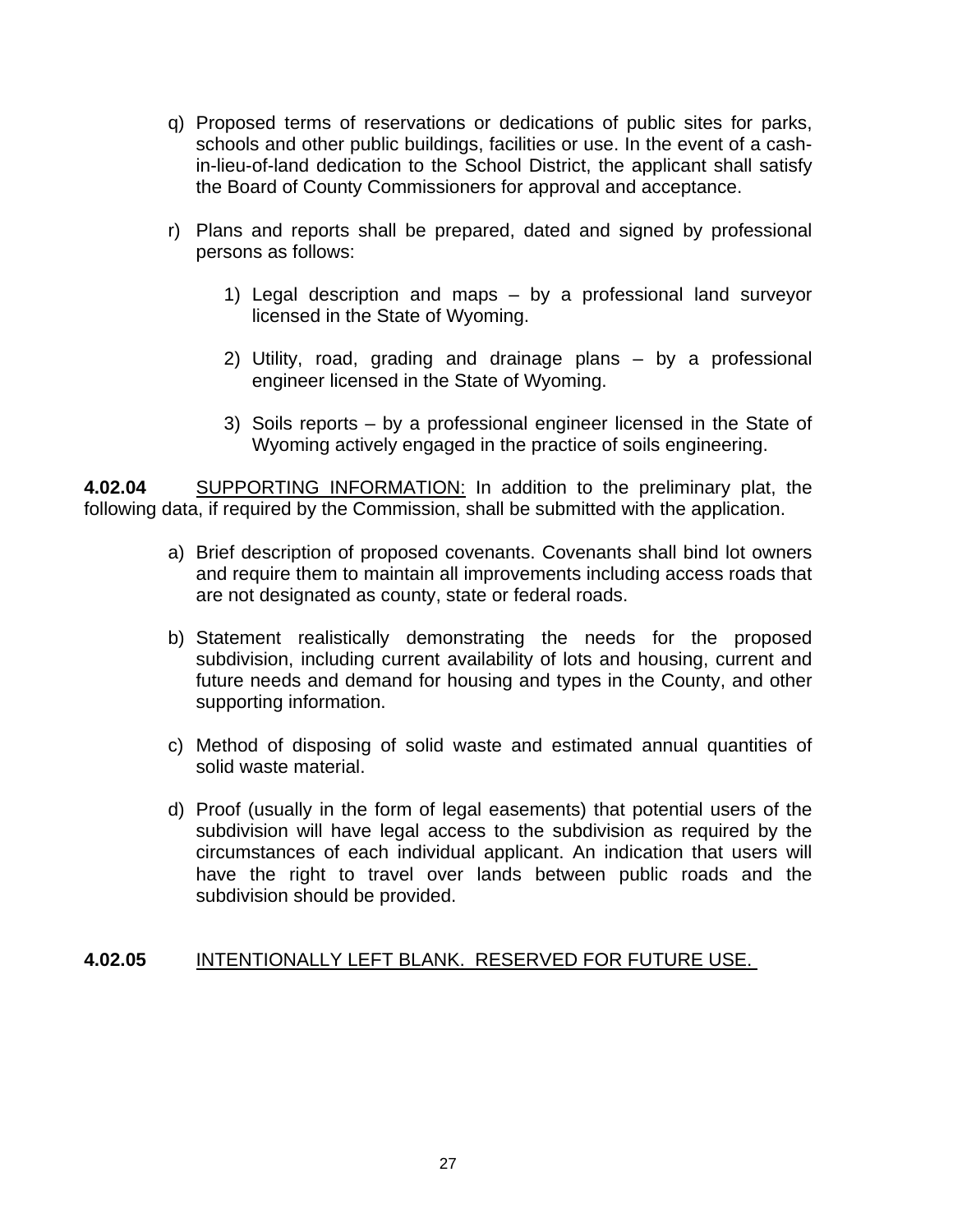q) Proposed terms of reservations or dedications of public sites for parks, schools and other public buildings, facilities or use. In the event of a cash-in-lieu-of-land dedication to the School District, the applicant shall satisfy the Board of County Commissioners for approval and acceptance.

r) Plans and reports shall be prepared, dated and signed by professional persons as follows:

   1) Legal description and maps – by a professional land surveyor licensed in the State of Wyoming.

   2) Utility, road, grading and drainage plans – by a professional engineer licensed in the State of Wyoming.

   3) Soils reports – by a professional engineer licensed in the State of Wyoming actively engaged in the practice of soils engineering.

**4.02.04** <u>SUPPORTING INFORMATION:</u> In addition to the preliminary plat, the following data, if required by the Commission, shall be submitted with the application.

a) Brief description of proposed covenants. Covenants shall bind lot owners and require them to maintain all improvements including access roads that are not designated as county, state or federal roads.

b) Statement realistically demonstrating the needs for the proposed subdivision, including current availability of lots and housing, current and future needs and demand for housing and types in the County, and other supporting information.

c) Method of disposing of solid waste and estimated annual quantities of solid waste material.

d) Proof (usually in the form of legal easements) that potential users of the subdivision will have legal access to the subdivision as required by the circumstances of each individual applicant. An indication that users will have the right to travel over lands between public roads and the subdivision should be provided.

**4.02.05** <u>INTENTIONALLY LEFT BLANK. RESERVED FOR FUTURE USE.</u>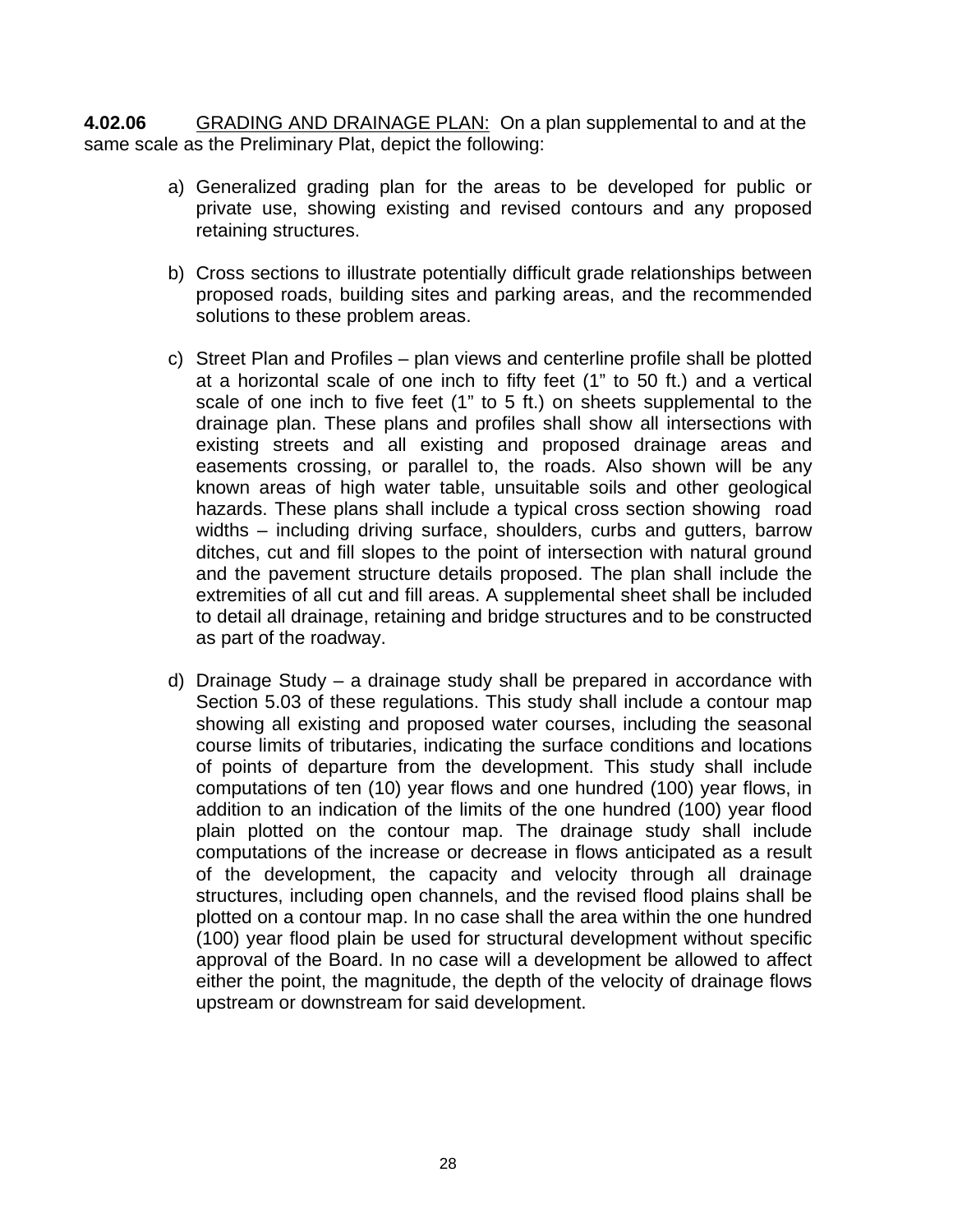**4.02.06** <u>GRADING AND DRAINAGE PLAN:</u> On a plan supplemental to and at the same scale as the Preliminary Plat, depict the following:

a) Generalized grading plan for the areas to be developed for public or private use, showing existing and revised contours and any proposed retaining structures.

b) Cross sections to illustrate potentially difficult grade relationships between proposed roads, building sites and parking areas, and the recommended solutions to these problem areas.

c) Street Plan and Profiles – plan views and centerline profile shall be plotted at a horizontal scale of one inch to fifty feet (1" to 50 ft.) and a vertical scale of one inch to five feet (1" to 5 ft.) on sheets supplemental to the drainage plan. These plans and profiles shall show all intersections with existing streets and all existing and proposed drainage areas and easements crossing, or parallel to, the roads. Also shown will be any known areas of high water table, unsuitable soils and other geological hazards. These plans shall include a typical cross section showing road widths – including driving surface, shoulders, curbs and gutters, barrow ditches, cut and fill slopes to the point of intersection with natural ground and the pavement structure details proposed. The plan shall include the extremities of all cut and fill areas. A supplemental sheet shall be included to detail all drainage, retaining and bridge structures and to be constructed as part of the roadway.

d) Drainage Study – a drainage study shall be prepared in accordance with Section 5.03 of these regulations. This study shall include a contour map showing all existing and proposed water courses, including the seasonal course limits of tributaries, indicating the surface conditions and locations of points of departure from the development. This study shall include computations of ten (10) year flows and one hundred (100) year flows, in addition to an indication of the limits of the one hundred (100) year flood plain plotted on the contour map. The drainage study shall include computations of the increase or decrease in flows anticipated as a result of the development, the capacity and velocity through all drainage structures, including open channels, and the revised flood plains shall be plotted on a contour map. In no case shall the area within the one hundred (100) year flood plain be used for structural development without specific approval of the Board. In no case will a development be allowed to affect either the point, the magnitude, the depth of the velocity of drainage flows upstream or downstream for said development.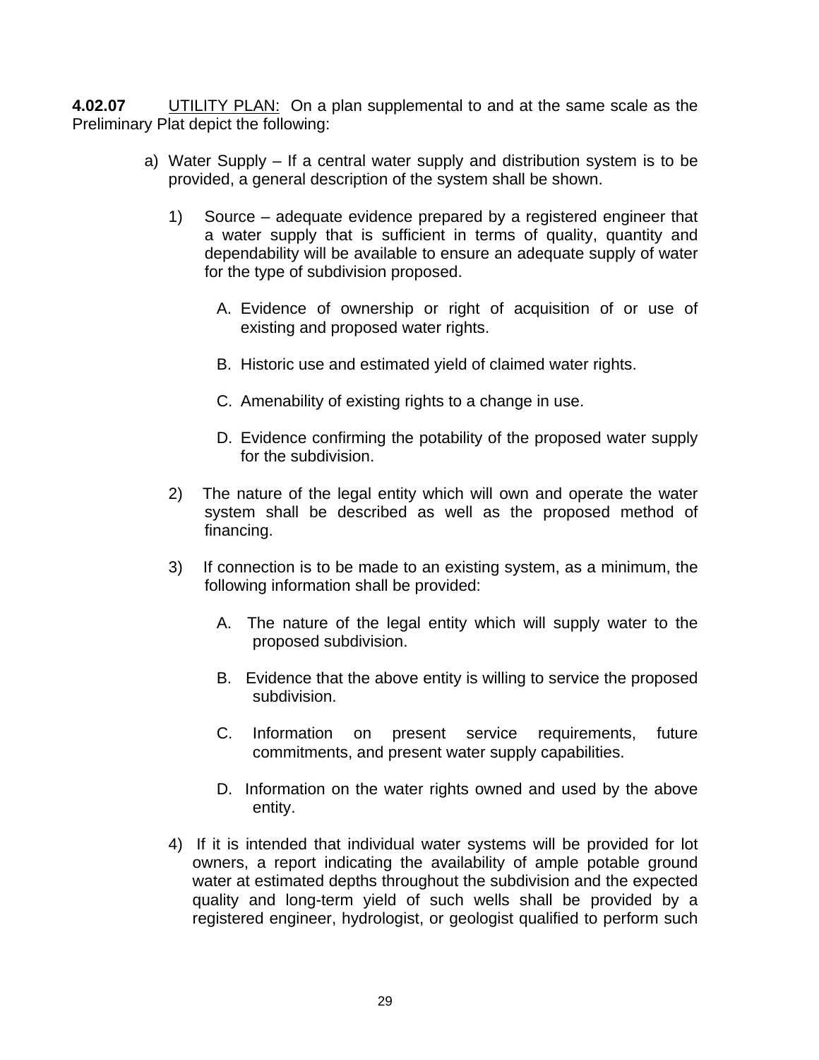**4.02.07** UTILITY PLAN: On a plan supplemental to and at the same scale as the Preliminary Plat depict the following:

a) Water Supply – If a central water supply and distribution system is to be provided, a general description of the system shall be shown.

1) Source – adequate evidence prepared by a registered engineer that a water supply that is sufficient in terms of quality, quantity and dependability will be available to ensure an adequate supply of water for the type of subdivision proposed.

A. Evidence of ownership or right of acquisition of or use of existing and proposed water rights.

B. Historic use and estimated yield of claimed water rights.

C. Amenability of existing rights to a change in use.

D. Evidence confirming the potability of the proposed water supply for the subdivision.

2) The nature of the legal entity which will own and operate the water system shall be described as well as the proposed method of financing.

3) If connection is to be made to an existing system, as a minimum, the following information shall be provided:

A. The nature of the legal entity which will supply water to the proposed subdivision.

B. Evidence that the above entity is willing to service the proposed subdivision.

C. Information on present service requirements, future commitments, and present water supply capabilities.

D. Information on the water rights owned and used by the above entity.

4) If it is intended that individual water systems will be provided for lot owners, a report indicating the availability of ample potable ground water at estimated depths throughout the subdivision and the expected quality and long-term yield of such wells shall be provided by a registered engineer, hydrologist, or geologist qualified to perform such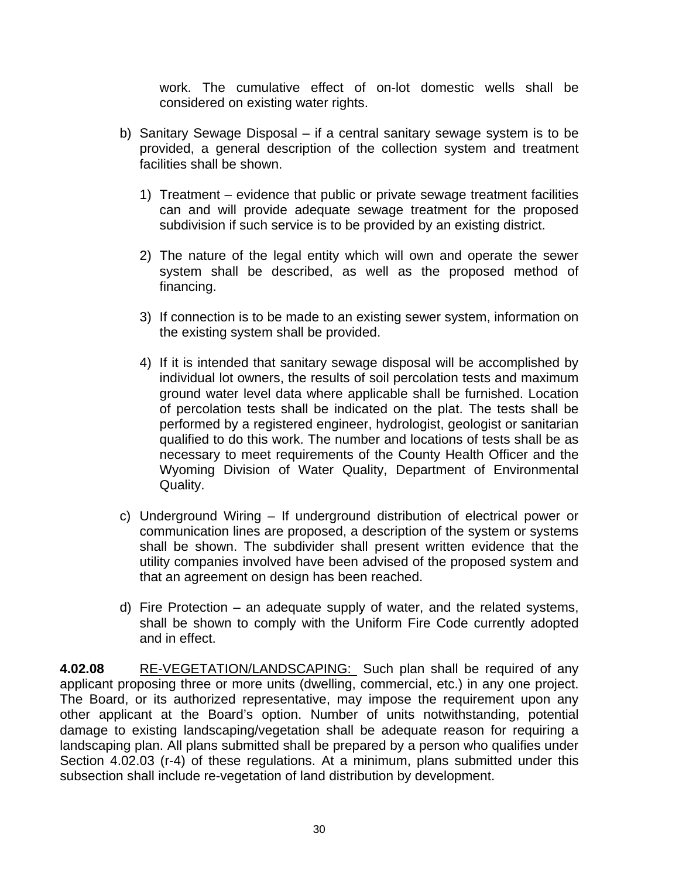work. The cumulative effect of on-lot domestic wells shall be considered on existing water rights.

b) Sanitary Sewage Disposal – if a central sanitary sewage system is to be provided, a general description of the collection system and treatment facilities shall be shown.

   1) Treatment – evidence that public or private sewage treatment facilities can and will provide adequate sewage treatment for the proposed subdivision if such service is to be provided by an existing district.

   2) The nature of the legal entity which will own and operate the sewer system shall be described, as well as the proposed method of financing.

   3) If connection is to be made to an existing sewer system, information on the existing system shall be provided.

   4) If it is intended that sanitary sewage disposal will be accomplished by individual lot owners, the results of soil percolation tests and maximum ground water level data where applicable shall be furnished. Location of percolation tests shall be indicated on the plat. The tests shall be performed by a registered engineer, hydrologist, geologist or sanitarian qualified to do this work. The number and locations of tests shall be as necessary to meet requirements of the County Health Officer and the Wyoming Division of Water Quality, Department of Environmental Quality.

c) Underground Wiring – If underground distribution of electrical power or communication lines are proposed, a description of the system or systems shall be shown. The subdivider shall present written evidence that the utility companies involved have been advised of the proposed system and that an agreement on design has been reached.

d) Fire Protection – an adequate supply of water, and the related systems, shall be shown to comply with the Uniform Fire Code currently adopted and in effect.

**4.02.08** RE-VEGETATION/LANDSCAPING: Such plan shall be required of any applicant proposing three or more units (dwelling, commercial, etc.) in any one project. The Board, or its authorized representative, may impose the requirement upon any other applicant at the Board's option. Number of units notwithstanding, potential damage to existing landscaping/vegetation shall be adequate reason for requiring a landscaping plan. All plans submitted shall be prepared by a person who qualifies under Section 4.02.03 (r-4) of these regulations. At a minimum, plans submitted under this subsection shall include re-vegetation of land distribution by development.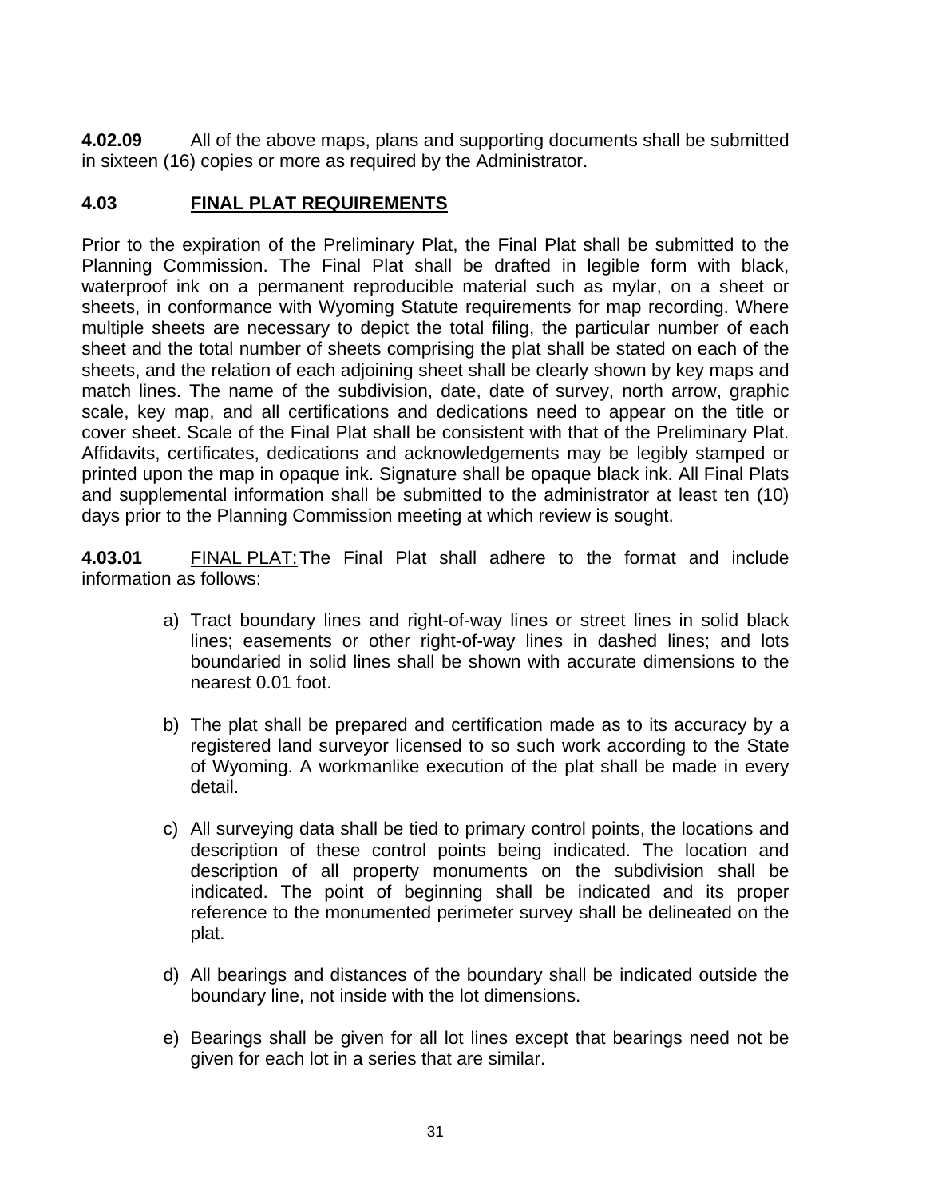**4.02.09** All of the above maps, plans and supporting documents shall be submitted in sixteen (16) copies or more as required by the Administrator.

## 4.03 FINAL PLAT REQUIREMENTS

Prior to the expiration of the Preliminary Plat, the Final Plat shall be submitted to the Planning Commission. The Final Plat shall be drafted in legible form with black, waterproof ink on a permanent reproducible material such as mylar, on a sheet or sheets, in conformance with Wyoming Statute requirements for map recording. Where multiple sheets are necessary to depict the total filing, the particular number of each sheet and the total number of sheets comprising the plat shall be stated on each of the sheets, and the relation of each adjoining sheet shall be clearly shown by key maps and match lines. The name of the subdivision, date, date of survey, north arrow, graphic scale, key map, and all certifications and dedications need to appear on the title or cover sheet. Scale of the Final Plat shall be consistent with that of the Preliminary Plat. Affidavits, certificates, dedications and acknowledgements may be legibly stamped or printed upon the map in opaque ink. Signature shall be opaque black ink. All Final Plats and supplemental information shall be submitted to the administrator at least ten (10) days prior to the Planning Commission meeting at which review is sought.

**4.03.01** FINAL PLAT: The Final Plat shall adhere to the format and include information as follows:

a) Tract boundary lines and right-of-way lines or street lines in solid black lines; easements or other right-of-way lines in dashed lines; and lots boundaried in solid lines shall be shown with accurate dimensions to the nearest 0.01 foot.

b) The plat shall be prepared and certification made as to its accuracy by a registered land surveyor licensed to so such work according to the State of Wyoming. A workmanlike execution of the plat shall be made in every detail.

c) All surveying data shall be tied to primary control points, the locations and description of these control points being indicated. The location and description of all property monuments on the subdivision shall be indicated. The point of beginning shall be indicated and its proper reference to the monumented perimeter survey shall be delineated on the plat.

d) All bearings and distances of the boundary shall be indicated outside the boundary line, not inside with the lot dimensions.

e) Bearings shall be given for all lot lines except that bearings need not be given for each lot in a series that are similar.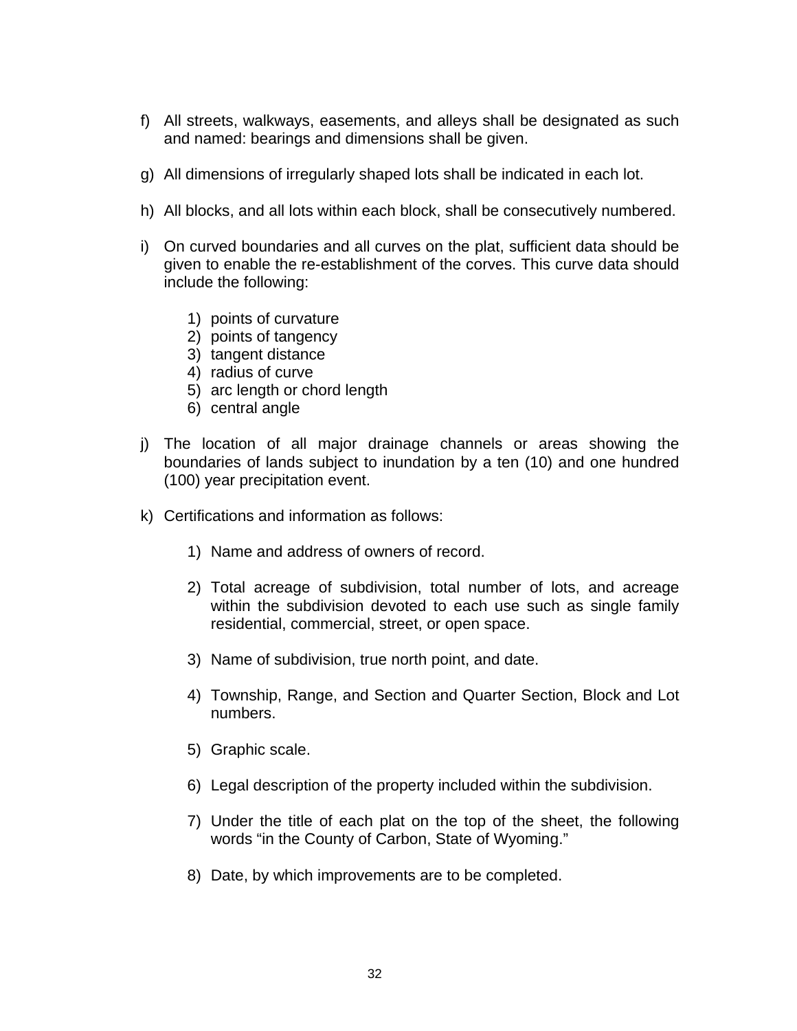f) All streets, walkways, easements, and alleys shall be designated as such and named: bearings and dimensions shall be given.

g) All dimensions of irregularly shaped lots shall be indicated in each lot.

h) All blocks, and all lots within each block, shall be consecutively numbered.

i) On curved boundaries and all curves on the plat, sufficient data should be given to enable the re-establishment of the corves. This curve data should include the following:

    1) points of curvature
    2) points of tangency
    3) tangent distance
    4) radius of curve
    5) arc length or chord length
    6) central angle

j) The location of all major drainage channels or areas showing the boundaries of lands subject to inundation by a ten (10) and one hundred (100) year precipitation event.

k) Certifications and information as follows:

    1) Name and address of owners of record.

    2) Total acreage of subdivision, total number of lots, and acreage within the subdivision devoted to each use such as single family residential, commercial, street, or open space.

    3) Name of subdivision, true north point, and date.

    4) Township, Range, and Section and Quarter Section, Block and Lot numbers.

    5) Graphic scale.

    6) Legal description of the property included within the subdivision.

    7) Under the title of each plat on the top of the sheet, the following words "in the County of Carbon, State of Wyoming."

    8) Date, by which improvements are to be completed.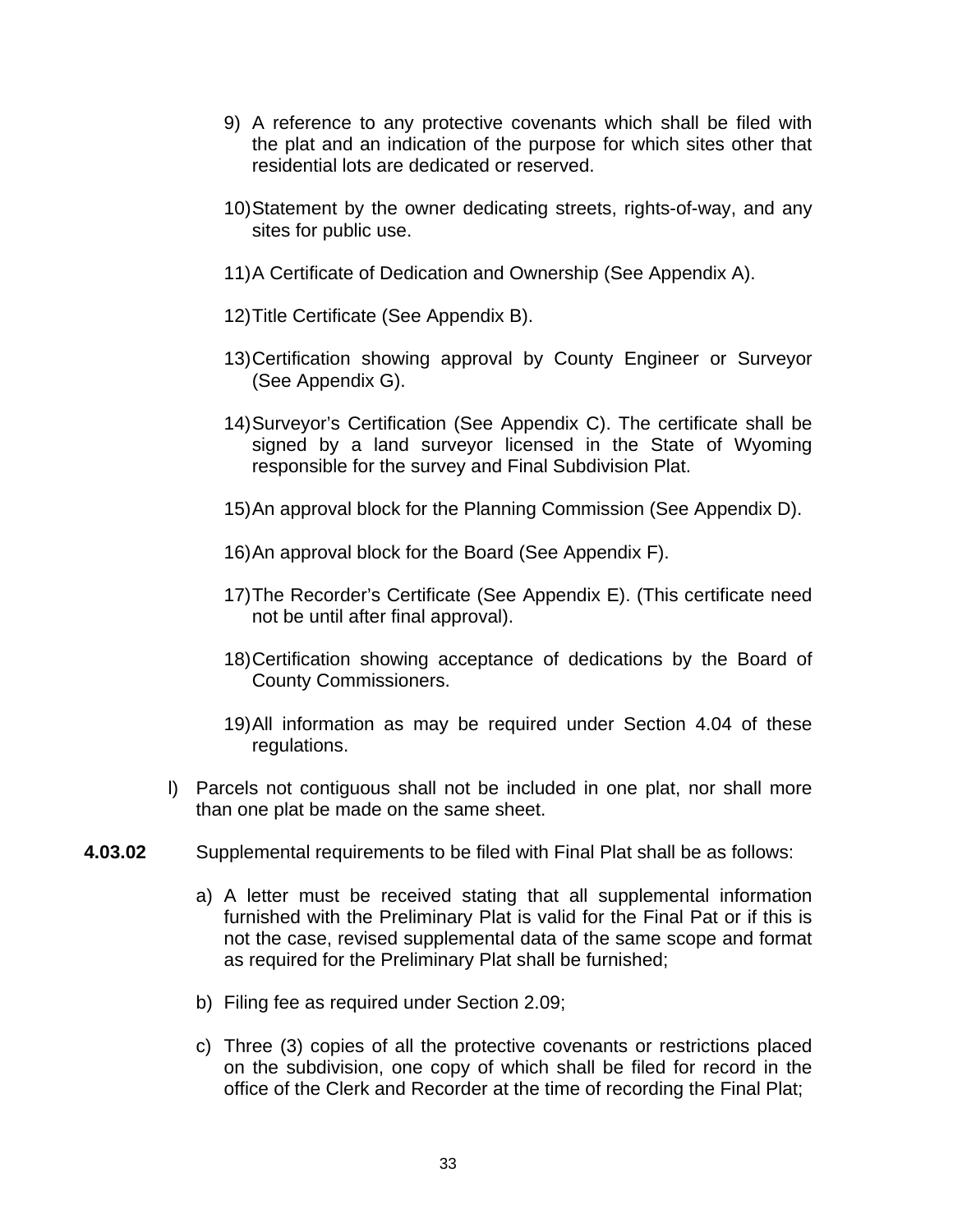9) A reference to any protective covenants which shall be filed with the plat and an indication of the purpose for which sites other that residential lots are dedicated or reserved.

10) Statement by the owner dedicating streets, rights-of-way, and any sites for public use.

11) A Certificate of Dedication and Ownership (See Appendix A).

12) Title Certificate (See Appendix B).

13) Certification showing approval by County Engineer or Surveyor (See Appendix G).

14) Surveyor's Certification (See Appendix C). The certificate shall be signed by a land surveyor licensed in the State of Wyoming responsible for the survey and Final Subdivision Plat.

15) An approval block for the Planning Commission (See Appendix D).

16) An approval block for the Board (See Appendix F).

17) The Recorder's Certificate (See Appendix E). (This certificate need not be until after final approval).

18) Certification showing acceptance of dedications by the Board of County Commissioners.

19) All information as may be required under Section 4.04 of these regulations.

l) Parcels not contiguous shall not be included in one plat, nor shall more than one plat be made on the same sheet.

**4.03.02** Supplemental requirements to be filed with Final Plat shall be as follows:

a) A letter must be received stating that all supplemental information furnished with the Preliminary Plat is valid for the Final Pat or if this is not the case, revised supplemental data of the same scope and format as required for the Preliminary Plat shall be furnished;

b) Filing fee as required under Section 2.09;

c) Three (3) copies of all the protective covenants or restrictions placed on the subdivision, one copy of which shall be filed for record in the office of the Clerk and Recorder at the time of recording the Final Plat;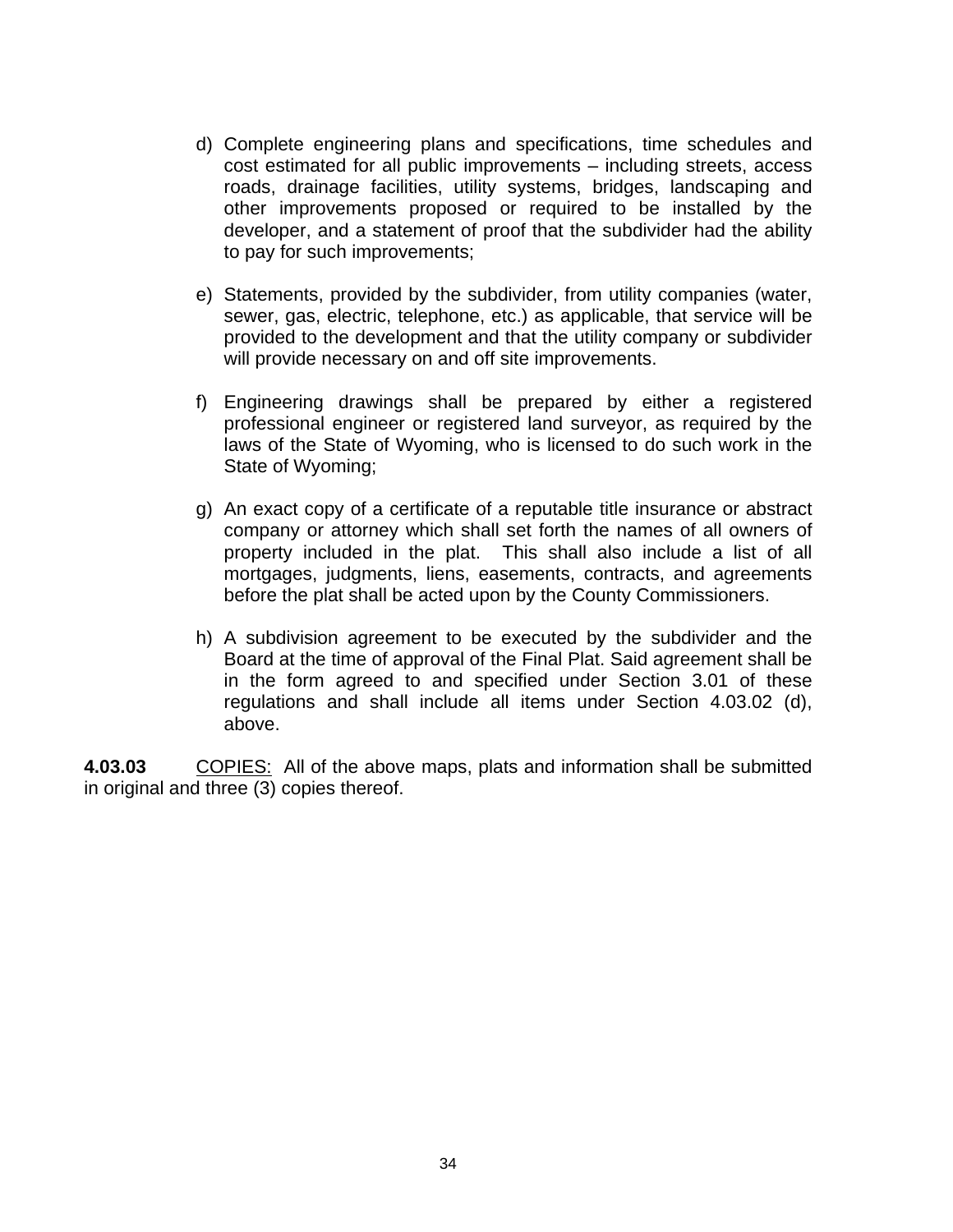d) Complete engineering plans and specifications, time schedules and cost estimated for all public improvements – including streets, access roads, drainage facilities, utility systems, bridges, landscaping and other improvements proposed or required to be installed by the developer, and a statement of proof that the subdivider had the ability to pay for such improvements;

e) Statements, provided by the subdivider, from utility companies (water, sewer, gas, electric, telephone, etc.) as applicable, that service will be provided to the development and that the utility company or subdivider will provide necessary on and off site improvements.

f) Engineering drawings shall be prepared by either a registered professional engineer or registered land surveyor, as required by the laws of the State of Wyoming, who is licensed to do such work in the State of Wyoming;

g) An exact copy of a certificate of a reputable title insurance or abstract company or attorney which shall set forth the names of all owners of property included in the plat. This shall also include a list of all mortgages, judgments, liens, easements, contracts, and agreements before the plat shall be acted upon by the County Commissioners.

h) A subdivision agreement to be executed by the subdivider and the Board at the time of approval of the Final Plat. Said agreement shall be in the form agreed to and specified under Section 3.01 of these regulations and shall include all items under Section 4.03.02 (d), above.

**4.03.03** <u>COPIES:</u> All of the above maps, plats and information shall be submitted in original and three (3) copies thereof.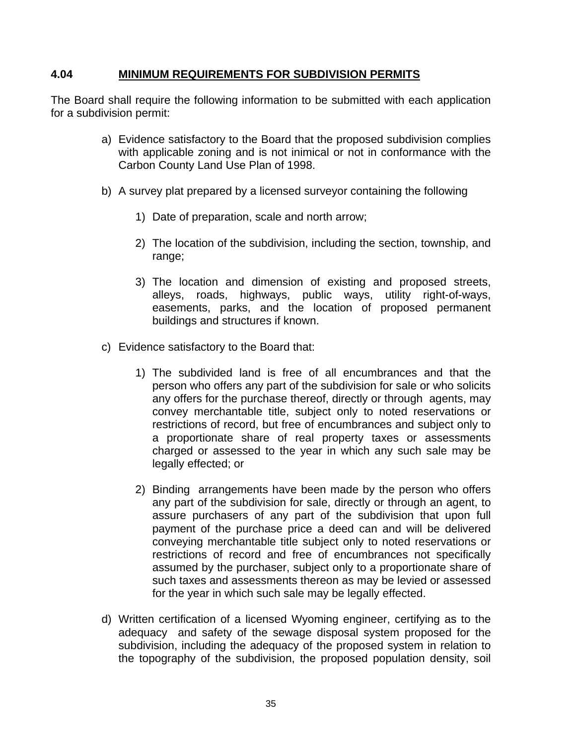## 4.04 MINIMUM REQUIREMENTS FOR SUBDIVISION PERMITS

The Board shall require the following information to be submitted with each application for a subdivision permit:

a) Evidence satisfactory to the Board that the proposed subdivision complies with applicable zoning and is not inimical or not in conformance with the Carbon County Land Use Plan of 1998.

b) A survey plat prepared by a licensed surveyor containing the following

   1) Date of preparation, scale and north arrow;

   2) The location of the subdivision, including the section, township, and range;

   3) The location and dimension of existing and proposed streets, alleys, roads, highways, public ways, utility right-of-ways, easements, parks, and the location of proposed permanent buildings and structures if known.

c) Evidence satisfactory to the Board that:

   1) The subdivided land is free of all encumbrances and that the person who offers any part of the subdivision for sale or who solicits any offers for the purchase thereof, directly or through agents, may convey merchantable title, subject only to noted reservations or restrictions of record, but free of encumbrances and subject only to a proportionate share of real property taxes or assessments charged or assessed to the year in which any such sale may be legally effected; or

   2) Binding arrangements have been made by the person who offers any part of the subdivision for sale, directly or through an agent, to assure purchasers of any part of the subdivision that upon full payment of the purchase price a deed can and will be delivered conveying merchantable title subject only to noted reservations or restrictions of record and free of encumbrances not specifically assumed by the purchaser, subject only to a proportionate share of such taxes and assessments thereon as may be levied or assessed for the year in which such sale may be legally effected.

d) Written certification of a licensed Wyoming engineer, certifying as to the adequacy and safety of the sewage disposal system proposed for the subdivision, including the adequacy of the proposed system in relation to the topography of the subdivision, the proposed population density, soil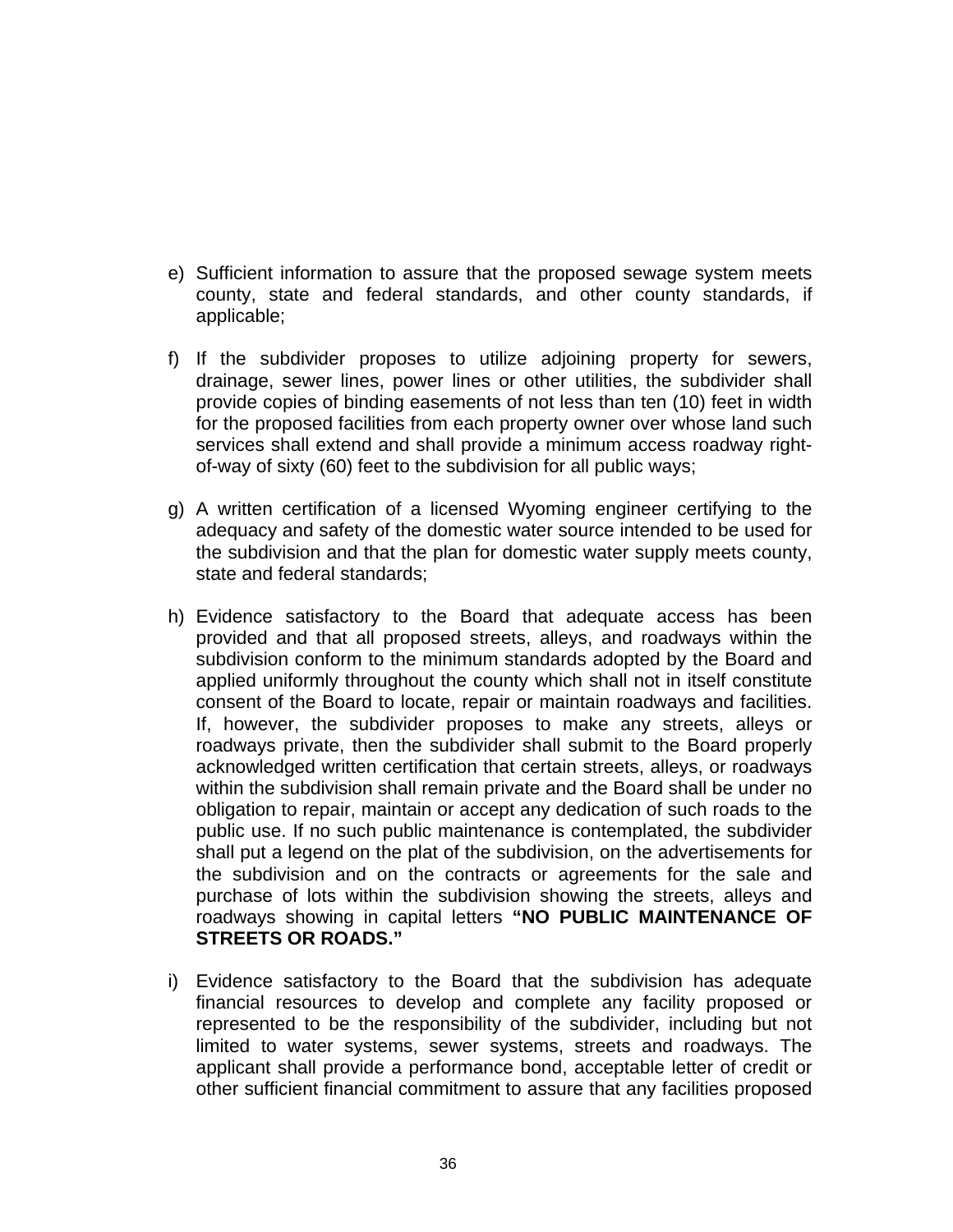e) Sufficient information to assure that the proposed sewage system meets county, state and federal standards, and other county standards, if applicable;

f) If the subdivider proposes to utilize adjoining property for sewers, drainage, sewer lines, power lines or other utilities, the subdivider shall provide copies of binding easements of not less than ten (10) feet in width for the proposed facilities from each property owner over whose land such services shall extend and shall provide a minimum access roadway right-of-way of sixty (60) feet to the subdivision for all public ways;

g) A written certification of a licensed Wyoming engineer certifying to the adequacy and safety of the domestic water source intended to be used for the subdivision and that the plan for domestic water supply meets county, state and federal standards;

h) Evidence satisfactory to the Board that adequate access has been provided and that all proposed streets, alleys, and roadways within the subdivision conform to the minimum standards adopted by the Board and applied uniformly throughout the county which shall not in itself constitute consent of the Board to locate, repair or maintain roadways and facilities. If, however, the subdivider proposes to make any streets, alleys or roadways private, then the subdivider shall submit to the Board properly acknowledged written certification that certain streets, alleys, or roadways within the subdivision shall remain private and the Board shall be under no obligation to repair, maintain or accept any dedication of such roads to the public use. If no such public maintenance is contemplated, the subdivider shall put a legend on the plat of the subdivision, on the advertisements for the subdivision and on the contracts or agreements for the sale and purchase of lots within the subdivision showing the streets, alleys and roadways showing in capital letters **"NO PUBLIC MAINTENANCE OF STREETS OR ROADS."**

i) Evidence satisfactory to the Board that the subdivision has adequate financial resources to develop and complete any facility proposed or represented to be the responsibility of the subdivider, including but not limited to water systems, sewer systems, streets and roadways. The applicant shall provide a performance bond, acceptable letter of credit or other sufficient financial commitment to assure that any facilities proposed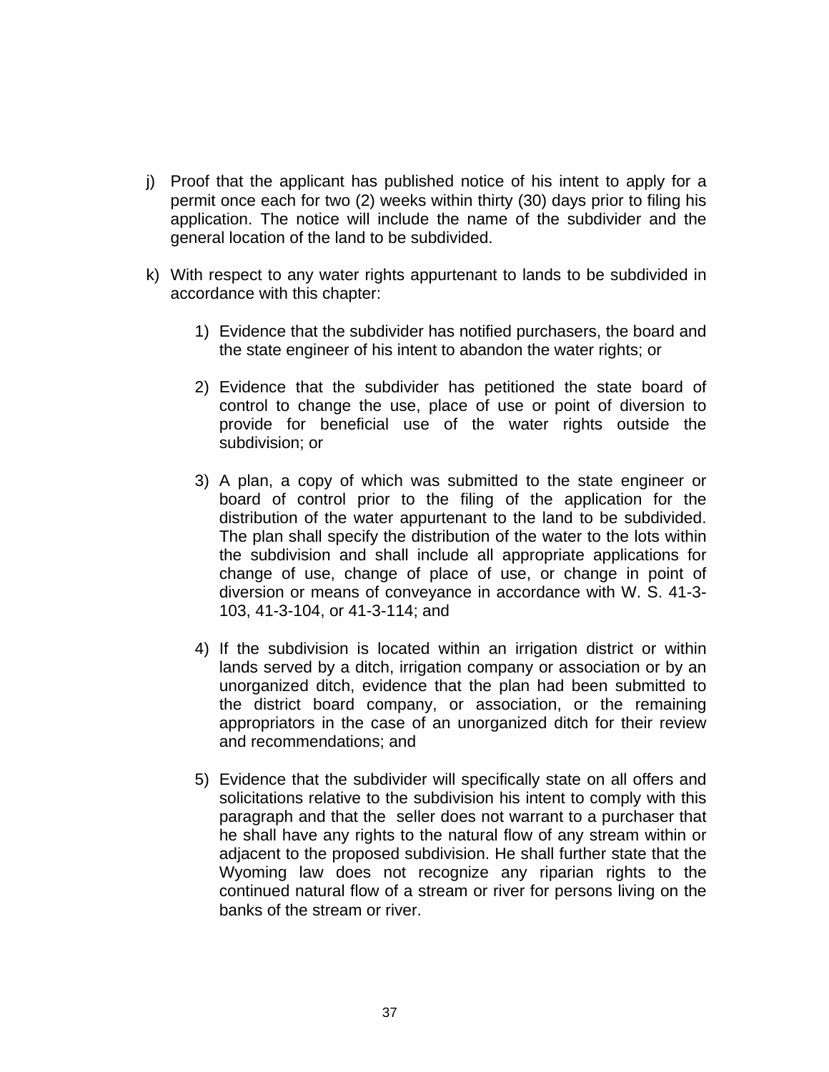j) Proof that the applicant has published notice of his intent to apply for a permit once each for two (2) weeks within thirty (30) days prior to filing his application. The notice will include the name of the subdivider and the general location of the land to be subdivided.

k) With respect to any water rights appurtenant to lands to be subdivided in accordance with this chapter:

   1) Evidence that the subdivider has notified purchasers, the board and the state engineer of his intent to abandon the water rights; or

   2) Evidence that the subdivider has petitioned the state board of control to change the use, place of use or point of diversion to provide for beneficial use of the water rights outside the subdivision; or

   3) A plan, a copy of which was submitted to the state engineer or board of control prior to the filing of the application for the distribution of the water appurtenant to the land to be subdivided. The plan shall specify the distribution of the water to the lots within the subdivision and shall include all appropriate applications for change of use, change of place of use, or change in point of diversion or means of conveyance in accordance with W. S. 41-3-103, 41-3-104, or 41-3-114; and

   4) If the subdivision is located within an irrigation district or within lands served by a ditch, irrigation company or association or by an unorganized ditch, evidence that the plan had been submitted to the district board company, or association, or the remaining appropriators in the case of an unorganized ditch for their review and recommendations; and

   5) Evidence that the subdivider will specifically state on all offers and solicitations relative to the subdivision his intent to comply with this paragraph and that the seller does not warrant to a purchaser that he shall have any rights to the natural flow of any stream within or adjacent to the proposed subdivision. He shall further state that the Wyoming law does not recognize any riparian rights to the continued natural flow of a stream or river for persons living on the banks of the stream or river.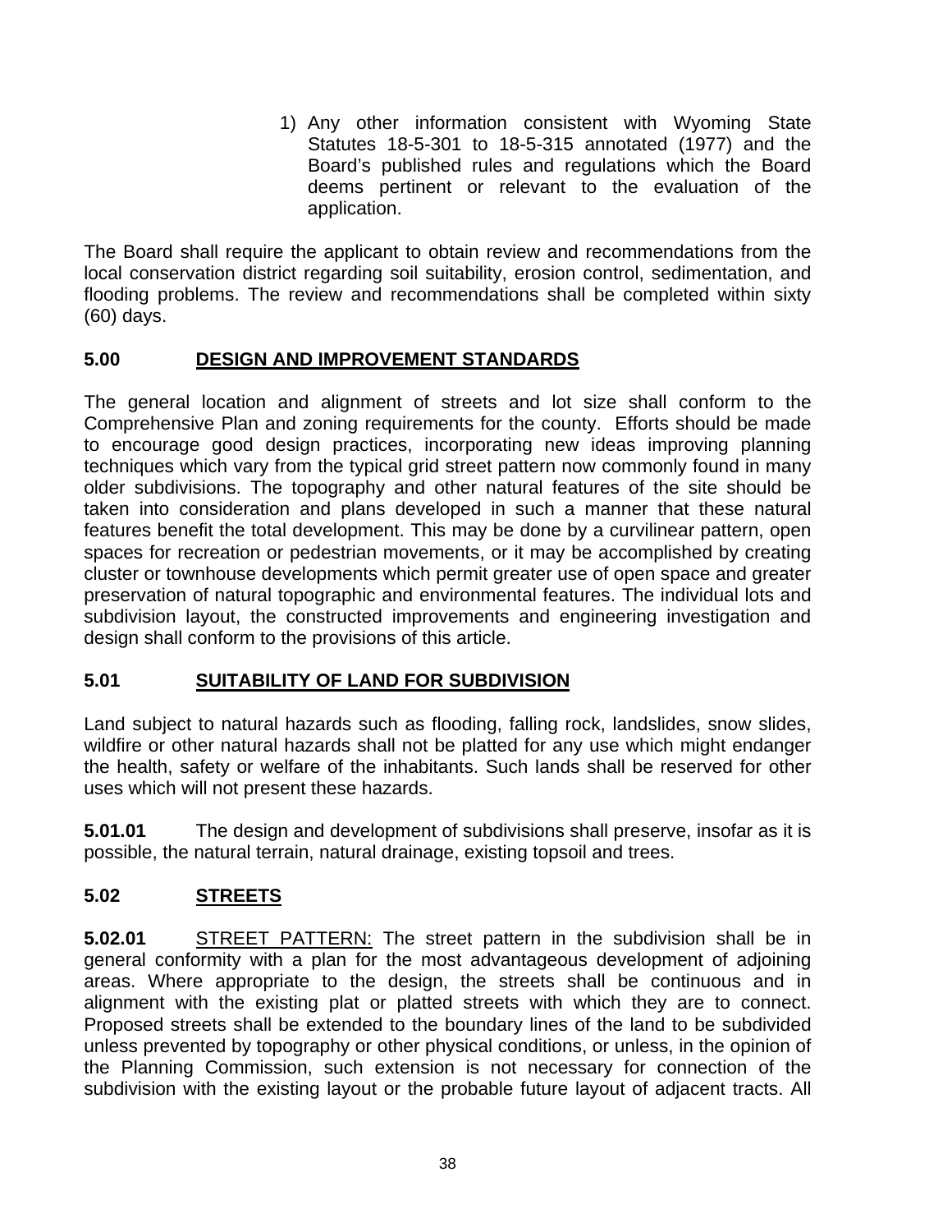1) Any other information consistent with Wyoming State Statutes 18-5-301 to 18-5-315 annotated (1977) and the Board's published rules and regulations which the Board deems pertinent or relevant to the evaluation of the application.

The Board shall require the applicant to obtain review and recommendations from the local conservation district regarding soil suitability, erosion control, sedimentation, and flooding problems. The review and recommendations shall be completed within sixty (60) days.

## 5.00 DESIGN AND IMPROVEMENT STANDARDS

The general location and alignment of streets and lot size shall conform to the Comprehensive Plan and zoning requirements for the county. Efforts should be made to encourage good design practices, incorporating new ideas improving planning techniques which vary from the typical grid street pattern now commonly found in many older subdivisions. The topography and other natural features of the site should be taken into consideration and plans developed in such a manner that these natural features benefit the total development. This may be done by a curvilinear pattern, open spaces for recreation or pedestrian movements, or it may be accomplished by creating cluster or townhouse developments which permit greater use of open space and greater preservation of natural topographic and environmental features. The individual lots and subdivision layout, the constructed improvements and engineering investigation and design shall conform to the provisions of this article.

## 5.01 SUITABILITY OF LAND FOR SUBDIVISION

Land subject to natural hazards such as flooding, falling rock, landslides, snow slides, wildfire or other natural hazards shall not be platted for any use which might endanger the health, safety or welfare of the inhabitants. Such lands shall be reserved for other uses which will not present these hazards.

**5.01.01** The design and development of subdivisions shall preserve, insofar as it is possible, the natural terrain, natural drainage, existing topsoil and trees.

## 5.02 STREETS

**5.02.01** STREET PATTERN: The street pattern in the subdivision shall be in general conformity with a plan for the most advantageous development of adjoining areas. Where appropriate to the design, the streets shall be continuous and in alignment with the existing plat or platted streets with which they are to connect. Proposed streets shall be extended to the boundary lines of the land to be subdivided unless prevented by topography or other physical conditions, or unless, in the opinion of the Planning Commission, such extension is not necessary for connection of the subdivision with the existing layout or the probable future layout of adjacent tracts. All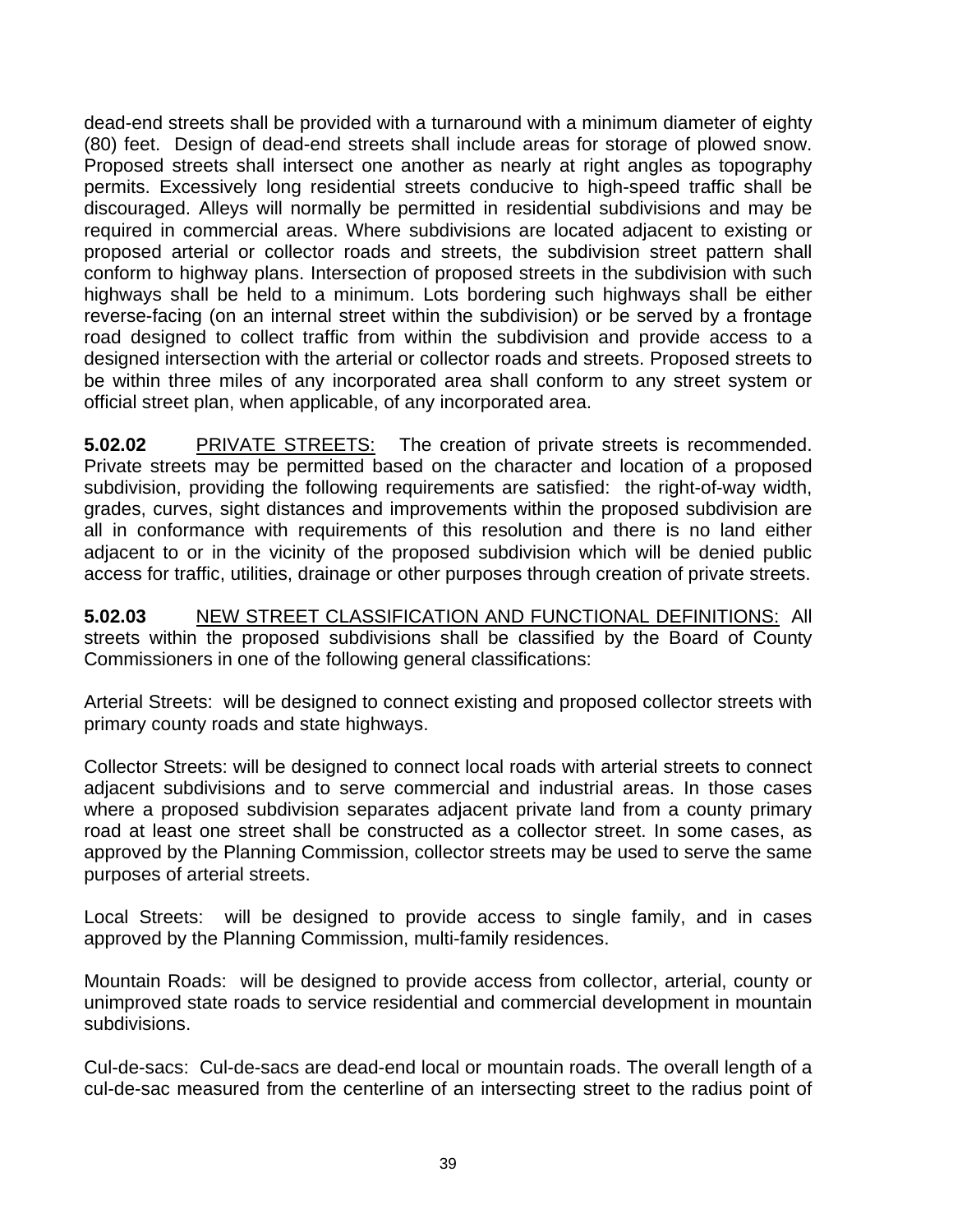dead-end streets shall be provided with a turnaround with a minimum diameter of eighty (80) feet. Design of dead-end streets shall include areas for storage of plowed snow. Proposed streets shall intersect one another as nearly at right angles as topography permits. Excessively long residential streets conducive to high-speed traffic shall be discouraged. Alleys will normally be permitted in residential subdivisions and may be required in commercial areas. Where subdivisions are located adjacent to existing or proposed arterial or collector roads and streets, the subdivision street pattern shall conform to highway plans. Intersection of proposed streets in the subdivision with such highways shall be held to a minimum. Lots bordering such highways shall be either reverse-facing (on an internal street within the subdivision) or be served by a frontage road designed to collect traffic from within the subdivision and provide access to a designed intersection with the arterial or collector roads and streets. Proposed streets to be within three miles of any incorporated area shall conform to any street system or official street plan, when applicable, of any incorporated area.

**5.02.02** PRIVATE STREETS: The creation of private streets is recommended. Private streets may be permitted based on the character and location of a proposed subdivision, providing the following requirements are satisfied: the right-of-way width, grades, curves, sight distances and improvements within the proposed subdivision are all in conformance with requirements of this resolution and there is no land either adjacent to or in the vicinity of the proposed subdivision which will be denied public access for traffic, utilities, drainage or other purposes through creation of private streets.

**5.02.03** NEW STREET CLASSIFICATION AND FUNCTIONAL DEFINITIONS: All streets within the proposed subdivisions shall be classified by the Board of County Commissioners in one of the following general classifications:

Arterial Streets: will be designed to connect existing and proposed collector streets with primary county roads and state highways.

Collector Streets: will be designed to connect local roads with arterial streets to connect adjacent subdivisions and to serve commercial and industrial areas. In those cases where a proposed subdivision separates adjacent private land from a county primary road at least one street shall be constructed as a collector street. In some cases, as approved by the Planning Commission, collector streets may be used to serve the same purposes of arterial streets.

Local Streets: will be designed to provide access to single family, and in cases approved by the Planning Commission, multi-family residences.

Mountain Roads: will be designed to provide access from collector, arterial, county or unimproved state roads to service residential and commercial development in mountain subdivisions.

Cul-de-sacs: Cul-de-sacs are dead-end local or mountain roads. The overall length of a cul-de-sac measured from the centerline of an intersecting street to the radius point of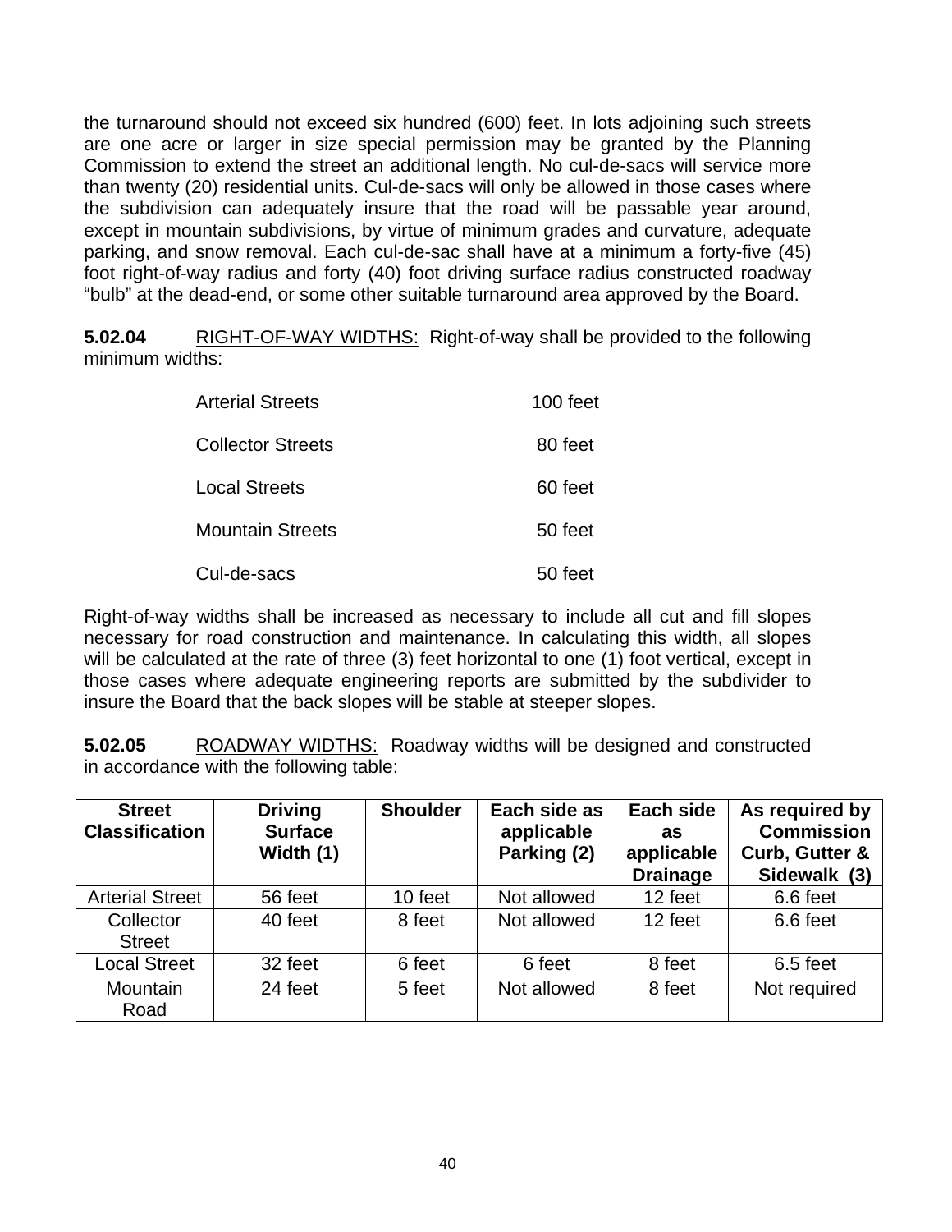the turnaround should not exceed six hundred (600) feet. In lots adjoining such streets are one acre or larger in size special permission may be granted by the Planning Commission to extend the street an additional length. No cul-de-sacs will service more than twenty (20) residential units. Cul-de-sacs will only be allowed in those cases where the subdivision can adequately insure that the road will be passable year around, except in mountain subdivisions, by virtue of minimum grades and curvature, adequate parking, and snow removal. Each cul-de-sac shall have at a minimum a forty-five (45) foot right-of-way radius and forty (40) foot driving surface radius constructed roadway "bulb" at the dead-end, or some other suitable turnaround area approved by the Board.

**5.02.04** RIGHT-OF-WAY WIDTHS: Right-of-way shall be provided to the following minimum widths:

| | |
|---|---|
| Arterial Streets | 100 feet |
| Collector Streets | 80 feet |
| Local Streets | 60 feet |
| Mountain Streets | 50 feet |
| Cul-de-sacs | 50 feet |

Right-of-way widths shall be increased as necessary to include all cut and fill slopes necessary for road construction and maintenance. In calculating this width, all slopes will be calculated at the rate of three (3) feet horizontal to one (1) foot vertical, except in those cases where adequate engineering reports are submitted by the subdivider to insure the Board that the back slopes will be stable at steeper slopes.

**5.02.05** ROADWAY WIDTHS: Roadway widths will be designed and constructed in accordance with the following table:

| Street Classification | Driving Surface Width (1) | Shoulder | Each side as applicable Parking (2) | Each side as applicable Drainage | As required by Commission Curb, Gutter & Sidewalk (3) |
|---|---|---|---|---|---|
| Arterial Street | 56 feet | 10 feet | Not allowed | 12 feet | 6.6 feet |
| Collector Street | 40 feet | 8 feet | Not allowed | 12 feet | 6.6 feet |
| Local Street | 32 feet | 6 feet | 6 feet | 8 feet | 6.5 feet |
| Mountain Road | 24 feet | 5 feet | Not allowed | 8 feet | Not required |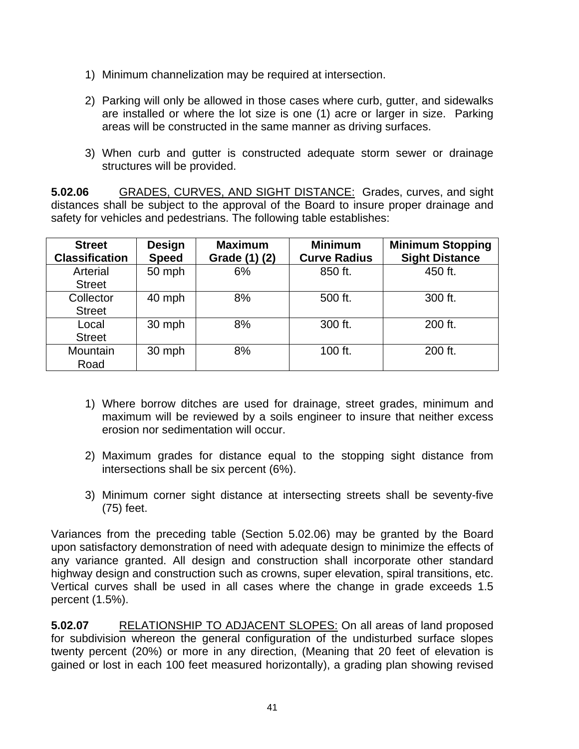1) Minimum channelization may be required at intersection.

2) Parking will only be allowed in those cases where curb, gutter, and sidewalks are installed or where the lot size is one (1) acre or larger in size. Parking areas will be constructed in the same manner as driving surfaces.

3) When curb and gutter is constructed adequate storm sewer or drainage structures will be provided.

**5.02.06** GRADES, CURVES, AND SIGHT DISTANCE: Grades, curves, and sight distances shall be subject to the approval of the Board to insure proper drainage and safety for vehicles and pedestrians. The following table establishes:

| Street Classification | Design Speed | Maximum Grade (1) (2) | Minimum Curve Radius | Minimum Stopping Sight Distance |
|---|---|---|---|---|
| Arterial Street | 50 mph | 6% | 850 ft. | 450 ft. |
| Collector Street | 40 mph | 8% | 500 ft. | 300 ft. |
| Local Street | 30 mph | 8% | 300 ft. | 200 ft. |
| Mountain Road | 30 mph | 8% | 100 ft. | 200 ft. |

1) Where borrow ditches are used for drainage, street grades, minimum and maximum will be reviewed by a soils engineer to insure that neither excess erosion nor sedimentation will occur.

2) Maximum grades for distance equal to the stopping sight distance from intersections shall be six percent (6%).

3) Minimum corner sight distance at intersecting streets shall be seventy-five (75) feet.

Variances from the preceding table (Section 5.02.06) may be granted by the Board upon satisfactory demonstration of need with adequate design to minimize the effects of any variance granted. All design and construction shall incorporate other standard highway design and construction such as crowns, super elevation, spiral transitions, etc. Vertical curves shall be used in all cases where the change in grade exceeds 1.5 percent (1.5%).

**5.02.07** RELATIONSHIP TO ADJACENT SLOPES: On all areas of land proposed for subdivision whereon the general configuration of the undisturbed surface slopes twenty percent (20%) or more in any direction, (Meaning that 20 feet of elevation is gained or lost in each 100 feet measured horizontally), a grading plan showing revised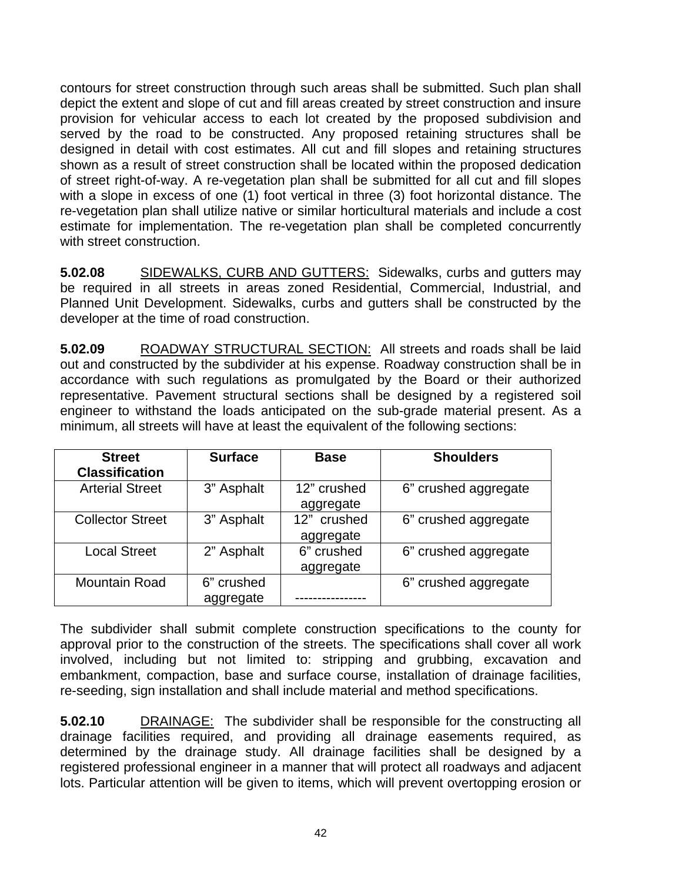contours for street construction through such areas shall be submitted. Such plan shall depict the extent and slope of cut and fill areas created by street construction and insure provision for vehicular access to each lot created by the proposed subdivision and served by the road to be constructed. Any proposed retaining structures shall be designed in detail with cost estimates. All cut and fill slopes and retaining structures shown as a result of street construction shall be located within the proposed dedication of street right-of-way. A re-vegetation plan shall be submitted for all cut and fill slopes with a slope in excess of one (1) foot vertical in three (3) foot horizontal distance. The re-vegetation plan shall utilize native or similar horticultural materials and include a cost estimate for implementation. The re-vegetation plan shall be completed concurrently with street construction.

**5.02.08** SIDEWALKS, CURB AND GUTTERS: Sidewalks, curbs and gutters may be required in all streets in areas zoned Residential, Commercial, Industrial, and Planned Unit Development. Sidewalks, curbs and gutters shall be constructed by the developer at the time of road construction.

**5.02.09** ROADWAY STRUCTURAL SECTION: All streets and roads shall be laid out and constructed by the subdivider at his expense. Roadway construction shall be in accordance with such regulations as promulgated by the Board or their authorized representative. Pavement structural sections shall be designed by a registered soil engineer to withstand the loads anticipated on the sub-grade material present. As a minimum, all streets will have at least the equivalent of the following sections:

| Street Classification | Surface | Base | Shoulders |
|---|---|---|---|
| Arterial Street | 3" Asphalt | 12" crushed aggregate | 6" crushed aggregate |
| Collector Street | 3" Asphalt | 12" crushed aggregate | 6" crushed aggregate |
| Local Street | 2" Asphalt | 6" crushed aggregate | 6" crushed aggregate |
| Mountain Road | 6" crushed aggregate | ---------------- | 6" crushed aggregate |

The subdivider shall submit complete construction specifications to the county for approval prior to the construction of the streets. The specifications shall cover all work involved, including but not limited to: stripping and grubbing, excavation and embankment, compaction, base and surface course, installation of drainage facilities, re-seeding, sign installation and shall include material and method specifications.

**5.02.10** DRAINAGE: The subdivider shall be responsible for the constructing all drainage facilities required, and providing all drainage easements required, as determined by the drainage study. All drainage facilities shall be designed by a registered professional engineer in a manner that will protect all roadways and adjacent lots. Particular attention will be given to items, which will prevent overtopping erosion or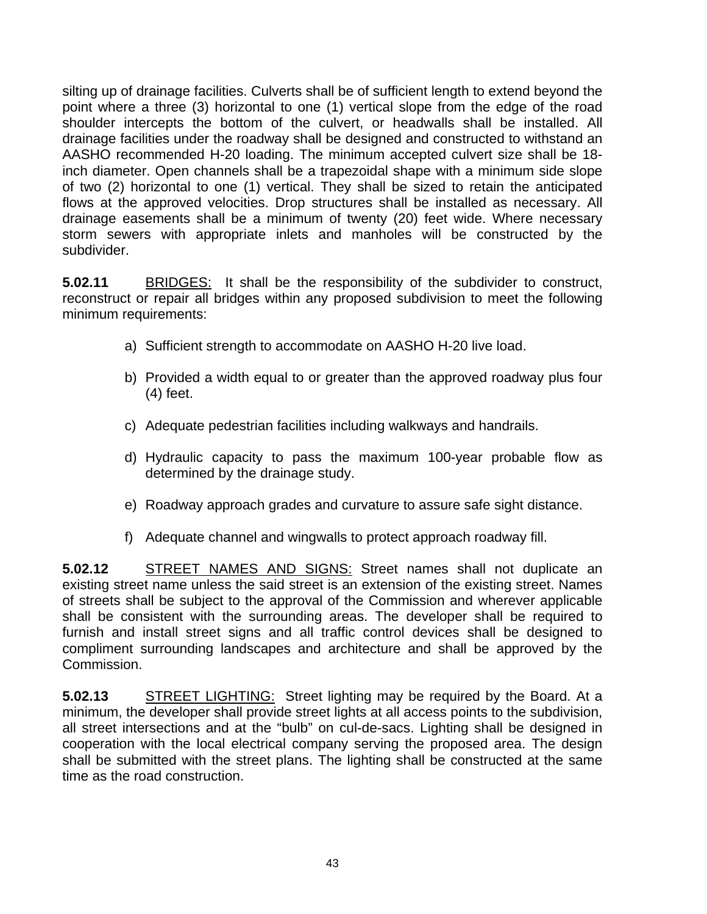silting up of drainage facilities. Culverts shall be of sufficient length to extend beyond the point where a three (3) horizontal to one (1) vertical slope from the edge of the road shoulder intercepts the bottom of the culvert, or headwalls shall be installed. All drainage facilities under the roadway shall be designed and constructed to withstand an AASHO recommended H-20 loading. The minimum accepted culvert size shall be 18-inch diameter. Open channels shall be a trapezoidal shape with a minimum side slope of two (2) horizontal to one (1) vertical. They shall be sized to retain the anticipated flows at the approved velocities. Drop structures shall be installed as necessary. All drainage easements shall be a minimum of twenty (20) feet wide. Where necessary storm sewers with appropriate inlets and manholes will be constructed by the subdivider.

**5.02.11** <u>BRIDGES:</u> It shall be the responsibility of the subdivider to construct, reconstruct or repair all bridges within any proposed subdivision to meet the following minimum requirements:

a) Sufficient strength to accommodate on AASHO H-20 live load.

b) Provided a width equal to or greater than the approved roadway plus four (4) feet.

c) Adequate pedestrian facilities including walkways and handrails.

d) Hydraulic capacity to pass the maximum 100-year probable flow as determined by the drainage study.

e) Roadway approach grades and curvature to assure safe sight distance.

f) Adequate channel and wingwalls to protect approach roadway fill.

**5.02.12** <u>STREET NAMES AND SIGNS:</u> Street names shall not duplicate an existing street name unless the said street is an extension of the existing street. Names of streets shall be subject to the approval of the Commission and wherever applicable shall be consistent with the surrounding areas. The developer shall be required to furnish and install street signs and all traffic control devices shall be designed to compliment surrounding landscapes and architecture and shall be approved by the Commission.

**5.02.13** <u>STREET LIGHTING:</u> Street lighting may be required by the Board. At a minimum, the developer shall provide street lights at all access points to the subdivision, all street intersections and at the "bulb" on cul-de-sacs. Lighting shall be designed in cooperation with the local electrical company serving the proposed area. The design shall be submitted with the street plans. The lighting shall be constructed at the same time as the road construction.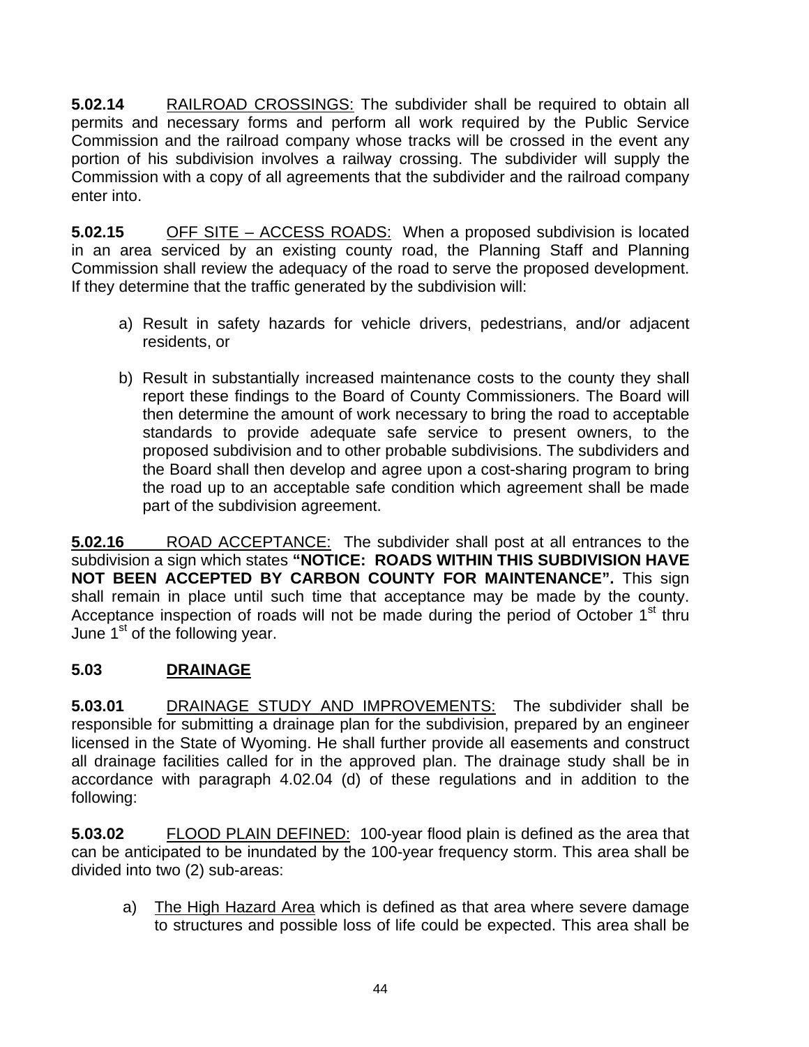**5.02.14** RAILROAD CROSSINGS: The subdivider shall be required to obtain all permits and necessary forms and perform all work required by the Public Service Commission and the railroad company whose tracks will be crossed in the event any portion of his subdivision involves a railway crossing. The subdivider will supply the Commission with a copy of all agreements that the subdivider and the railroad company enter into.

**5.02.15** OFF SITE – ACCESS ROADS: When a proposed subdivision is located in an area serviced by an existing county road, the Planning Staff and Planning Commission shall review the adequacy of the road to serve the proposed development. If they determine that the traffic generated by the subdivision will:

a) Result in safety hazards for vehicle drivers, pedestrians, and/or adjacent residents, or

b) Result in substantially increased maintenance costs to the county they shall report these findings to the Board of County Commissioners. The Board will then determine the amount of work necessary to bring the road to acceptable standards to provide adequate safe service to present owners, to the proposed subdivision and to other probable subdivisions. The subdividers and the Board shall then develop and agree upon a cost-sharing program to bring the road up to an acceptable safe condition which agreement shall be made part of the subdivision agreement.

**5.02.16** ROAD ACCEPTANCE: The subdivider shall post at all entrances to the subdivision a sign which states **"NOTICE: ROADS WITHIN THIS SUBDIVISION HAVE NOT BEEN ACCEPTED BY CARBON COUNTY FOR MAINTENANCE".** This sign shall remain in place until such time that acceptance may be made by the county. Acceptance inspection of roads will not be made during the period of October 1st thru June 1st of the following year.

## 5.03 DRAINAGE

**5.03.01** DRAINAGE STUDY AND IMPROVEMENTS: The subdivider shall be responsible for submitting a drainage plan for the subdivision, prepared by an engineer licensed in the State of Wyoming. He shall further provide all easements and construct all drainage facilities called for in the approved plan. The drainage study shall be in accordance with paragraph 4.02.04 (d) of these regulations and in addition to the following:

**5.03.02** FLOOD PLAIN DEFINED: 100-year flood plain is defined as the area that can be anticipated to be inundated by the 100-year frequency storm. This area shall be divided into two (2) sub-areas:

a) The High Hazard Area which is defined as that area where severe damage to structures and possible loss of life could be expected. This area shall be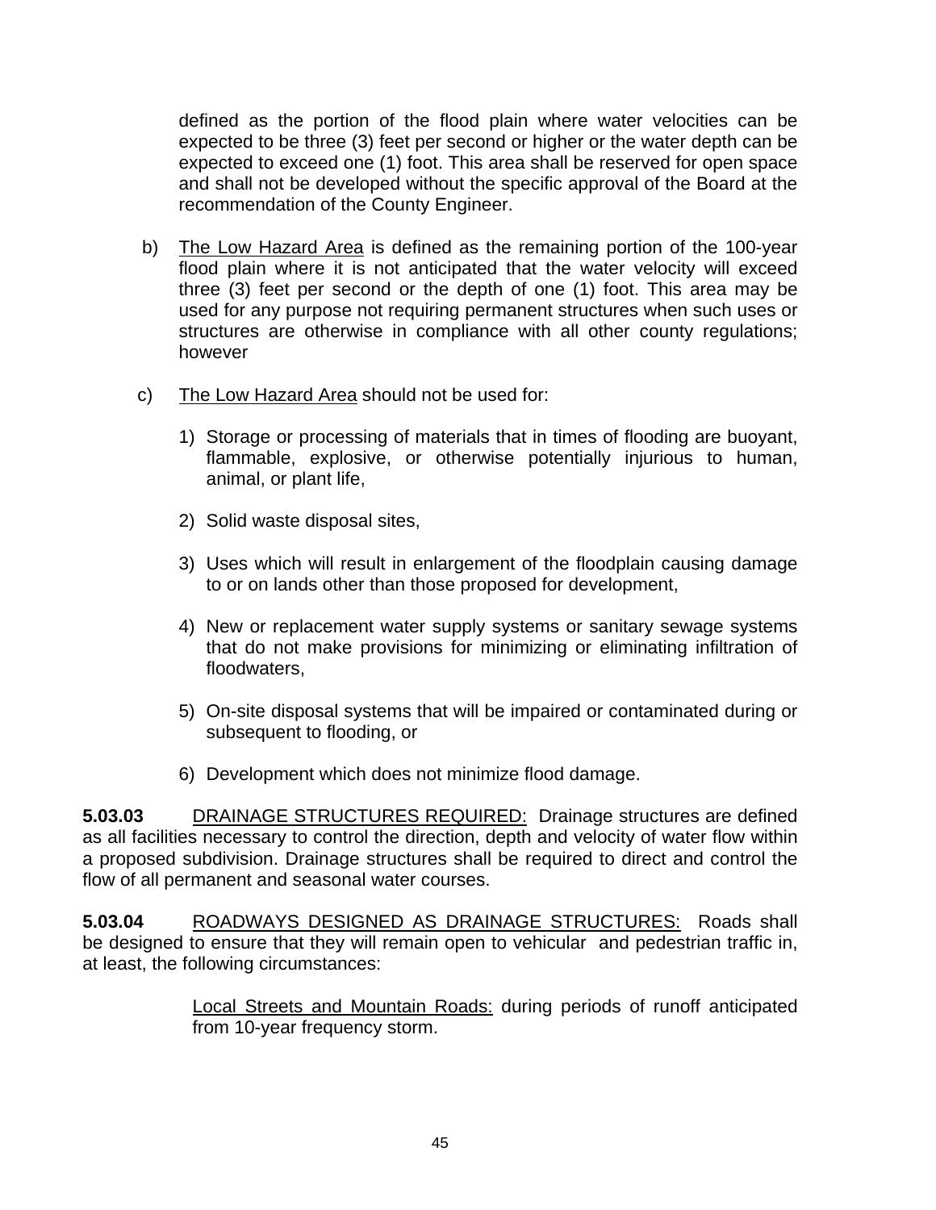defined as the portion of the flood plain where water velocities can be expected to be three (3) feet per second or higher or the water depth can be expected to exceed one (1) foot. This area shall be reserved for open space and shall not be developed without the specific approval of the Board at the recommendation of the County Engineer.

b) <u>The Low Hazard Area</u> is defined as the remaining portion of the 100-year flood plain where it is not anticipated that the water velocity will exceed three (3) feet per second or the depth of one (1) foot. This area may be used for any purpose not requiring permanent structures when such uses or structures are otherwise in compliance with all other county regulations; however

c) <u>The Low Hazard Area</u> should not be used for:

1) Storage or processing of materials that in times of flooding are buoyant, flammable, explosive, or otherwise potentially injurious to human, animal, or plant life,

2) Solid waste disposal sites,

3) Uses which will result in enlargement of the floodplain causing damage to or on lands other than those proposed for development,

4) New or replacement water supply systems or sanitary sewage systems that do not make provisions for minimizing or eliminating infiltration of floodwaters,

5) On-site disposal systems that will be impaired or contaminated during or subsequent to flooding, or

6) Development which does not minimize flood damage.

**5.03.03** <u>DRAINAGE STRUCTURES REQUIRED:</u> Drainage structures are defined as all facilities necessary to control the direction, depth and velocity of water flow within a proposed subdivision. Drainage structures shall be required to direct and control the flow of all permanent and seasonal water courses.

**5.03.04** <u>ROADWAYS DESIGNED AS DRAINAGE STRUCTURES:</u> Roads shall be designed to ensure that they will remain open to vehicular and pedestrian traffic in, at least, the following circumstances:

<u>Local Streets and Mountain Roads:</u> during periods of runoff anticipated from 10-year frequency storm.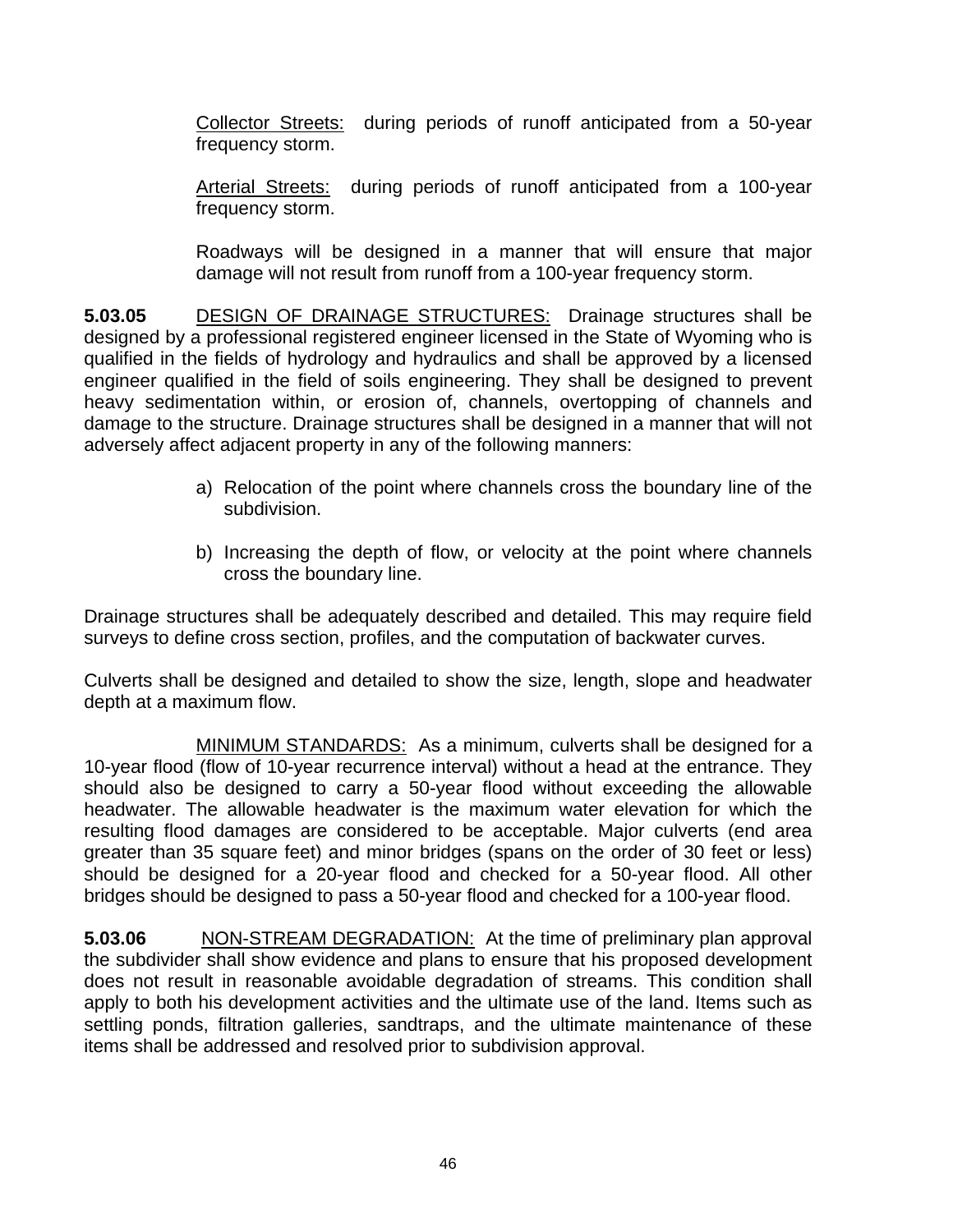Collector Streets: during periods of runoff anticipated from a 50-year frequency storm.

Arterial Streets: during periods of runoff anticipated from a 100-year frequency storm.

Roadways will be designed in a manner that will ensure that major damage will not result from runoff from a 100-year frequency storm.

**5.03.05** DESIGN OF DRAINAGE STRUCTURES: Drainage structures shall be designed by a professional registered engineer licensed in the State of Wyoming who is qualified in the fields of hydrology and hydraulics and shall be approved by a licensed engineer qualified in the field of soils engineering. They shall be designed to prevent heavy sedimentation within, or erosion of, channels, overtopping of channels and damage to the structure. Drainage structures shall be designed in a manner that will not adversely affect adjacent property in any of the following manners:

a) Relocation of the point where channels cross the boundary line of the subdivision.

b) Increasing the depth of flow, or velocity at the point where channels cross the boundary line.

Drainage structures shall be adequately described and detailed. This may require field surveys to define cross section, profiles, and the computation of backwater curves.

Culverts shall be designed and detailed to show the size, length, slope and headwater depth at a maximum flow.

MINIMUM STANDARDS: As a minimum, culverts shall be designed for a 10-year flood (flow of 10-year recurrence interval) without a head at the entrance. They should also be designed to carry a 50-year flood without exceeding the allowable headwater. The allowable headwater is the maximum water elevation for which the resulting flood damages are considered to be acceptable. Major culverts (end area greater than 35 square feet) and minor bridges (spans on the order of 30 feet or less) should be designed for a 20-year flood and checked for a 50-year flood. All other bridges should be designed to pass a 50-year flood and checked for a 100-year flood.

**5.03.06** NON-STREAM DEGRADATION: At the time of preliminary plan approval the subdivider shall show evidence and plans to ensure that his proposed development does not result in reasonable avoidable degradation of streams. This condition shall apply to both his development activities and the ultimate use of the land. Items such as settling ponds, filtration galleries, sandtraps, and the ultimate maintenance of these items shall be addressed and resolved prior to subdivision approval.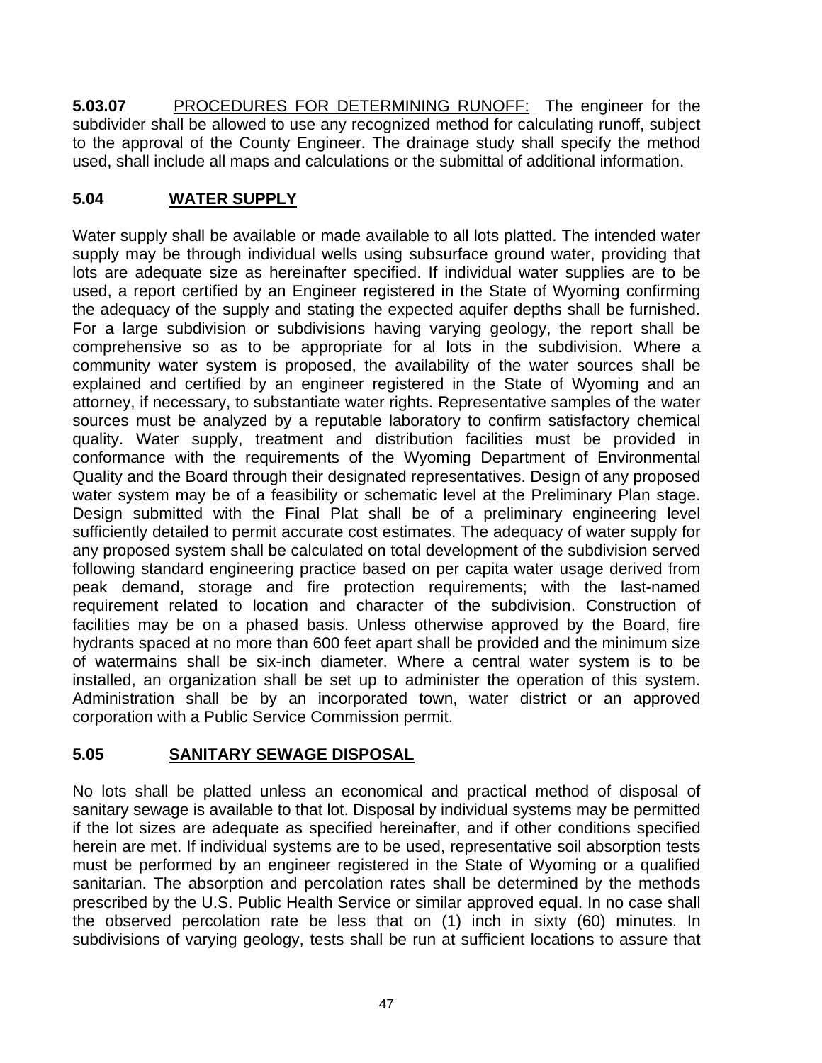**5.03.07** <u>PROCEDURES FOR DETERMINING RUNOFF:</u> The engineer for the subdivider shall be allowed to use any recognized method for calculating runoff, subject to the approval of the County Engineer. The drainage study shall specify the method used, shall include all maps and calculations or the submittal of additional information.

## 5.04 WATER SUPPLY

Water supply shall be available or made available to all lots platted. The intended water supply may be through individual wells using subsurface ground water, providing that lots are adequate size as hereinafter specified. If individual water supplies are to be used, a report certified by an Engineer registered in the State of Wyoming confirming the adequacy of the supply and stating the expected aquifer depths shall be furnished. For a large subdivision or subdivisions having varying geology, the report shall be comprehensive so as to be appropriate for al lots in the subdivision. Where a community water system is proposed, the availability of the water sources shall be explained and certified by an engineer registered in the State of Wyoming and an attorney, if necessary, to substantiate water rights. Representative samples of the water sources must be analyzed by a reputable laboratory to confirm satisfactory chemical quality. Water supply, treatment and distribution facilities must be provided in conformance with the requirements of the Wyoming Department of Environmental Quality and the Board through their designated representatives. Design of any proposed water system may be of a feasibility or schematic level at the Preliminary Plan stage. Design submitted with the Final Plat shall be of a preliminary engineering level sufficiently detailed to permit accurate cost estimates. The adequacy of water supply for any proposed system shall be calculated on total development of the subdivision served following standard engineering practice based on per capita water usage derived from peak demand, storage and fire protection requirements; with the last-named requirement related to location and character of the subdivision. Construction of facilities may be on a phased basis. Unless otherwise approved by the Board, fire hydrants spaced at no more than 600 feet apart shall be provided and the minimum size of watermains shall be six-inch diameter. Where a central water system is to be installed, an organization shall be set up to administer the operation of this system. Administration shall be by an incorporated town, water district or an approved corporation with a Public Service Commission permit.

## 5.05 SANITARY SEWAGE DISPOSAL

No lots shall be platted unless an economical and practical method of disposal of sanitary sewage is available to that lot. Disposal by individual systems may be permitted if the lot sizes are adequate as specified hereinafter, and if other conditions specified herein are met. If individual systems are to be used, representative soil absorption tests must be performed by an engineer registered in the State of Wyoming or a qualified sanitarian. The absorption and percolation rates shall be determined by the methods prescribed by the U.S. Public Health Service or similar approved equal. In no case shall the observed percolation rate be less that on (1) inch in sixty (60) minutes. In subdivisions of varying geology, tests shall be run at sufficient locations to assure that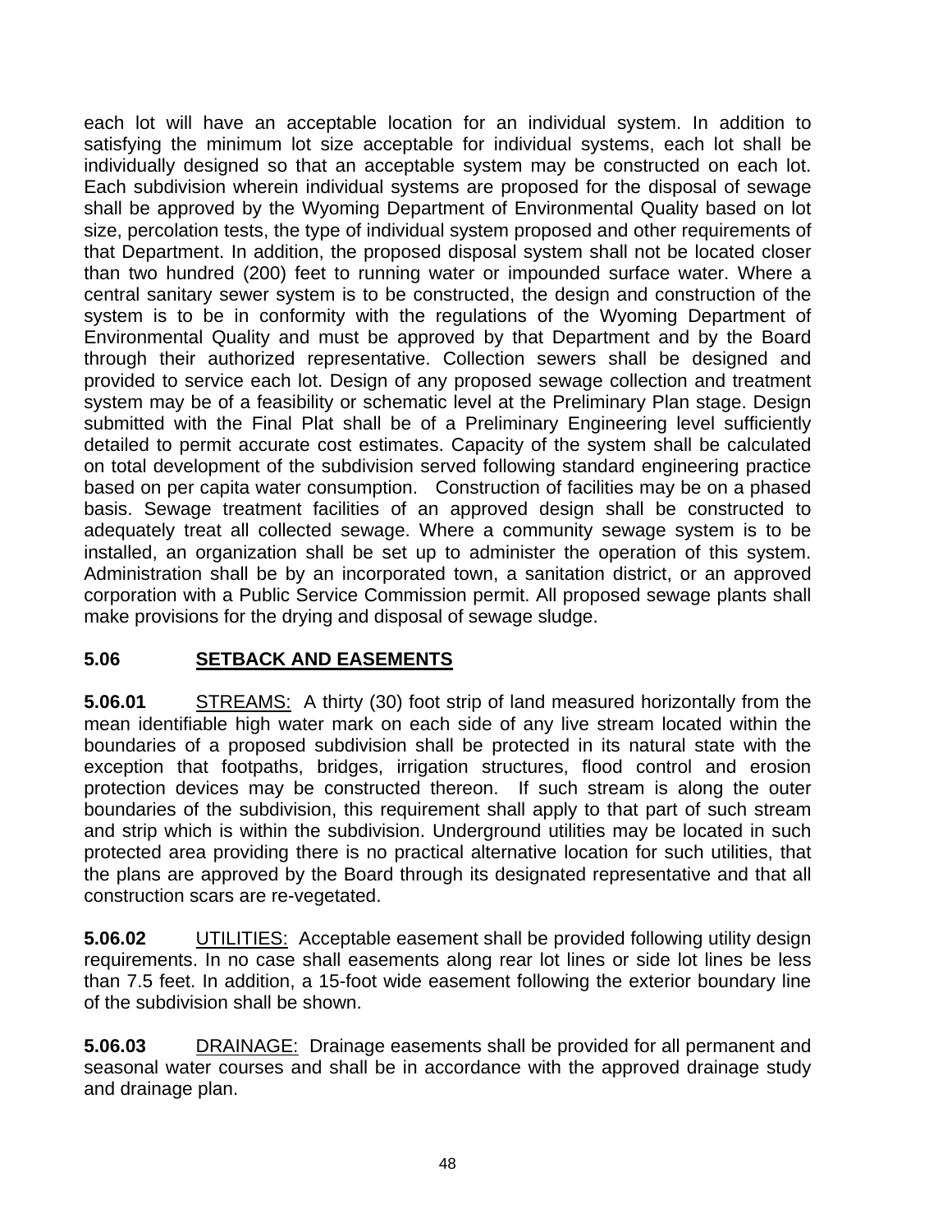each lot will have an acceptable location for an individual system. In addition to satisfying the minimum lot size acceptable for individual systems, each lot shall be individually designed so that an acceptable system may be constructed on each lot. Each subdivision wherein individual systems are proposed for the disposal of sewage shall be approved by the Wyoming Department of Environmental Quality based on lot size, percolation tests, the type of individual system proposed and other requirements of that Department. In addition, the proposed disposal system shall not be located closer than two hundred (200) feet to running water or impounded surface water. Where a central sanitary sewer system is to be constructed, the design and construction of the system is to be in conformity with the regulations of the Wyoming Department of Environmental Quality and must be approved by that Department and by the Board through their authorized representative. Collection sewers shall be designed and provided to service each lot. Design of any proposed sewage collection and treatment system may be of a feasibility or schematic level at the Preliminary Plan stage. Design submitted with the Final Plat shall be of a Preliminary Engineering level sufficiently detailed to permit accurate cost estimates. Capacity of the system shall be calculated on total development of the subdivision served following standard engineering practice based on per capita water consumption. Construction of facilities may be on a phased basis. Sewage treatment facilities of an approved design shall be constructed to adequately treat all collected sewage. Where a community sewage system is to be installed, an organization shall be set up to administer the operation of this system. Administration shall be by an incorporated town, a sanitation district, or an approved corporation with a Public Service Commission permit. All proposed sewage plants shall make provisions for the drying and disposal of sewage sludge.

## 5.06 SETBACK AND EASEMENTS

**5.06.01** STREAMS: A thirty (30) foot strip of land measured horizontally from the mean identifiable high water mark on each side of any live stream located within the boundaries of a proposed subdivision shall be protected in its natural state with the exception that footpaths, bridges, irrigation structures, flood control and erosion protection devices may be constructed thereon. If such stream is along the outer boundaries of the subdivision, this requirement shall apply to that part of such stream and strip which is within the subdivision. Underground utilities may be located in such protected area providing there is no practical alternative location for such utilities, that the plans are approved by the Board through its designated representative and that all construction scars are re-vegetated.

**5.06.02** UTILITIES: Acceptable easement shall be provided following utility design requirements. In no case shall easements along rear lot lines or side lot lines be less than 7.5 feet. In addition, a 15-foot wide easement following the exterior boundary line of the subdivision shall be shown.

**5.06.03** DRAINAGE: Drainage easements shall be provided for all permanent and seasonal water courses and shall be in accordance with the approved drainage study and drainage plan.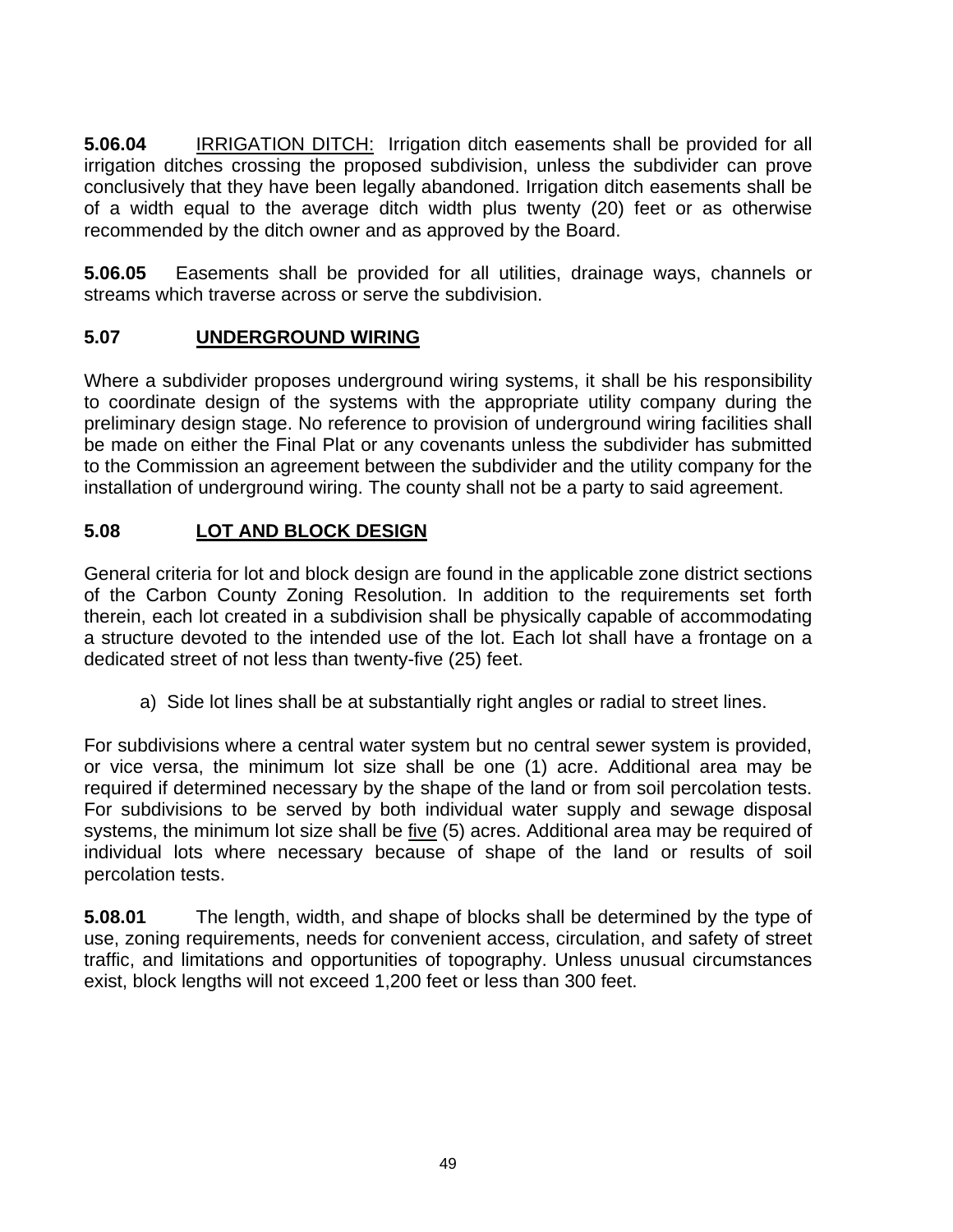**5.06.04** IRRIGATION DITCH: Irrigation ditch easements shall be provided for all irrigation ditches crossing the proposed subdivision, unless the subdivider can prove conclusively that they have been legally abandoned. Irrigation ditch easements shall be of a width equal to the average ditch width plus twenty (20) feet or as otherwise recommended by the ditch owner and as approved by the Board.

**5.06.05** Easements shall be provided for all utilities, drainage ways, channels or streams which traverse across or serve the subdivision.

## 5.07 UNDERGROUND WIRING

Where a subdivider proposes underground wiring systems, it shall be his responsibility to coordinate design of the systems with the appropriate utility company during the preliminary design stage. No reference to provision of underground wiring facilities shall be made on either the Final Plat or any covenants unless the subdivider has submitted to the Commission an agreement between the subdivider and the utility company for the installation of underground wiring. The county shall not be a party to said agreement.

## 5.08 LOT AND BLOCK DESIGN

General criteria for lot and block design are found in the applicable zone district sections of the Carbon County Zoning Resolution. In addition to the requirements set forth therein, each lot created in a subdivision shall be physically capable of accommodating a structure devoted to the intended use of the lot. Each lot shall have a frontage on a dedicated street of not less than twenty-five (25) feet.

a) Side lot lines shall be at substantially right angles or radial to street lines.

For subdivisions where a central water system but no central sewer system is provided, or vice versa, the minimum lot size shall be one (1) acre. Additional area may be required if determined necessary by the shape of the land or from soil percolation tests. For subdivisions to be served by both individual water supply and sewage disposal systems, the minimum lot size shall be five (5) acres. Additional area may be required of individual lots where necessary because of shape of the land or results of soil percolation tests.

**5.08.01** The length, width, and shape of blocks shall be determined by the type of use, zoning requirements, needs for convenient access, circulation, and safety of street traffic, and limitations and opportunities of topography. Unless unusual circumstances exist, block lengths will not exceed 1,200 feet or less than 300 feet.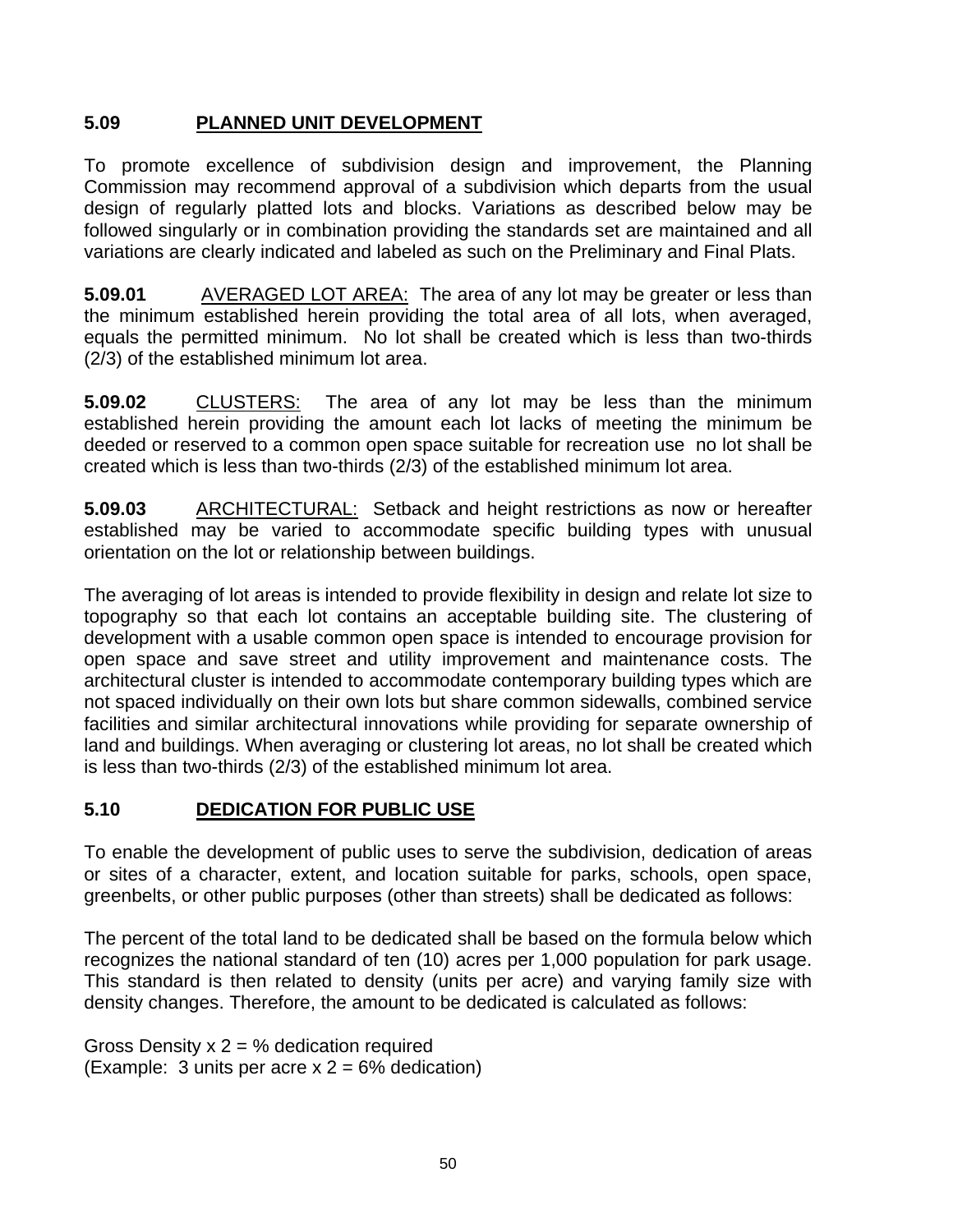## 5.09 PLANNED UNIT DEVELOPMENT

To promote excellence of subdivision design and improvement, the Planning Commission may recommend approval of a subdivision which departs from the usual design of regularly platted lots and blocks. Variations as described below may be followed singularly or in combination providing the standards set are maintained and all variations are clearly indicated and labeled as such on the Preliminary and Final Plats.

**5.09.01** AVERAGED LOT AREA: The area of any lot may be greater or less than the minimum established herein providing the total area of all lots, when averaged, equals the permitted minimum. No lot shall be created which is less than two-thirds (2/3) of the established minimum lot area.

**5.09.02** CLUSTERS: The area of any lot may be less than the minimum established herein providing the amount each lot lacks of meeting the minimum be deeded or reserved to a common open space suitable for recreation use no lot shall be created which is less than two-thirds (2/3) of the established minimum lot area.

**5.09.03** ARCHITECTURAL: Setback and height restrictions as now or hereafter established may be varied to accommodate specific building types with unusual orientation on the lot or relationship between buildings.

The averaging of lot areas is intended to provide flexibility in design and relate lot size to topography so that each lot contains an acceptable building site. The clustering of development with a usable common open space is intended to encourage provision for open space and save street and utility improvement and maintenance costs. The architectural cluster is intended to accommodate contemporary building types which are not spaced individually on their own lots but share common sidewalls, combined service facilities and similar architectural innovations while providing for separate ownership of land and buildings. When averaging or clustering lot areas, no lot shall be created which is less than two-thirds (2/3) of the established minimum lot area.

## 5.10 DEDICATION FOR PUBLIC USE

To enable the development of public uses to serve the subdivision, dedication of areas or sites of a character, extent, and location suitable for parks, schools, open space, greenbelts, or other public purposes (other than streets) shall be dedicated as follows:

The percent of the total land to be dedicated shall be based on the formula below which recognizes the national standard of ten (10) acres per 1,000 population for park usage. This standard is then related to density (units per acre) and varying family size with density changes. Therefore, the amount to be dedicated is calculated as follows:

Gross Density x 2 = % dedication required
(Example: 3 units per acre x 2 = 6% dedication)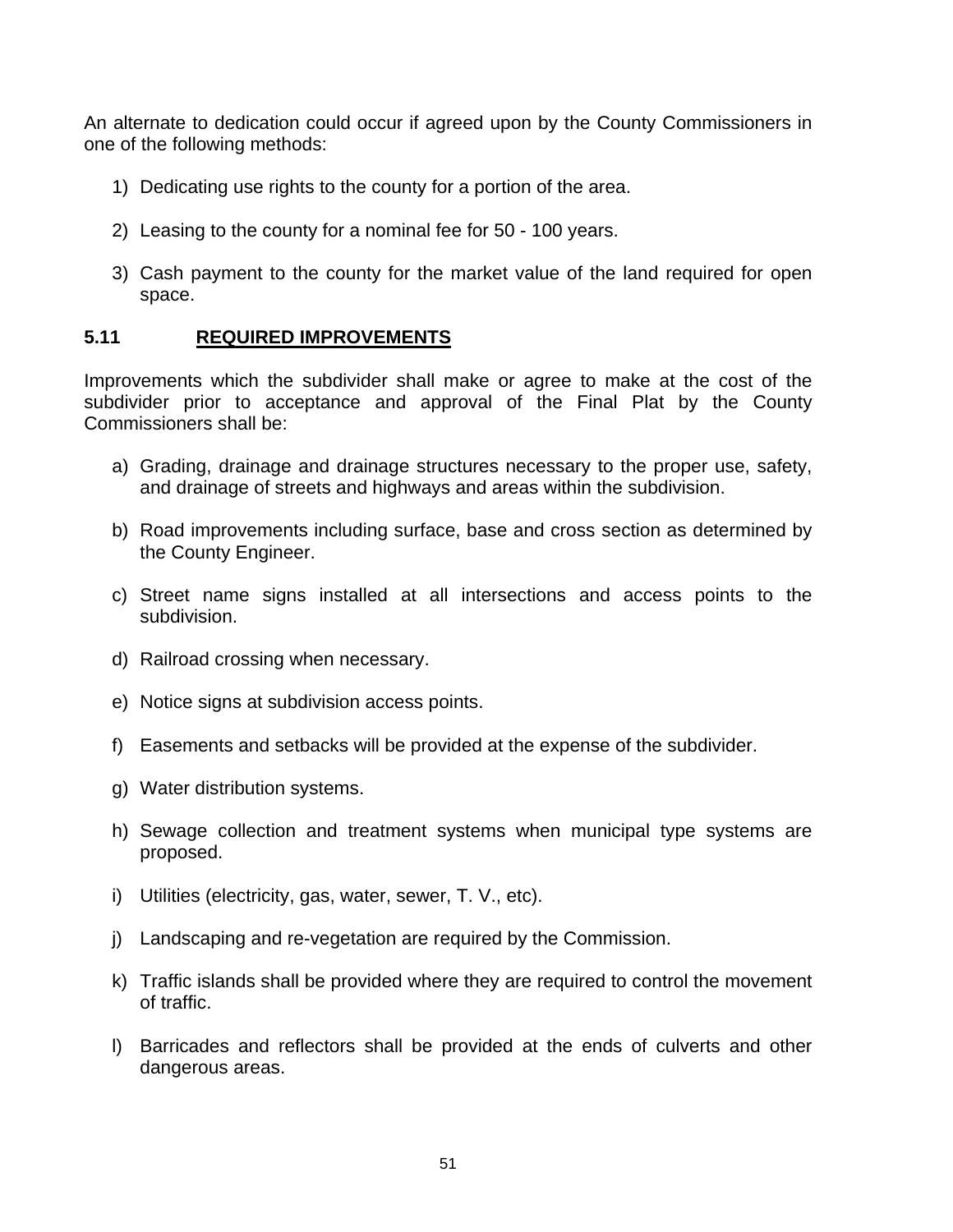An alternate to dedication could occur if agreed upon by the County Commissioners in one of the following methods:

1) Dedicating use rights to the county for a portion of the area.

2) Leasing to the county for a nominal fee for 50 - 100 years.

3) Cash payment to the county for the market value of the land required for open space.

## 5.11 REQUIRED IMPROVEMENTS

Improvements which the subdivider shall make or agree to make at the cost of the subdivider prior to acceptance and approval of the Final Plat by the County Commissioners shall be:

a) Grading, drainage and drainage structures necessary to the proper use, safety, and drainage of streets and highways and areas within the subdivision.

b) Road improvements including surface, base and cross section as determined by the County Engineer.

c) Street name signs installed at all intersections and access points to the subdivision.

d) Railroad crossing when necessary.

e) Notice signs at subdivision access points.

f) Easements and setbacks will be provided at the expense of the subdivider.

g) Water distribution systems.

h) Sewage collection and treatment systems when municipal type systems are proposed.

i) Utilities (electricity, gas, water, sewer, T. V., etc).

j) Landscaping and re-vegetation are required by the Commission.

k) Traffic islands shall be provided where they are required to control the movement of traffic.

l) Barricades and reflectors shall be provided at the ends of culverts and other dangerous areas.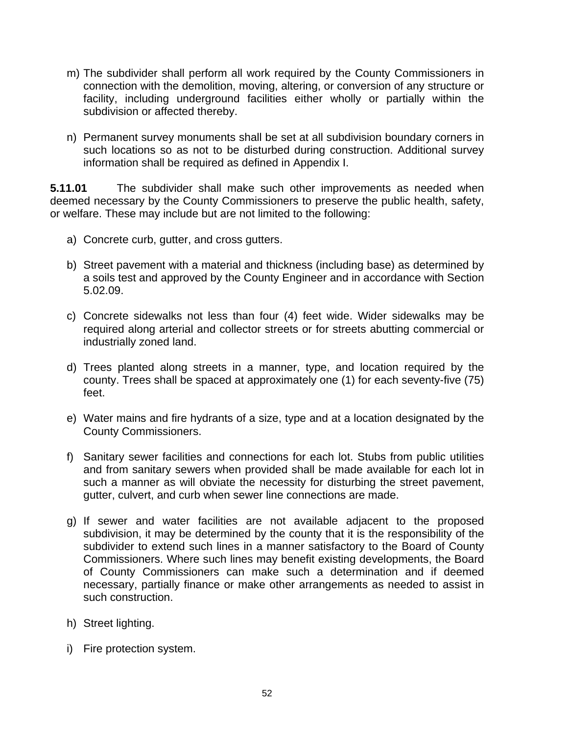m) The subdivider shall perform all work required by the County Commissioners in connection with the demolition, moving, altering, or conversion of any structure or facility, including underground facilities either wholly or partially within the subdivision or affected thereby.

n) Permanent survey monuments shall be set at all subdivision boundary corners in such locations so as not to be disturbed during construction. Additional survey information shall be required as defined in Appendix I.

**5.11.01** The subdivider shall make such other improvements as needed when deemed necessary by the County Commissioners to preserve the public health, safety, or welfare. These may include but are not limited to the following:

a) Concrete curb, gutter, and cross gutters.

b) Street pavement with a material and thickness (including base) as determined by a soils test and approved by the County Engineer and in accordance with Section 5.02.09.

c) Concrete sidewalks not less than four (4) feet wide. Wider sidewalks may be required along arterial and collector streets or for streets abutting commercial or industrially zoned land.

d) Trees planted along streets in a manner, type, and location required by the county. Trees shall be spaced at approximately one (1) for each seventy-five (75) feet.

e) Water mains and fire hydrants of a size, type and at a location designated by the County Commissioners.

f) Sanitary sewer facilities and connections for each lot. Stubs from public utilities and from sanitary sewers when provided shall be made available for each lot in such a manner as will obviate the necessity for disturbing the street pavement, gutter, culvert, and curb when sewer line connections are made.

g) If sewer and water facilities are not available adjacent to the proposed subdivision, it may be determined by the county that it is the responsibility of the subdivider to extend such lines in a manner satisfactory to the Board of County Commissioners. Where such lines may benefit existing developments, the Board of County Commissioners can make such a determination and if deemed necessary, partially finance or make other arrangements as needed to assist in such construction.

h) Street lighting.

i) Fire protection system.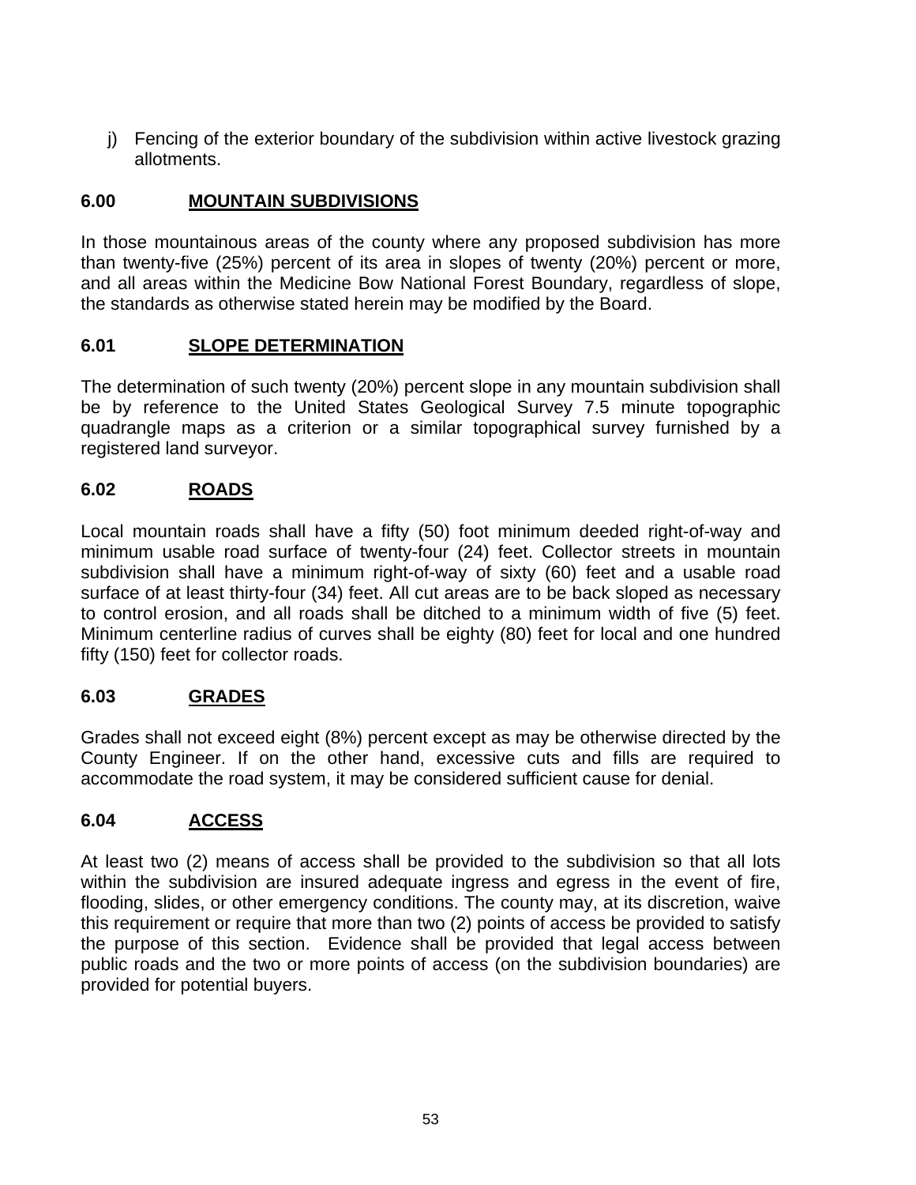j) Fencing of the exterior boundary of the subdivision within active livestock grazing allotments.

## 6.00 MOUNTAIN SUBDIVISIONS

In those mountainous areas of the county where any proposed subdivision has more than twenty-five (25%) percent of its area in slopes of twenty (20%) percent or more, and all areas within the Medicine Bow National Forest Boundary, regardless of slope, the standards as otherwise stated herein may be modified by the Board.

## 6.01 SLOPE DETERMINATION

The determination of such twenty (20%) percent slope in any mountain subdivision shall be by reference to the United States Geological Survey 7.5 minute topographic quadrangle maps as a criterion or a similar topographical survey furnished by a registered land surveyor.

## 6.02 ROADS

Local mountain roads shall have a fifty (50) foot minimum deeded right-of-way and minimum usable road surface of twenty-four (24) feet. Collector streets in mountain subdivision shall have a minimum right-of-way of sixty (60) feet and a usable road surface of at least thirty-four (34) feet. All cut areas are to be back sloped as necessary to control erosion, and all roads shall be ditched to a minimum width of five (5) feet. Minimum centerline radius of curves shall be eighty (80) feet for local and one hundred fifty (150) feet for collector roads.

## 6.03 GRADES

Grades shall not exceed eight (8%) percent except as may be otherwise directed by the County Engineer. If on the other hand, excessive cuts and fills are required to accommodate the road system, it may be considered sufficient cause for denial.

## 6.04 ACCESS

At least two (2) means of access shall be provided to the subdivision so that all lots within the subdivision are insured adequate ingress and egress in the event of fire, flooding, slides, or other emergency conditions. The county may, at its discretion, waive this requirement or require that more than two (2) points of access be provided to satisfy the purpose of this section. Evidence shall be provided that legal access between public roads and the two or more points of access (on the subdivision boundaries) are provided for potential buyers.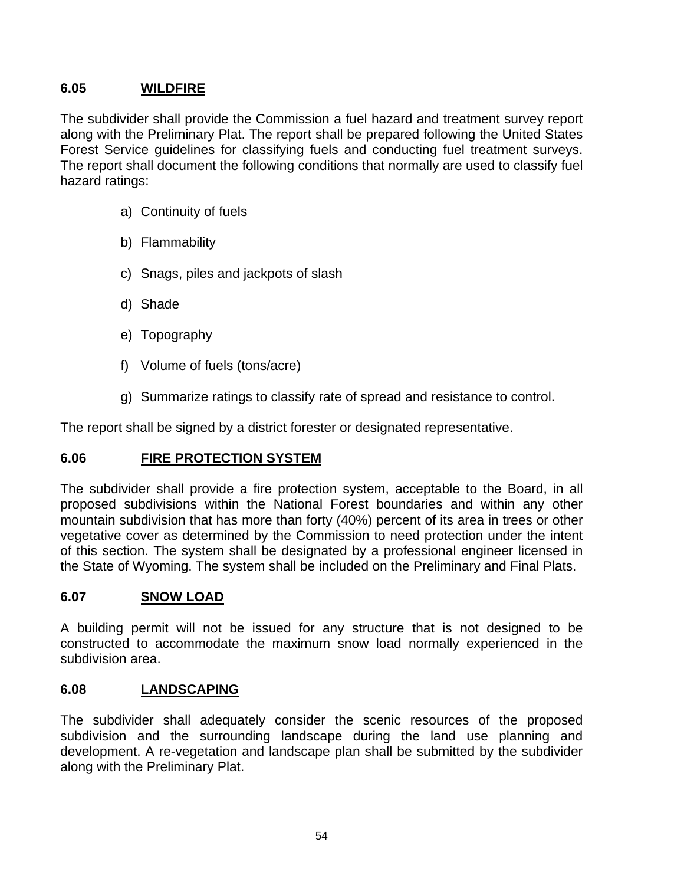## 6.05 WILDFIRE

The subdivider shall provide the Commission a fuel hazard and treatment survey report along with the Preliminary Plat. The report shall be prepared following the United States Forest Service guidelines for classifying fuels and conducting fuel treatment surveys. The report shall document the following conditions that normally are used to classify fuel hazard ratings:

a) Continuity of fuels

b) Flammability

c) Snags, piles and jackpots of slash

d) Shade

e) Topography

f) Volume of fuels (tons/acre)

g) Summarize ratings to classify rate of spread and resistance to control.

The report shall be signed by a district forester or designated representative.

## 6.06 FIRE PROTECTION SYSTEM

The subdivider shall provide a fire protection system, acceptable to the Board, in all proposed subdivisions within the National Forest boundaries and within any other mountain subdivision that has more than forty (40%) percent of its area in trees or other vegetative cover as determined by the Commission to need protection under the intent of this section. The system shall be designated by a professional engineer licensed in the State of Wyoming. The system shall be included on the Preliminary and Final Plats.

## 6.07 SNOW LOAD

A building permit will not be issued for any structure that is not designed to be constructed to accommodate the maximum snow load normally experienced in the subdivision area.

## 6.08 LANDSCAPING

The subdivider shall adequately consider the scenic resources of the proposed subdivision and the surrounding landscape during the land use planning and development. A re-vegetation and landscape plan shall be submitted by the subdivider along with the Preliminary Plat.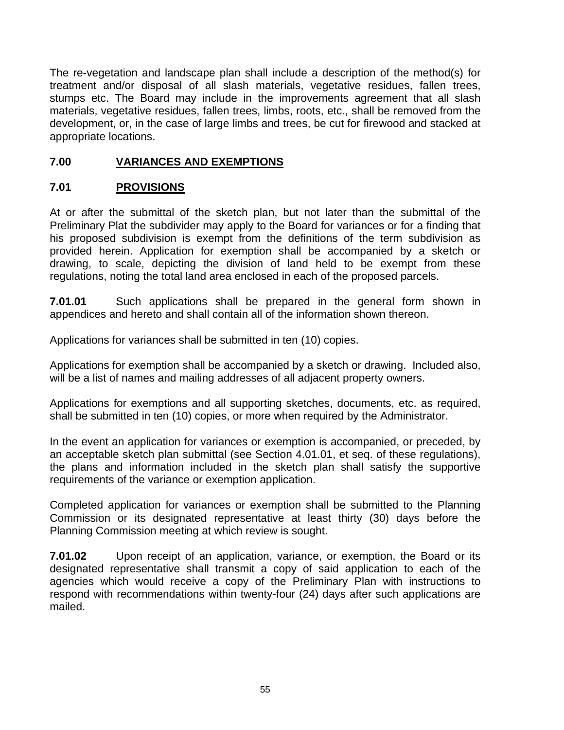The re-vegetation and landscape plan shall include a description of the method(s) for treatment and/or disposal of all slash materials, vegetative residues, fallen trees, stumps etc. The Board may include in the improvements agreement that all slash materials, vegetative residues, fallen trees, limbs, roots, etc., shall be removed from the development, or, in the case of large limbs and trees, be cut for firewood and stacked at appropriate locations.

## 7.00 VARIANCES AND EXEMPTIONS

### 7.01 PROVISIONS

At or after the submittal of the sketch plan, but not later than the submittal of the Preliminary Plat the subdivider may apply to the Board for variances or for a finding that his proposed subdivision is exempt from the definitions of the term subdivision as provided herein. Application for exemption shall be accompanied by a sketch or drawing, to scale, depicting the division of land held to be exempt from these regulations, noting the total land area enclosed in each of the proposed parcels.

**7.01.01** Such applications shall be prepared in the general form shown in appendices and hereto and shall contain all of the information shown thereon.

Applications for variances shall be submitted in ten (10) copies.

Applications for exemption shall be accompanied by a sketch or drawing. Included also, will be a list of names and mailing addresses of all adjacent property owners.

Applications for exemptions and all supporting sketches, documents, etc. as required, shall be submitted in ten (10) copies, or more when required by the Administrator.

In the event an application for variances or exemption is accompanied, or preceded, by an acceptable sketch plan submittal (see Section 4.01.01, et seq. of these regulations), the plans and information included in the sketch plan shall satisfy the supportive requirements of the variance or exemption application.

Completed application for variances or exemption shall be submitted to the Planning Commission or its designated representative at least thirty (30) days before the Planning Commission meeting at which review is sought.

**7.01.02** Upon receipt of an application, variance, or exemption, the Board or its designated representative shall transmit a copy of said application to each of the agencies which would receive a copy of the Preliminary Plan with instructions to respond with recommendations within twenty-four (24) days after such applications are mailed.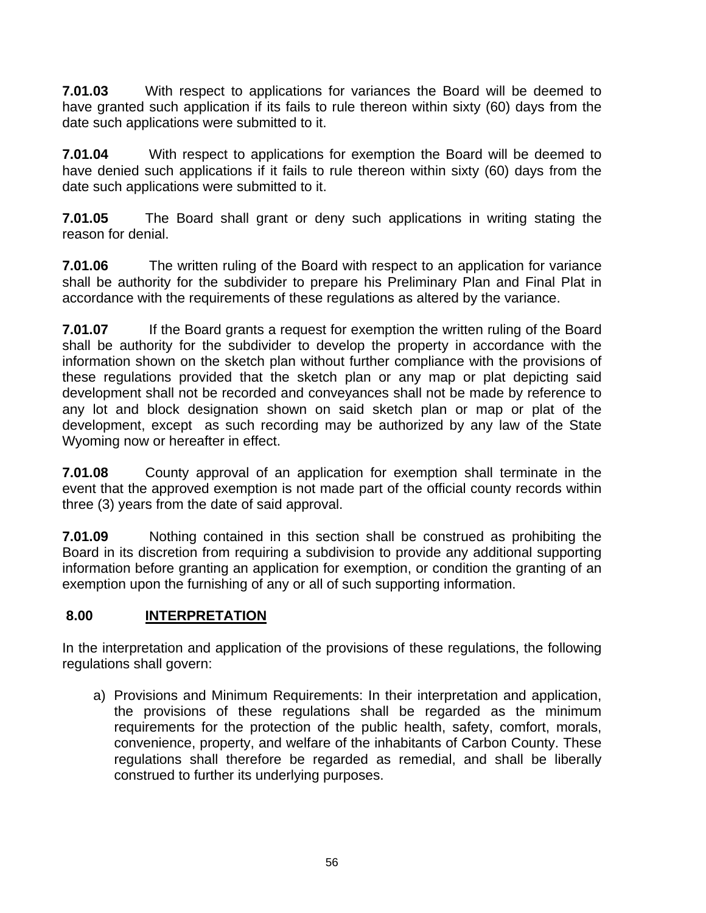**7.01.03** With respect to applications for variances the Board will be deemed to have granted such application if its fails to rule thereon within sixty (60) days from the date such applications were submitted to it.

**7.01.04** With respect to applications for exemption the Board will be deemed to have denied such applications if it fails to rule thereon within sixty (60) days from the date such applications were submitted to it.

**7.01.05** The Board shall grant or deny such applications in writing stating the reason for denial.

**7.01.06** The written ruling of the Board with respect to an application for variance shall be authority for the subdivider to prepare his Preliminary Plan and Final Plat in accordance with the requirements of these regulations as altered by the variance.

**7.01.07** If the Board grants a request for exemption the written ruling of the Board shall be authority for the subdivider to develop the property in accordance with the information shown on the sketch plan without further compliance with the provisions of these regulations provided that the sketch plan or any map or plat depicting said development shall not be recorded and conveyances shall not be made by reference to any lot and block designation shown on said sketch plan or map or plat of the development, except as such recording may be authorized by any law of the State Wyoming now or hereafter in effect.

**7.01.08** County approval of an application for exemption shall terminate in the event that the approved exemption is not made part of the official county records within three (3) years from the date of said approval.

**7.01.09** Nothing contained in this section shall be construed as prohibiting the Board in its discretion from requiring a subdivision to provide any additional supporting information before granting an application for exemption, or condition the granting of an exemption upon the furnishing of any or all of such supporting information.

## 8.00 INTERPRETATION

In the interpretation and application of the provisions of these regulations, the following regulations shall govern:

a) Provisions and Minimum Requirements: In their interpretation and application, the provisions of these regulations shall be regarded as the minimum requirements for the protection of the public health, safety, comfort, morals, convenience, property, and welfare of the inhabitants of Carbon County. These regulations shall therefore be regarded as remedial, and shall be liberally construed to further its underlying purposes.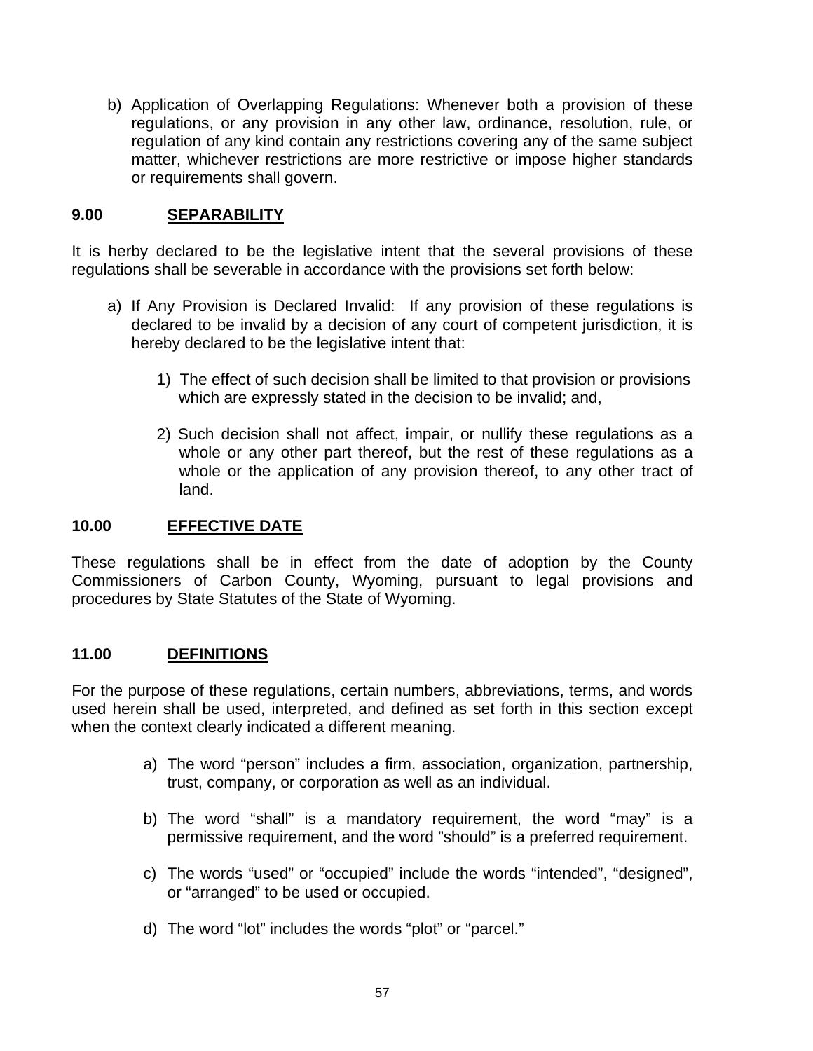b) Application of Overlapping Regulations: Whenever both a provision of these regulations, or any provision in any other law, ordinance, resolution, rule, or regulation of any kind contain any restrictions covering any of the same subject matter, whichever restrictions are more restrictive or impose higher standards or requirements shall govern.

## 9.00 SEPARABILITY

It is herby declared to be the legislative intent that the several provisions of these regulations shall be severable in accordance with the provisions set forth below:

a) If Any Provision is Declared Invalid: If any provision of these regulations is declared to be invalid by a decision of any court of competent jurisdiction, it is hereby declared to be the legislative intent that:

   1) The effect of such decision shall be limited to that provision or provisions which are expressly stated in the decision to be invalid; and,

   2) Such decision shall not affect, impair, or nullify these regulations as a whole or any other part thereof, but the rest of these regulations as a whole or the application of any provision thereof, to any other tract of land.

## 10.00 EFFECTIVE DATE

These regulations shall be in effect from the date of adoption by the County Commissioners of Carbon County, Wyoming, pursuant to legal provisions and procedures by State Statutes of the State of Wyoming.

## 11.00 DEFINITIONS

For the purpose of these regulations, certain numbers, abbreviations, terms, and words used herein shall be used, interpreted, and defined as set forth in this section except when the context clearly indicated a different meaning.

a) The word “person” includes a firm, association, organization, partnership, trust, company, or corporation as well as an individual.

b) The word “shall” is a mandatory requirement, the word “may” is a permissive requirement, and the word ”should” is a preferred requirement.

c) The words “used” or “occupied” include the words “intended”, “designed”, or “arranged” to be used or occupied.

d) The word “lot” includes the words “plot” or “parcel.”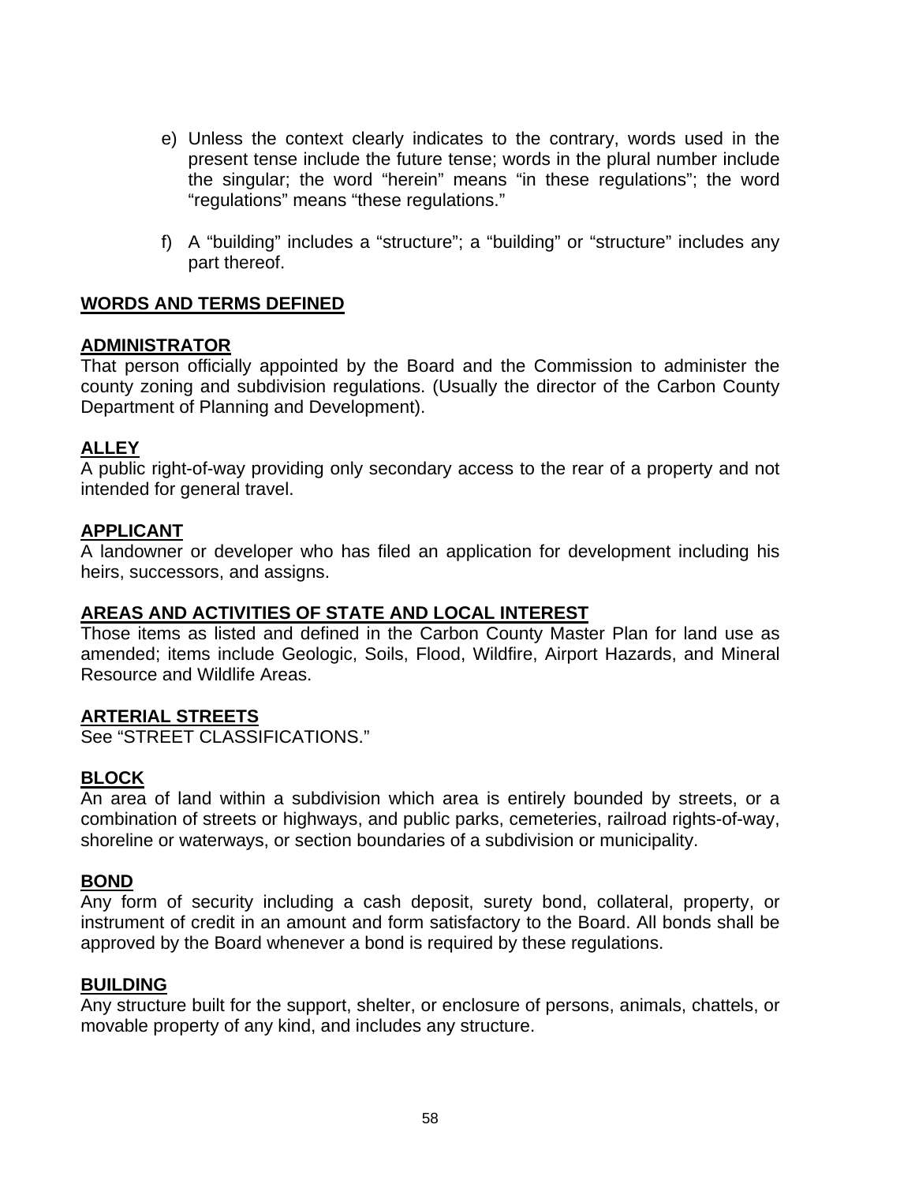e) Unless the context clearly indicates to the contrary, words used in the present tense include the future tense; words in the plural number include the singular; the word "herein" means "in these regulations"; the word "regulations" means "these regulations."

f) A "building" includes a "structure"; a "building" or "structure" includes any part thereof.

## WORDS AND TERMS DEFINED

### ADMINISTRATOR

That person officially appointed by the Board and the Commission to administer the county zoning and subdivision regulations. (Usually the director of the Carbon County Department of Planning and Development).

### ALLEY

A public right-of-way providing only secondary access to the rear of a property and not intended for general travel.

### APPLICANT

A landowner or developer who has filed an application for development including his heirs, successors, and assigns.

### AREAS AND ACTIVITIES OF STATE AND LOCAL INTEREST

Those items as listed and defined in the Carbon County Master Plan for land use as amended; items include Geologic, Soils, Flood, Wildfire, Airport Hazards, and Mineral Resource and Wildlife Areas.

### ARTERIAL STREETS

See "STREET CLASSIFICATIONS."

### BLOCK

An area of land within a subdivision which area is entirely bounded by streets, or a combination of streets or highways, and public parks, cemeteries, railroad rights-of-way, shoreline or waterways, or section boundaries of a subdivision or municipality.

### BOND

Any form of security including a cash deposit, surety bond, collateral, property, or instrument of credit in an amount and form satisfactory to the Board. All bonds shall be approved by the Board whenever a bond is required by these regulations.

### BUILDING

Any structure built for the support, shelter, or enclosure of persons, animals, chattels, or movable property of any kind, and includes any structure.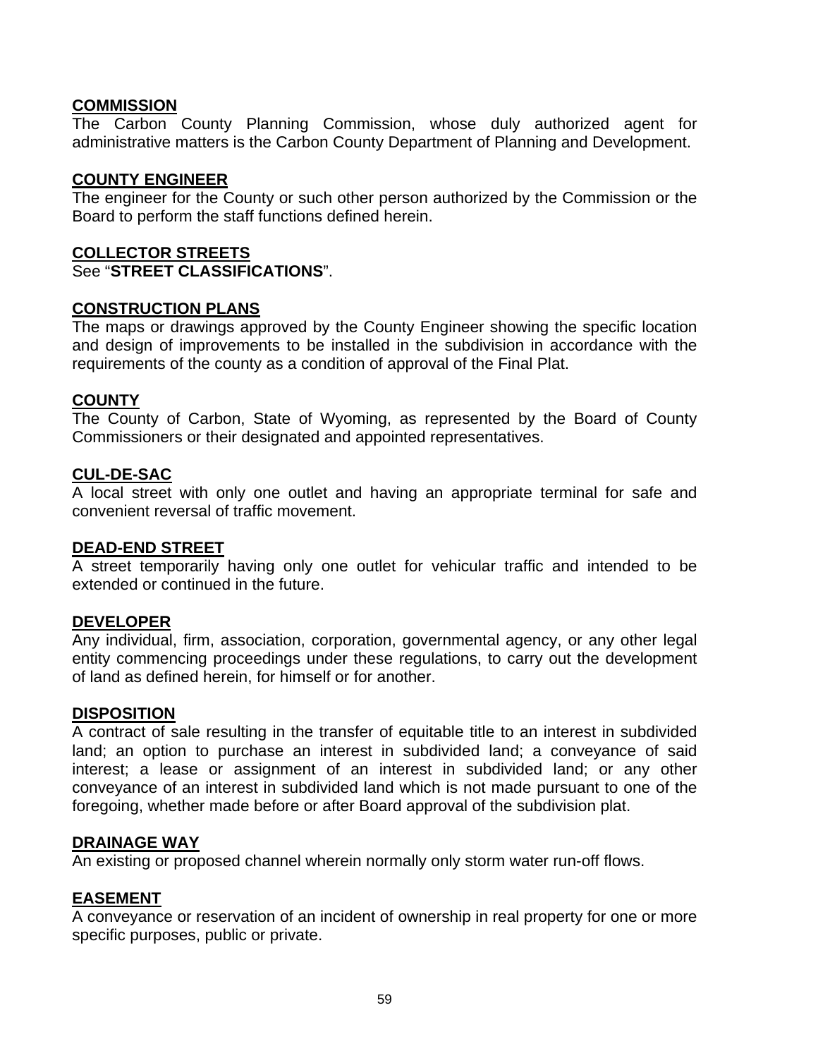**COMMISSION**
The Carbon County Planning Commission, whose duly authorized agent for administrative matters is the Carbon County Department of Planning and Development.

**COUNTY ENGINEER**
The engineer for the County or such other person authorized by the Commission or the Board to perform the staff functions defined herein.

**COLLECTOR STREETS**
See "**STREET CLASSIFICATIONS**".

**CONSTRUCTION PLANS**
The maps or drawings approved by the County Engineer showing the specific location and design of improvements to be installed in the subdivision in accordance with the requirements of the county as a condition of approval of the Final Plat.

**COUNTY**
The County of Carbon, State of Wyoming, as represented by the Board of County Commissioners or their designated and appointed representatives.

**CUL-DE-SAC**
A local street with only one outlet and having an appropriate terminal for safe and convenient reversal of traffic movement.

**DEAD-END STREET**
A street temporarily having only one outlet for vehicular traffic and intended to be extended or continued in the future.

**DEVELOPER**
Any individual, firm, association, corporation, governmental agency, or any other legal entity commencing proceedings under these regulations, to carry out the development of land as defined herein, for himself or for another.

**DISPOSITION**
A contract of sale resulting in the transfer of equitable title to an interest in subdivided land; an option to purchase an interest in subdivided land; a conveyance of said interest; a lease or assignment of an interest in subdivided land; or any other conveyance of an interest in subdivided land which is not made pursuant to one of the foregoing, whether made before or after Board approval of the subdivision plat.

**DRAINAGE WAY**
An existing or proposed channel wherein normally only storm water run-off flows.

**EASEMENT**
A conveyance or reservation of an incident of ownership in real property for one or more specific purposes, public or private.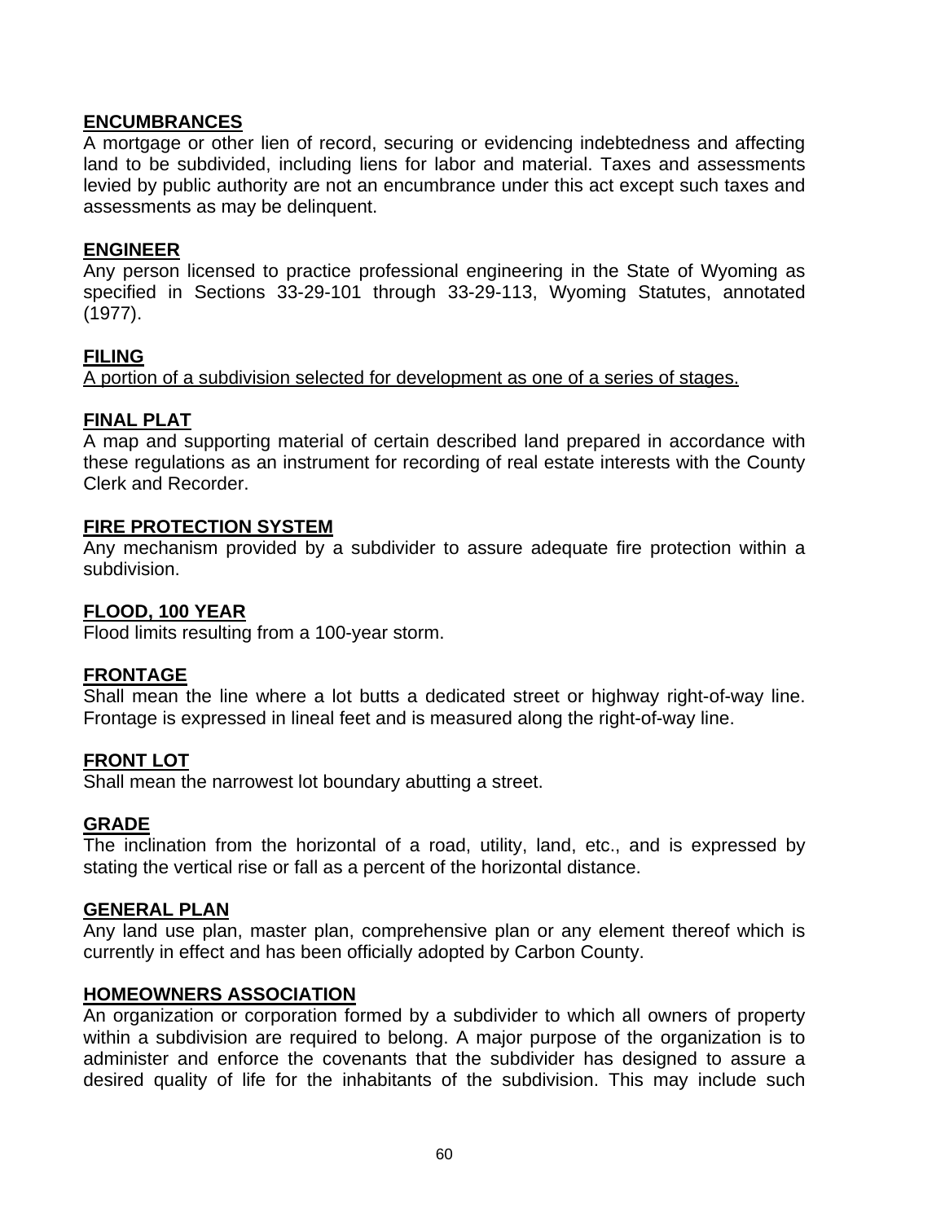**ENCUMBRANCES**

A mortgage or other lien of record, securing or evidencing indebtedness and affecting land to be subdivided, including liens for labor and material. Taxes and assessments levied by public authority are not an encumbrance under this act except such taxes and assessments as may be delinquent.

**ENGINEER**

Any person licensed to practice professional engineering in the State of Wyoming as specified in Sections 33-29-101 through 33-29-113, Wyoming Statutes, annotated (1977).

**FILING**

A portion of a subdivision selected for development as one of a series of stages.

**FINAL PLAT**

A map and supporting material of certain described land prepared in accordance with these regulations as an instrument for recording of real estate interests with the County Clerk and Recorder.

**FIRE PROTECTION SYSTEM**

Any mechanism provided by a subdivider to assure adequate fire protection within a subdivision.

**FLOOD, 100 YEAR**

Flood limits resulting from a 100-year storm.

**FRONTAGE**

Shall mean the line where a lot butts a dedicated street or highway right-of-way line. Frontage is expressed in lineal feet and is measured along the right-of-way line.

**FRONT LOT**

Shall mean the narrowest lot boundary abutting a street.

**GRADE**

The inclination from the horizontal of a road, utility, land, etc., and is expressed by stating the vertical rise or fall as a percent of the horizontal distance.

**GENERAL PLAN**

Any land use plan, master plan, comprehensive plan or any element thereof which is currently in effect and has been officially adopted by Carbon County.

**HOMEOWNERS ASSOCIATION**

An organization or corporation formed by a subdivider to which all owners of property within a subdivision are required to belong. A major purpose of the organization is to administer and enforce the covenants that the subdivider has designed to assure a desired quality of life for the inhabitants of the subdivision. This may include such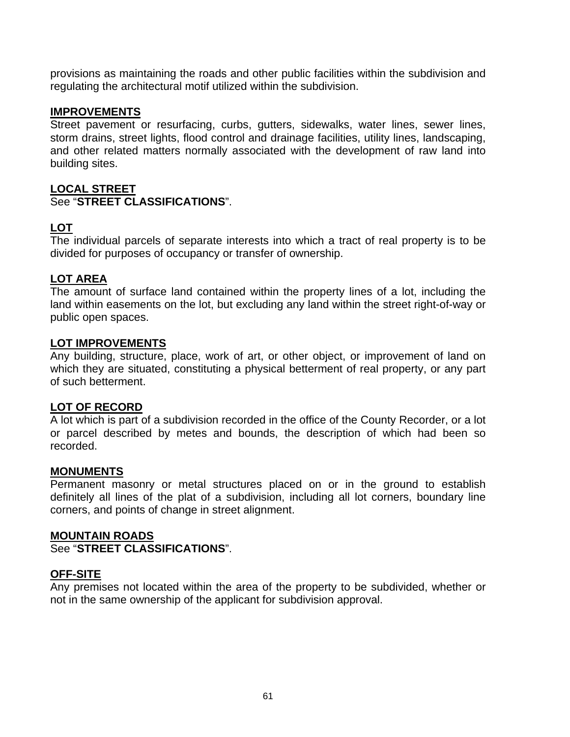provisions as maintaining the roads and other public facilities within the subdivision and regulating the architectural motif utilized within the subdivision.

**IMPROVEMENTS**
Street pavement or resurfacing, curbs, gutters, sidewalks, water lines, sewer lines, storm drains, street lights, flood control and drainage facilities, utility lines, landscaping, and other related matters normally associated with the development of raw land into building sites.

**LOCAL STREET**
See "**STREET CLASSIFICATIONS**".

**LOT**
The individual parcels of separate interests into which a tract of real property is to be divided for purposes of occupancy or transfer of ownership.

**LOT AREA**
The amount of surface land contained within the property lines of a lot, including the land within easements on the lot, but excluding any land within the street right-of-way or public open spaces.

**LOT IMPROVEMENTS**
Any building, structure, place, work of art, or other object, or improvement of land on which they are situated, constituting a physical betterment of real property, or any part of such betterment.

**LOT OF RECORD**
A lot which is part of a subdivision recorded in the office of the County Recorder, or a lot or parcel described by metes and bounds, the description of which had been so recorded.

**MONUMENTS**
Permanent masonry or metal structures placed on or in the ground to establish definitely all lines of the plat of a subdivision, including all lot corners, boundary line corners, and points of change in street alignment.

**MOUNTAIN ROADS**
See "**STREET CLASSIFICATIONS**".

**OFF-SITE**
Any premises not located within the area of the property to be subdivided, whether or not in the same ownership of the applicant for subdivision approval.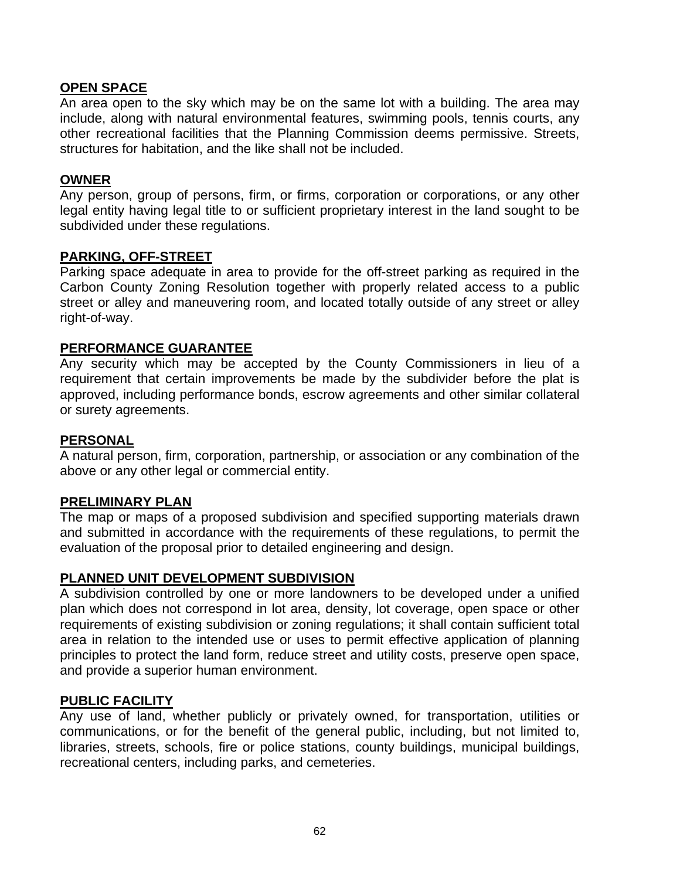**OPEN SPACE**
An area open to the sky which may be on the same lot with a building. The area may include, along with natural environmental features, swimming pools, tennis courts, any other recreational facilities that the Planning Commission deems permissive. Streets, structures for habitation, and the like shall not be included.

**OWNER**
Any person, group of persons, firm, or firms, corporation or corporations, or any other legal entity having legal title to or sufficient proprietary interest in the land sought to be subdivided under these regulations.

**PARKING, OFF-STREET**
Parking space adequate in area to provide for the off-street parking as required in the Carbon County Zoning Resolution together with properly related access to a public street or alley and maneuvering room, and located totally outside of any street or alley right-of-way.

**PERFORMANCE GUARANTEE**
Any security which may be accepted by the County Commissioners in lieu of a requirement that certain improvements be made by the subdivider before the plat is approved, including performance bonds, escrow agreements and other similar collateral or surety agreements.

**PERSONAL**
A natural person, firm, corporation, partnership, or association or any combination of the above or any other legal or commercial entity.

**PRELIMINARY PLAN**
The map or maps of a proposed subdivision and specified supporting materials drawn and submitted in accordance with the requirements of these regulations, to permit the evaluation of the proposal prior to detailed engineering and design.

**PLANNED UNIT DEVELOPMENT SUBDIVISION**
A subdivision controlled by one or more landowners to be developed under a unified plan which does not correspond in lot area, density, lot coverage, open space or other requirements of existing subdivision or zoning regulations; it shall contain sufficient total area in relation to the intended use or uses to permit effective application of planning principles to protect the land form, reduce street and utility costs, preserve open space, and provide a superior human environment.

**PUBLIC FACILITY**
Any use of land, whether publicly or privately owned, for transportation, utilities or communications, or for the benefit of the general public, including, but not limited to, libraries, streets, schools, fire or police stations, county buildings, municipal buildings, recreational centers, including parks, and cemeteries.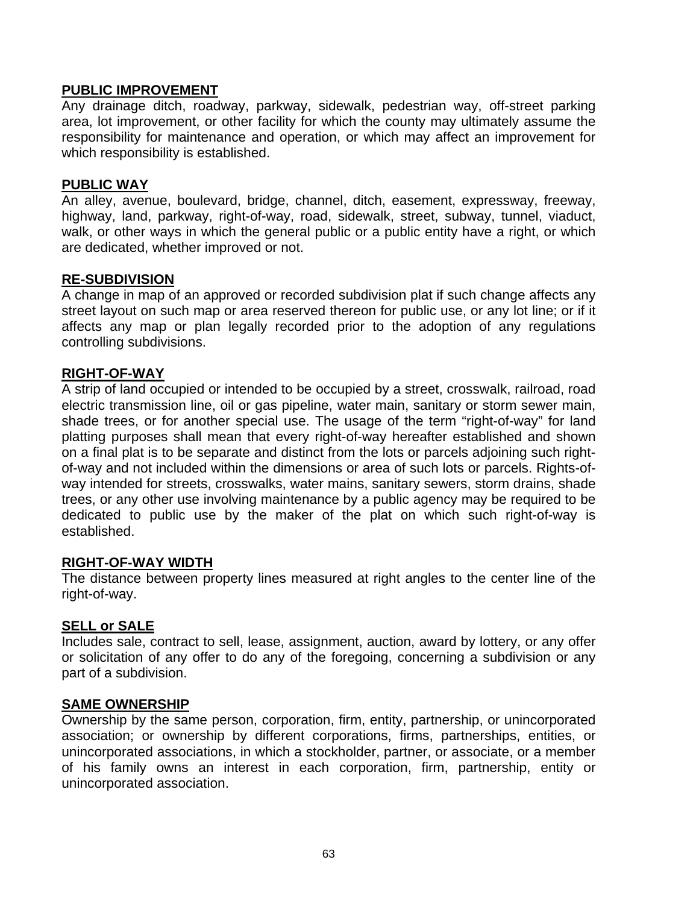**PUBLIC IMPROVEMENT**
Any drainage ditch, roadway, parkway, sidewalk, pedestrian way, off-street parking area, lot improvement, or other facility for which the county may ultimately assume the responsibility for maintenance and operation, or which may affect an improvement for which responsibility is established.

**PUBLIC WAY**
An alley, avenue, boulevard, bridge, channel, ditch, easement, expressway, freeway, highway, land, parkway, right-of-way, road, sidewalk, street, subway, tunnel, viaduct, walk, or other ways in which the general public or a public entity have a right, or which are dedicated, whether improved or not.

**RE-SUBDIVISION**
A change in map of an approved or recorded subdivision plat if such change affects any street layout on such map or area reserved thereon for public use, or any lot line; or if it affects any map or plan legally recorded prior to the adoption of any regulations controlling subdivisions.

**RIGHT-OF-WAY**
A strip of land occupied or intended to be occupied by a street, crosswalk, railroad, road electric transmission line, oil or gas pipeline, water main, sanitary or storm sewer main, shade trees, or for another special use. The usage of the term "right-of-way" for land platting purposes shall mean that every right-of-way hereafter established and shown on a final plat is to be separate and distinct from the lots or parcels adjoining such right-of-way and not included within the dimensions or area of such lots or parcels. Rights-of-way intended for streets, crosswalks, water mains, sanitary sewers, storm drains, shade trees, or any other use involving maintenance by a public agency may be required to be dedicated to public use by the maker of the plat on which such right-of-way is established.

**RIGHT-OF-WAY WIDTH**
The distance between property lines measured at right angles to the center line of the right-of-way.

**SELL or SALE**
Includes sale, contract to sell, lease, assignment, auction, award by lottery, or any offer or solicitation of any offer to do any of the foregoing, concerning a subdivision or any part of a subdivision.

**SAME OWNERSHIP**
Ownership by the same person, corporation, firm, entity, partnership, or unincorporated association; or ownership by different corporations, firms, partnerships, entities, or unincorporated associations, in which a stockholder, partner, or associate, or a member of his family owns an interest in each corporation, firm, partnership, entity or unincorporated association.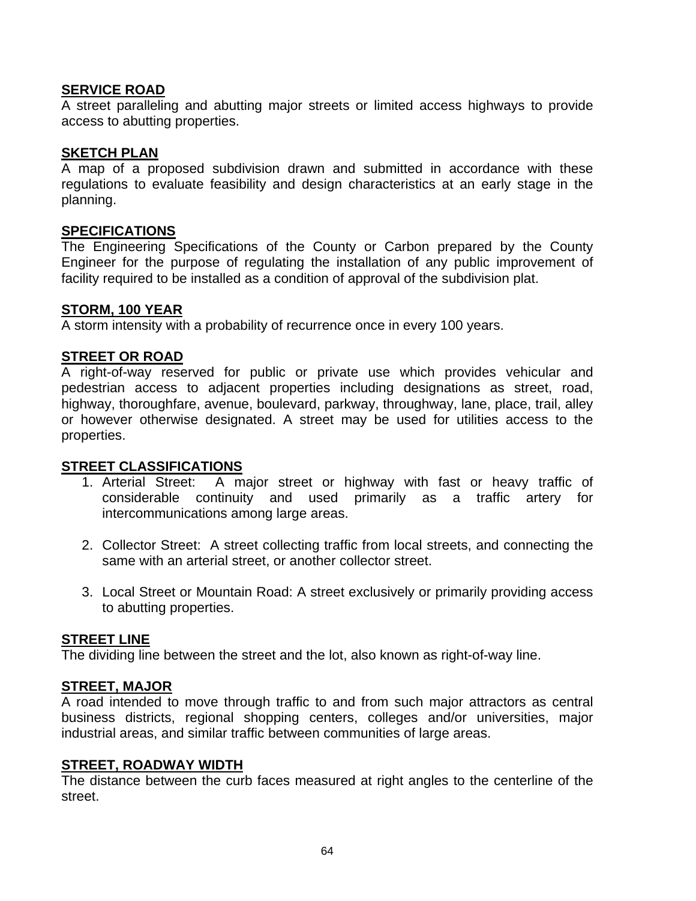**SERVICE ROAD**
A street paralleling and abutting major streets or limited access highways to provide access to abutting properties.

**SKETCH PLAN**
A map of a proposed subdivision drawn and submitted in accordance with these regulations to evaluate feasibility and design characteristics at an early stage in the planning.

**SPECIFICATIONS**
The Engineering Specifications of the County or Carbon prepared by the County Engineer for the purpose of regulating the installation of any public improvement of facility required to be installed as a condition of approval of the subdivision plat.

**STORM, 100 YEAR**
A storm intensity with a probability of recurrence once in every 100 years.

**STREET OR ROAD**
A right-of-way reserved for public or private use which provides vehicular and pedestrian access to adjacent properties including designations as street, road, highway, thoroughfare, avenue, boulevard, parkway, throughway, lane, place, trail, alley or however otherwise designated. A street may be used for utilities access to the properties.

**STREET CLASSIFICATIONS**

1. Arterial Street: A major street or highway with fast or heavy traffic of considerable continuity and used primarily as a traffic artery for intercommunications among large areas.

2. Collector Street: A street collecting traffic from local streets, and connecting the same with an arterial street, or another collector street.

3. Local Street or Mountain Road: A street exclusively or primarily providing access to abutting properties.

**STREET LINE**
The dividing line between the street and the lot, also known as right-of-way line.

**STREET, MAJOR**
A road intended to move through traffic to and from such major attractors as central business districts, regional shopping centers, colleges and/or universities, major industrial areas, and similar traffic between communities of large areas.

**STREET, ROADWAY WIDTH**
The distance between the curb faces measured at right angles to the centerline of the street.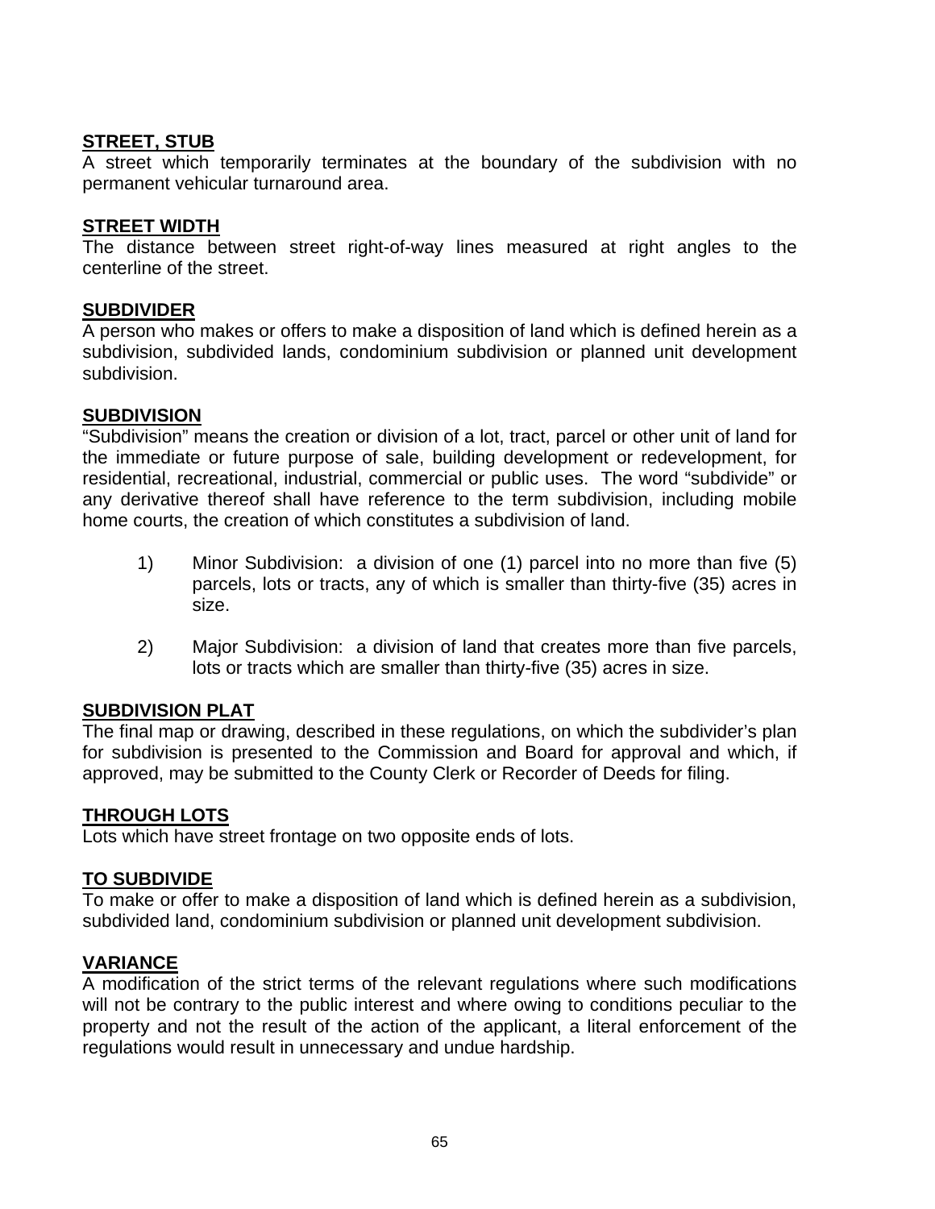**STREET, STUB**
A street which temporarily terminates at the boundary of the subdivision with no permanent vehicular turnaround area.

**STREET WIDTH**
The distance between street right-of-way lines measured at right angles to the centerline of the street.

**SUBDIVIDER**
A person who makes or offers to make a disposition of land which is defined herein as a subdivision, subdivided lands, condominium subdivision or planned unit development subdivision.

**SUBDIVISION**
"Subdivision" means the creation or division of a lot, tract, parcel or other unit of land for the immediate or future purpose of sale, building development or redevelopment, for residential, recreational, industrial, commercial or public uses. The word "subdivide" or any derivative thereof shall have reference to the term subdivision, including mobile home courts, the creation of which constitutes a subdivision of land.

1) Minor Subdivision: a division of one (1) parcel into no more than five (5) parcels, lots or tracts, any of which is smaller than thirty-five (35) acres in size.

2) Major Subdivision: a division of land that creates more than five parcels, lots or tracts which are smaller than thirty-five (35) acres in size.

**SUBDIVISION PLAT**
The final map or drawing, described in these regulations, on which the subdivider's plan for subdivision is presented to the Commission and Board for approval and which, if approved, may be submitted to the County Clerk or Recorder of Deeds for filing.

**THROUGH LOTS**
Lots which have street frontage on two opposite ends of lots.

**TO SUBDIVIDE**
To make or offer to make a disposition of land which is defined herein as a subdivision, subdivided land, condominium subdivision or planned unit development subdivision.

**VARIANCE**
A modification of the strict terms of the relevant regulations where such modifications will not be contrary to the public interest and where owing to conditions peculiar to the property and not the result of the action of the applicant, a literal enforcement of the regulations would result in unnecessary and undue hardship.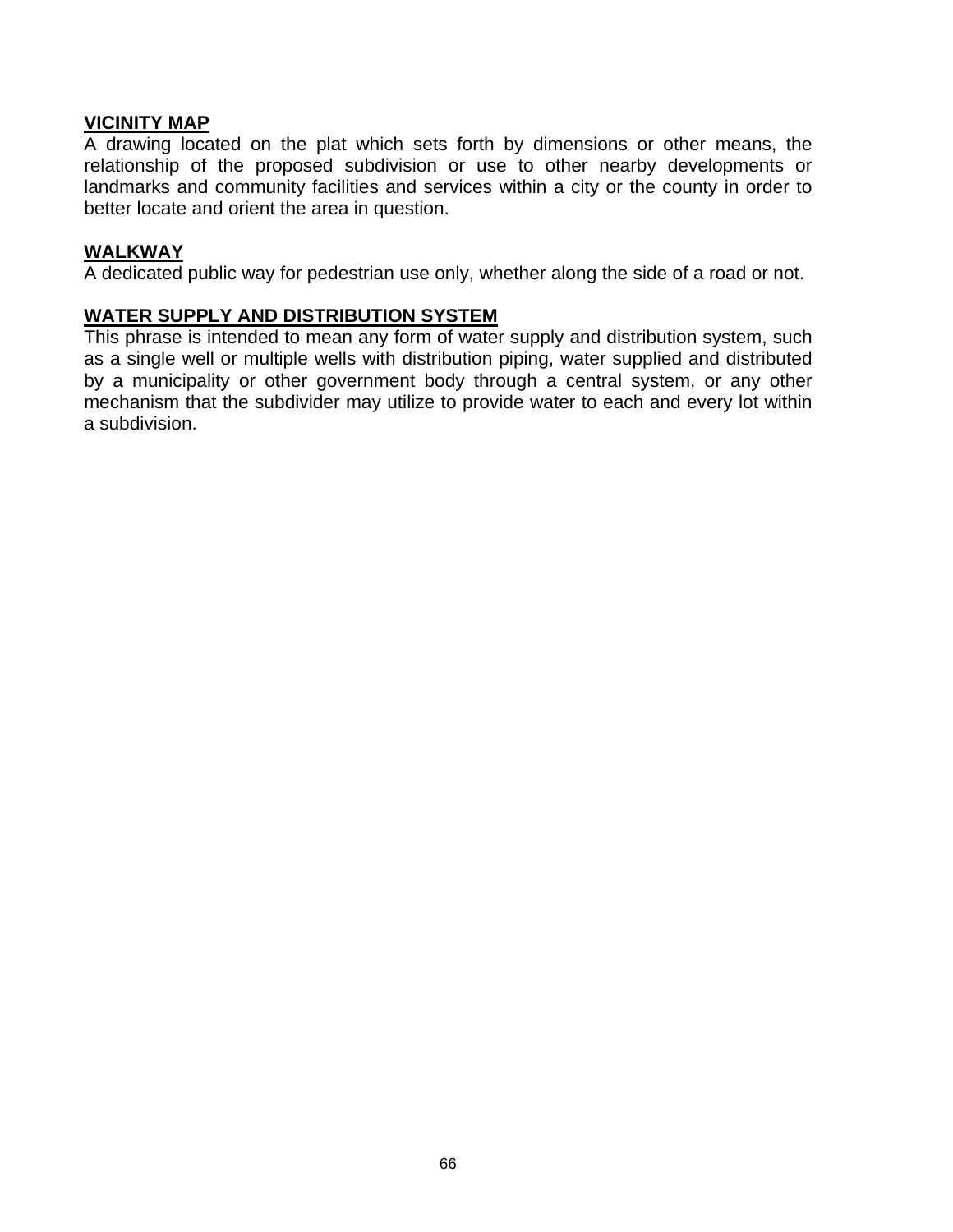**VICINITY MAP**

A drawing located on the plat which sets forth by dimensions or other means, the relationship of the proposed subdivision or use to other nearby developments or landmarks and community facilities and services within a city or the county in order to better locate and orient the area in question.

**WALKWAY**

A dedicated public way for pedestrian use only, whether along the side of a road or not.

**WATER SUPPLY AND DISTRIBUTION SYSTEM**

This phrase is intended to mean any form of water supply and distribution system, such as a single well or multiple wells with distribution piping, water supplied and distributed by a municipality or other government body through a central system, or any other mechanism that the subdivider may utilize to provide water to each and every lot within a subdivision.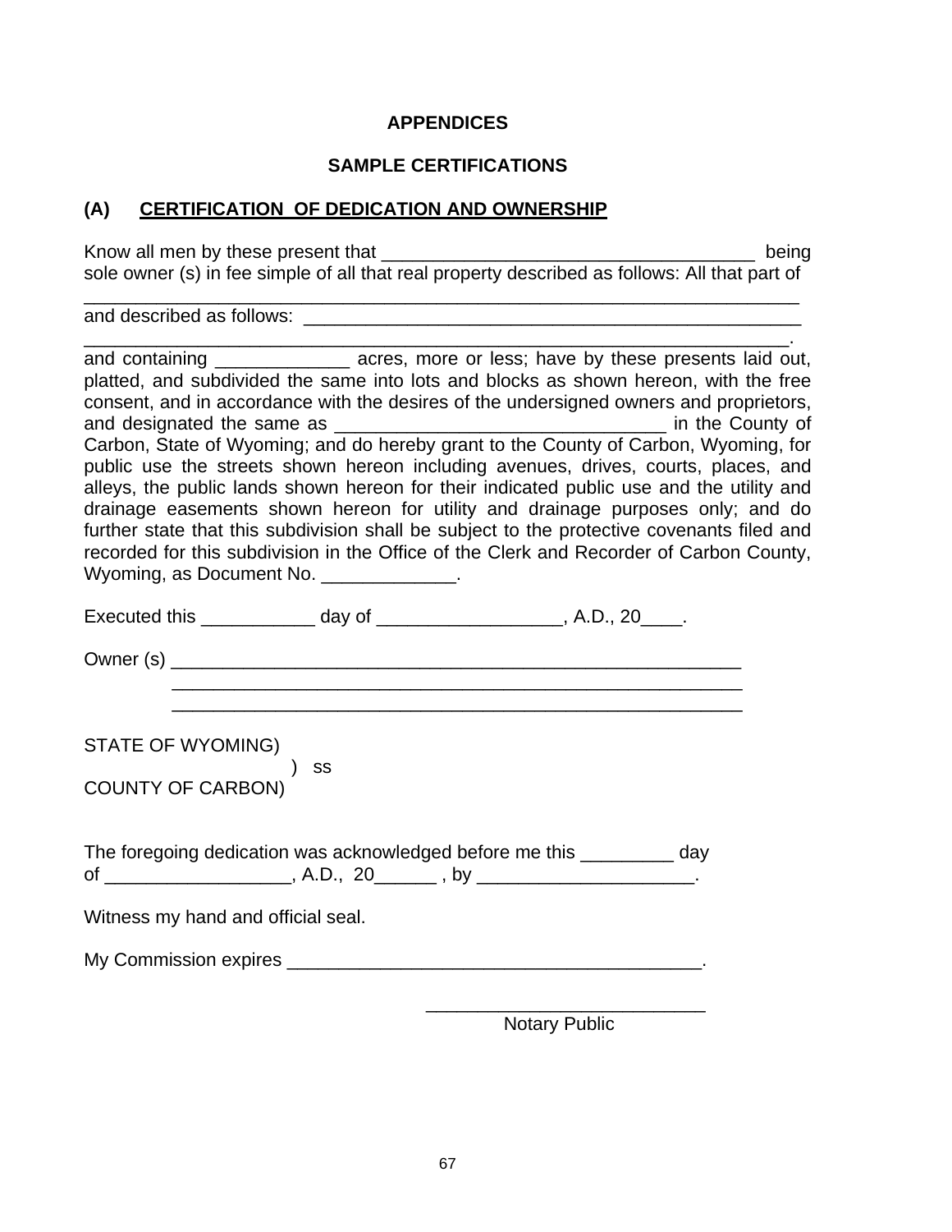# APPENDICES

## SAMPLE CERTIFICATIONS

### (A) CERTIFICATION OF DEDICATION AND OWNERSHIP

Know all men by these present that ___________________________________ being sole owner (s) in fee simple of all that real property described as follows: All that part of _____________________________________________________________________ and described as follows: _________________________________________________ ____________________________________________________________________. and containing _____________ acres, more or less; have by these presents laid out, platted, and subdivided the same into lots and blocks as shown hereon, with the free consent, and in accordance with the desires of the undersigned owners and proprietors, and designated the same as ________________________________ in the County of Carbon, State of Wyoming; and do hereby grant to the County of Carbon, Wyoming, for public use the streets shown hereon including avenues, drives, courts, places, and alleys, the public lands shown hereon for their indicated public use and the utility and drainage easements shown hereon for utility and drainage purposes only; and do further state that this subdivision shall be subject to the protective covenants filed and recorded for this subdivision in the Office of the Clerk and Recorder of Carbon County, Wyoming, as Document No. _____________.

Executed this ___________ day of _________________, A.D., 20____.

Owner (s) ________________________________________________________
________________________________________________________
________________________________________________________

STATE OF WYOMING)
) ss
COUNTY OF CARBON)

The foregoing dedication was acknowledged before me this _________ day of __________________, A.D., 20______ , by _____________________.

Witness my hand and official seal.

My Commission expires ________________________________________.

___________________________
Notary Public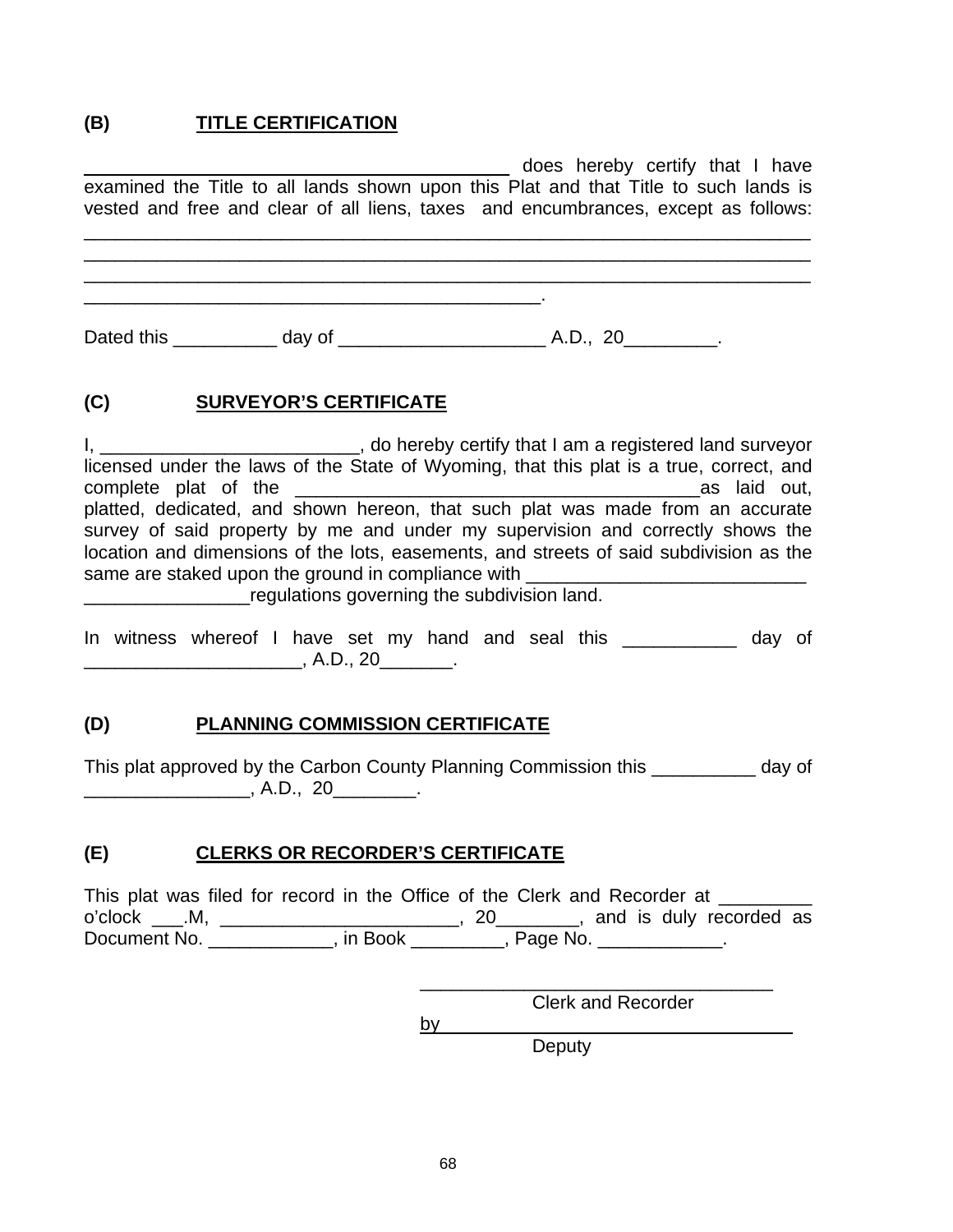## (B) TITLE CERTIFICATION

________________________________________ does hereby certify that I have examined the Title to all lands shown upon this Plat and that Title to such lands is vested and free and clear of all liens, taxes and encumbrances, except as follows: ______________________________________________________________________ ______________________________________________________________________ ______________________________________________________________________ ____________________________________________.

Dated this __________ day of ___________________ A.D., 20_________.

## (C) SURVEYOR'S CERTIFICATE

I, _________________________, do hereby certify that I am a registered land surveyor licensed under the laws of the State of Wyoming, that this plat is a true, correct, and complete plat of the ______________________________________as laid out, platted, dedicated, and shown hereon, that such plat was made from an accurate survey of said property by me and under my supervision and correctly shows the location and dimensions of the lots, easements, and streets of said subdivision as the same are staked upon the ground in compliance with ___________________________ ________________regulations governing the subdivision land.

In witness whereof I have set my hand and seal this ___________ day of _____________________, A.D., 20_______.

## (D) PLANNING COMMISSION CERTIFICATE

This plat approved by the Carbon County Planning Commission this __________ day of ________________, A.D., 20________.

## (E) CLERKS OR RECORDER'S CERTIFICATE

This plat was filed for record in the Office of the Clerk and Recorder at _________ o'clock ___.M, _______________________, 20________, and is duly recorded as Document No. ____________, in Book _________, Page No. ____________.

__________________________________
Clerk and Recorder

by ________________________________
Deputy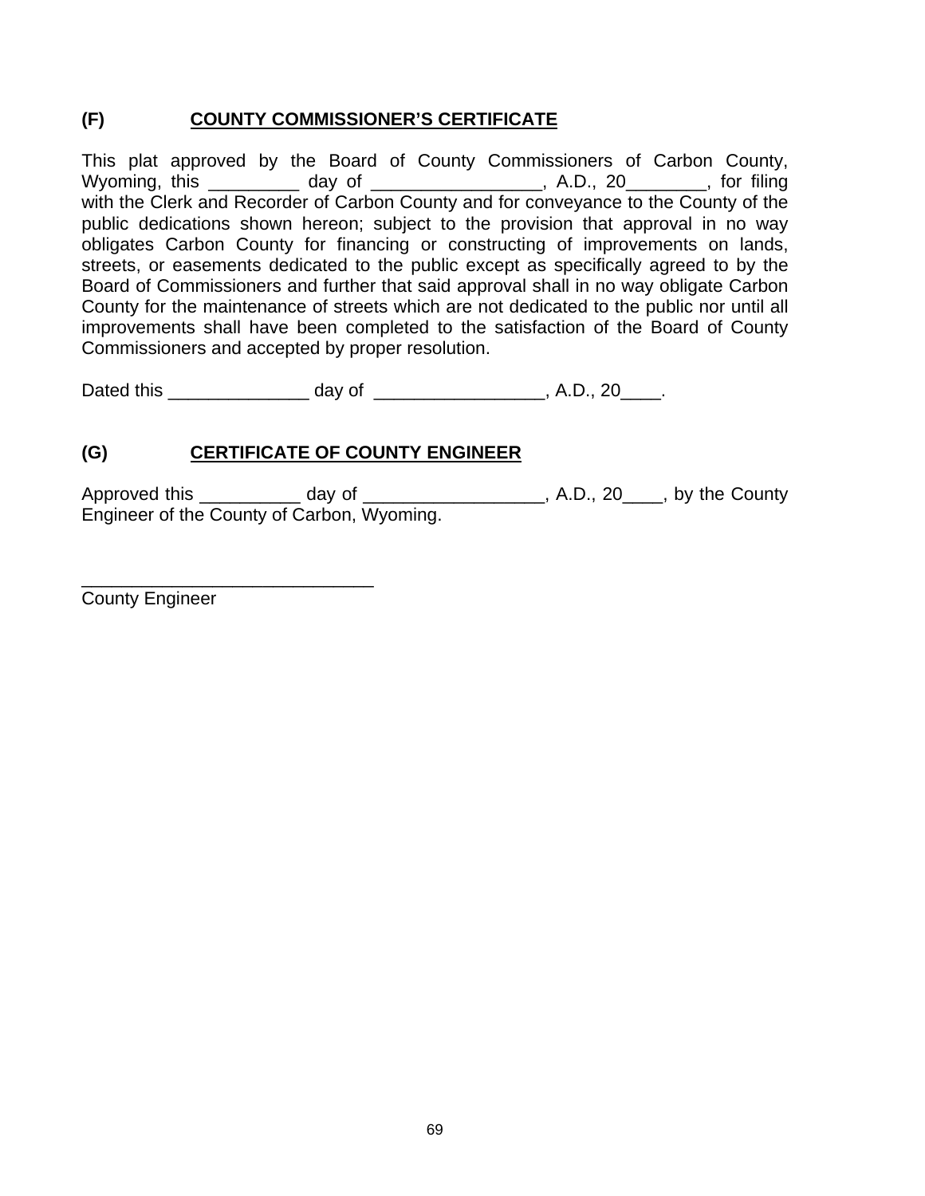### (F) COUNTY COMMISSIONER'S CERTIFICATE

This plat approved by the Board of County Commissioners of Carbon County, Wyoming, this _________ day of _________________, A.D., 20________, for filing with the Clerk and Recorder of Carbon County and for conveyance to the County of the public dedications shown hereon; subject to the provision that approval in no way obligates Carbon County for financing or constructing of improvements on lands, streets, or easements dedicated to the public except as specifically agreed to by the Board of Commissioners and further that said approval shall in no way obligate Carbon County for the maintenance of streets which are not dedicated to the public nor until all improvements shall have been completed to the satisfaction of the Board of County Commissioners and accepted by proper resolution.

Dated this ______________ day of _________________, A.D., 20____.

### (G) CERTIFICATE OF COUNTY ENGINEER

Approved this __________ day of __________________, A.D., 20____, by the County Engineer of the County of Carbon, Wyoming.

_____________________________
County Engineer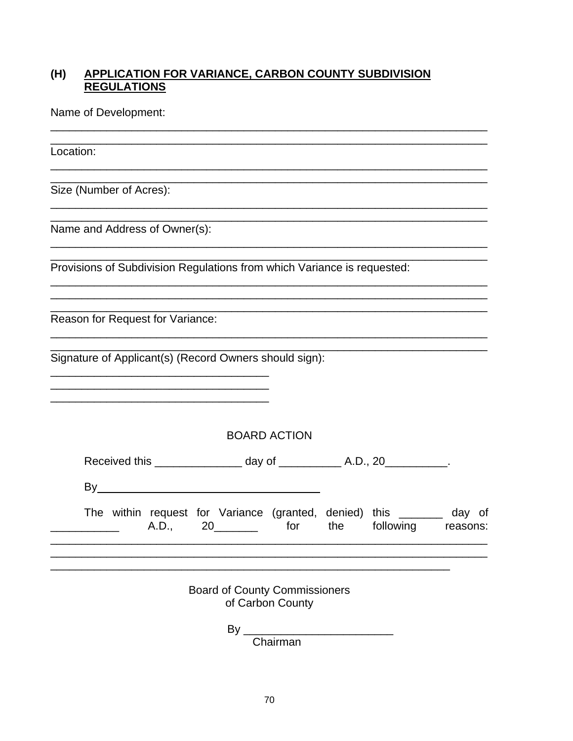### (H) APPLICATION FOR VARIANCE, CARBON COUNTY SUBDIVISION REGULATIONS

Name of Development:

___________________________________________________________________________

___________________________________________________________________________

Location:

___________________________________________________________________________

___________________________________________________________________________

Size (Number of Acres):

___________________________________________________________________________

___________________________________________________________________________

Name and Address of Owner(s):

___________________________________________________________________________

___________________________________________________________________________

Provisions of Subdivision Regulations from which Variance is requested:

___________________________________________________________________________

___________________________________________________________________________

___________________________________________________________________________

Reason for Request for Variance:

___________________________________________________________________________

___________________________________________________________________________

Signature of Applicant(s) (Record Owners should sign):

______________________________________

______________________________________

______________________________________

BOARD ACTION

Received this ______________ day of __________ A.D., 20__________.

By______________________________________

The within request for Variance (granted, denied) this _______ day of ___________ A.D., 20_______ for the following reasons:

___________________________________________________________________________

___________________________________________________________________________

___________________________________________________________________________

Board of County Commissioners
of Carbon County

By ________________________
Chairman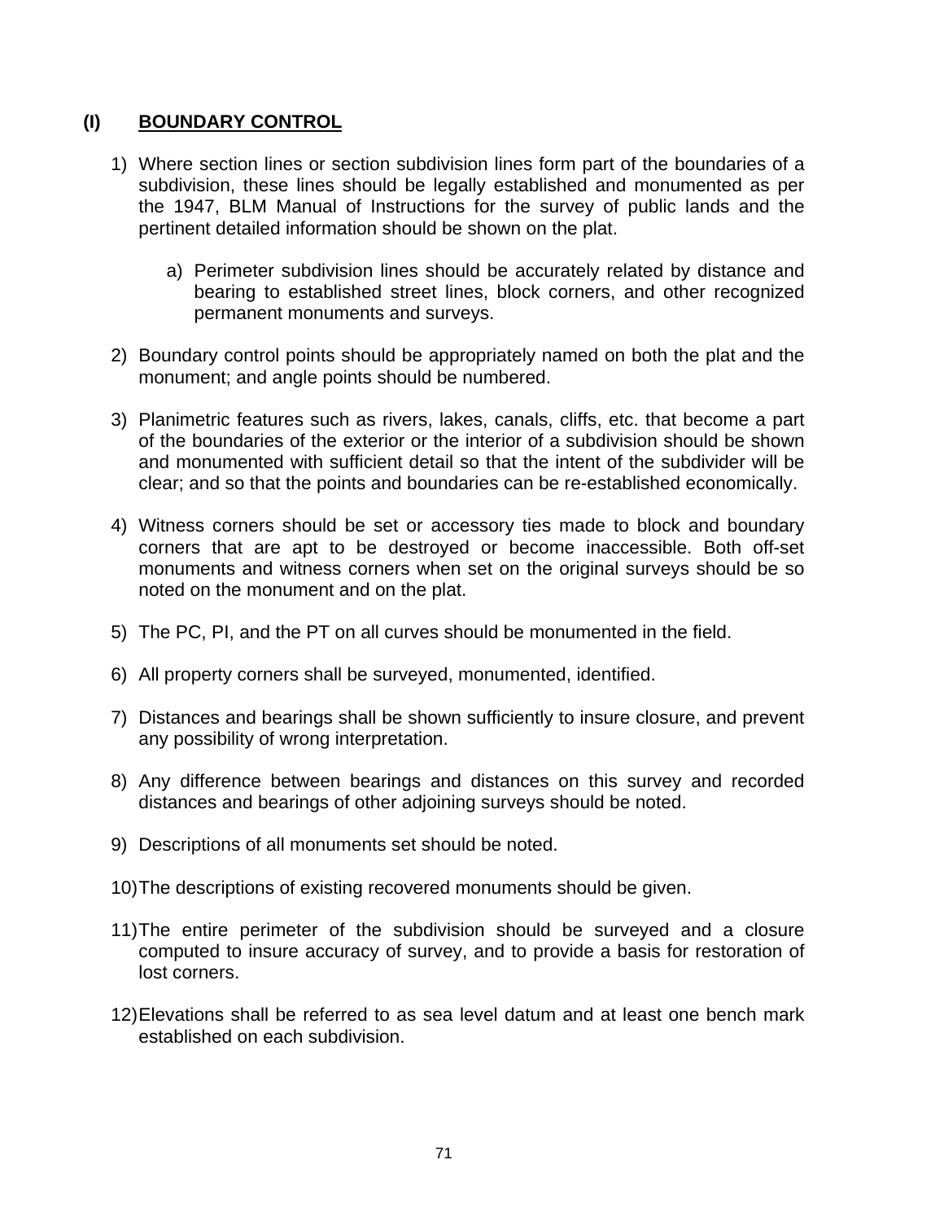## (I) BOUNDARY CONTROL

1) Where section lines or section subdivision lines form part of the boundaries of a subdivision, these lines should be legally established and monumented as per the 1947, BLM Manual of Instructions for the survey of public lands and the pertinent detailed information should be shown on the plat.

    a) Perimeter subdivision lines should be accurately related by distance and bearing to established street lines, block corners, and other recognized permanent monuments and surveys.

2) Boundary control points should be appropriately named on both the plat and the monument; and angle points should be numbered.

3) Planimetric features such as rivers, lakes, canals, cliffs, etc. that become a part of the boundaries of the exterior or the interior of a subdivision should be shown and monumented with sufficient detail so that the intent of the subdivider will be clear; and so that the points and boundaries can be re-established economically.

4) Witness corners should be set or accessory ties made to block and boundary corners that are apt to be destroyed or become inaccessible. Both off-set monuments and witness corners when set on the original surveys should be so noted on the monument and on the plat.

5) The PC, PI, and the PT on all curves should be monumented in the field.

6) All property corners shall be surveyed, monumented, identified.

7) Distances and bearings shall be shown sufficiently to insure closure, and prevent any possibility of wrong interpretation.

8) Any difference between bearings and distances on this survey and recorded distances and bearings of other adjoining surveys should be noted.

9) Descriptions of all monuments set should be noted.

10) The descriptions of existing recovered monuments should be given.

11) The entire perimeter of the subdivision should be surveyed and a closure computed to insure accuracy of survey, and to provide a basis for restoration of lost corners.

12) Elevations shall be referred to as sea level datum and at least one bench mark established on each subdivision.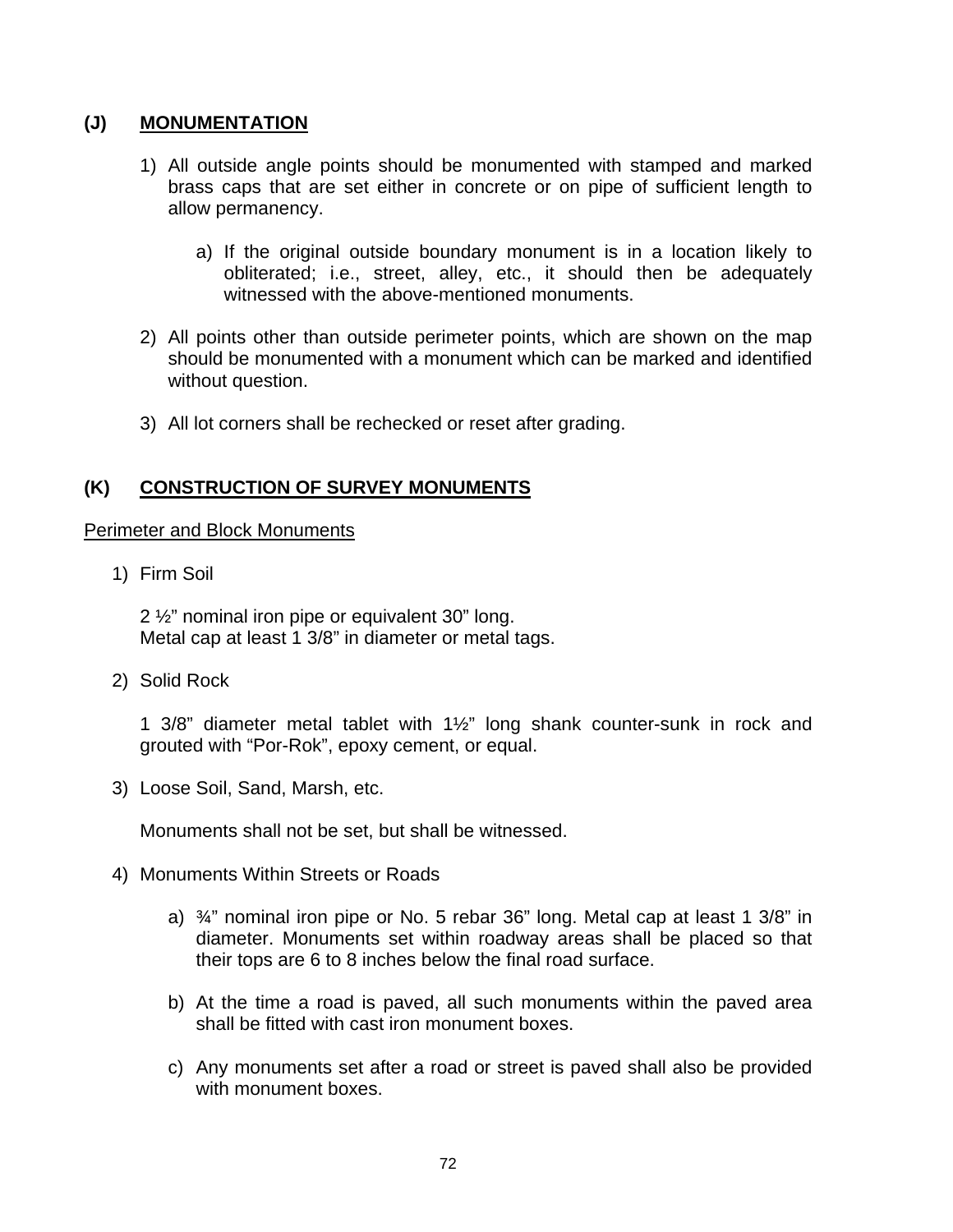## (J) MONUMENTATION

1) All outside angle points should be monumented with stamped and marked brass caps that are set either in concrete or on pipe of sufficient length to allow permanency.

   a) If the original outside boundary monument is in a location likely to obliterated; i.e., street, alley, etc., it should then be adequately witnessed with the above-mentioned monuments.

2) All points other than outside perimeter points, which are shown on the map should be monumented with a monument which can be marked and identified without question.

3) All lot corners shall be rechecked or reset after grading.

## (K) CONSTRUCTION OF SURVEY MONUMENTS

Perimeter and Block Monuments

1) Firm Soil

   2 ½" nominal iron pipe or equivalent 30" long.
   Metal cap at least 1 3/8" in diameter or metal tags.

2) Solid Rock

   1 3/8" diameter metal tablet with 1½" long shank counter-sunk in rock and grouted with "Por-Rok", epoxy cement, or equal.

3) Loose Soil, Sand, Marsh, etc.

   Monuments shall not be set, but shall be witnessed.

4) Monuments Within Streets or Roads

   a) ¾" nominal iron pipe or No. 5 rebar 36" long. Metal cap at least 1 3/8" in diameter. Monuments set within roadway areas shall be placed so that their tops are 6 to 8 inches below the final road surface.

   b) At the time a road is paved, all such monuments within the paved area shall be fitted with cast iron monument boxes.

   c) Any monuments set after a road or street is paved shall also be provided with monument boxes.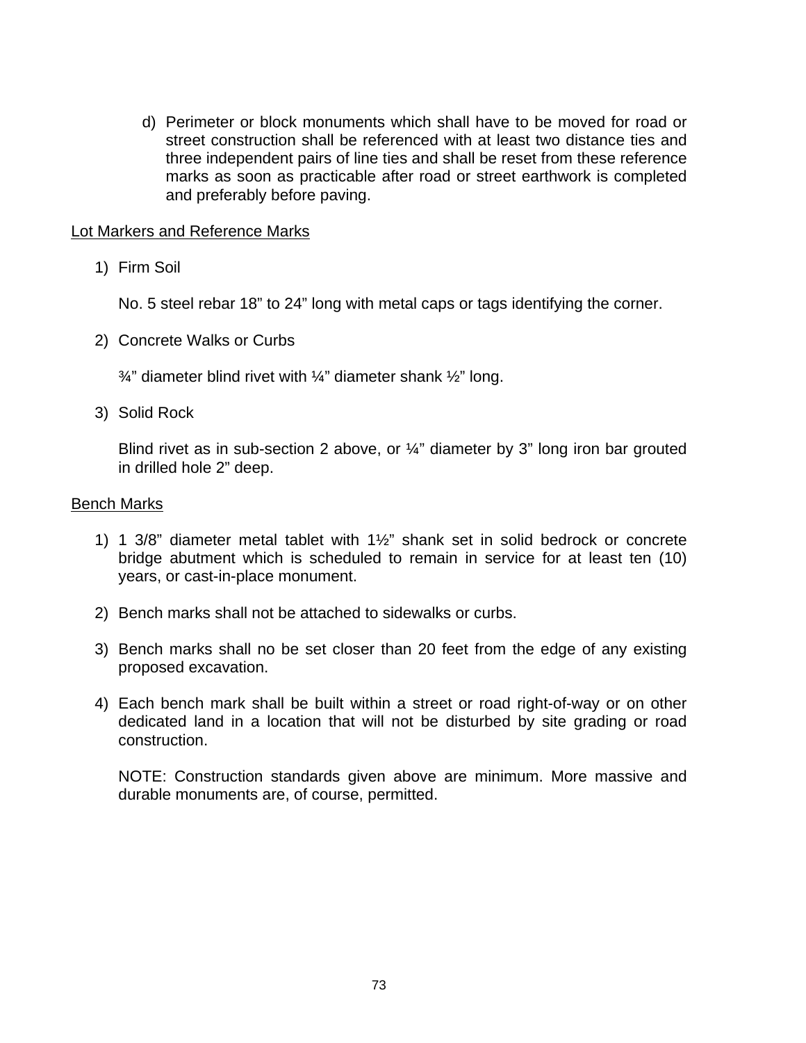d) Perimeter or block monuments which shall have to be moved for road or street construction shall be referenced with at least two distance ties and three independent pairs of line ties and shall be reset from these reference marks as soon as practicable after road or street earthwork is completed and preferably before paving.

Lot Markers and Reference Marks

1) Firm Soil

   No. 5 steel rebar 18” to 24” long with metal caps or tags identifying the corner.

2) Concrete Walks or Curbs

   ¾” diameter blind rivet with ¼” diameter shank ½” long.

3) Solid Rock

   Blind rivet as in sub-section 2 above, or ¼” diameter by 3” long iron bar grouted in drilled hole 2” deep.

Bench Marks

1) 1 3/8” diameter metal tablet with 1½” shank set in solid bedrock or concrete bridge abutment which is scheduled to remain in service for at least ten (10) years, or cast-in-place monument.

2) Bench marks shall not be attached to sidewalks or curbs.

3) Bench marks shall no be set closer than 20 feet from the edge of any existing proposed excavation.

4) Each bench mark shall be built within a street or road right-of-way or on other dedicated land in a location that will not be disturbed by site grading or road construction.

   NOTE: Construction standards given above are minimum. More massive and durable monuments are, of course, permitted.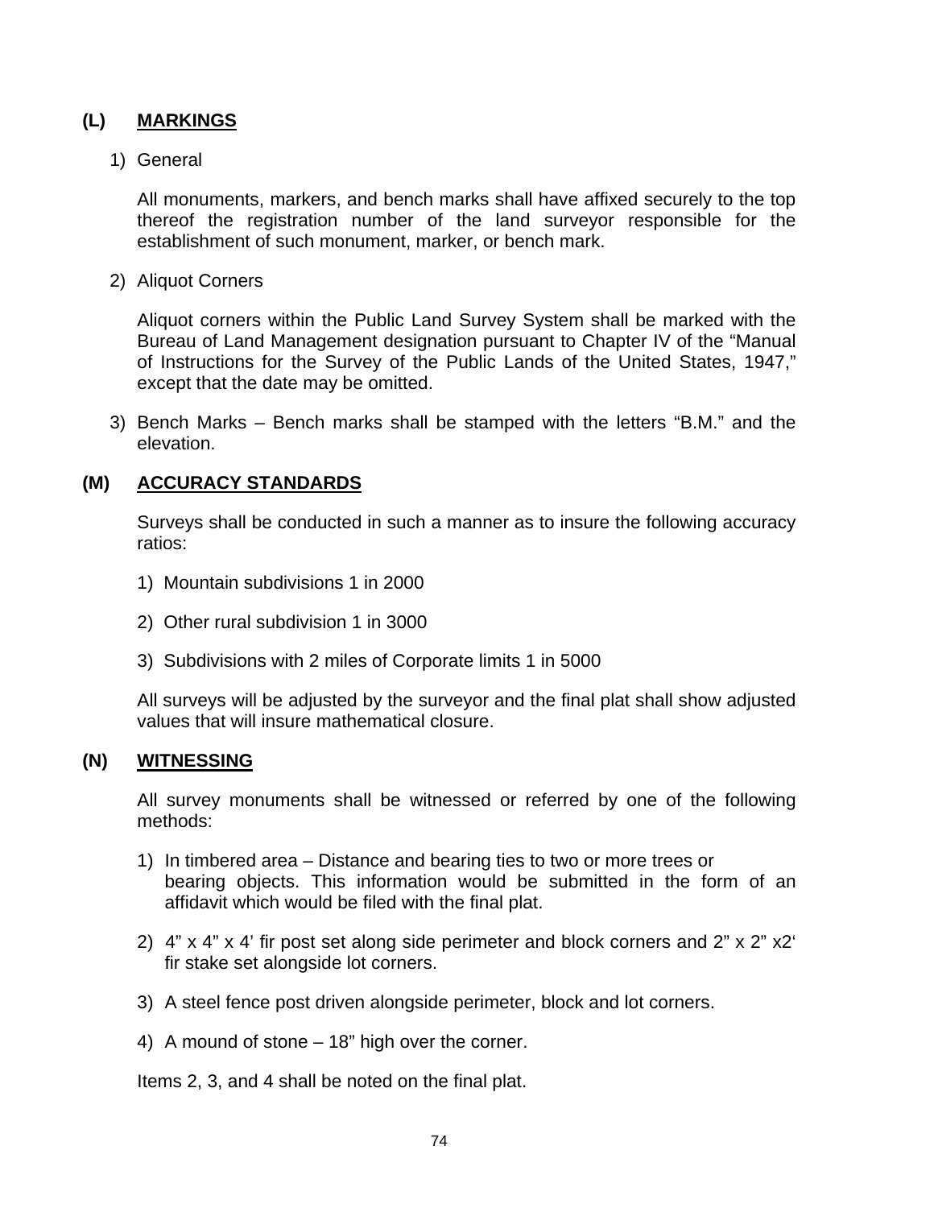## (L) MARKINGS

1) General

All monuments, markers, and bench marks shall have affixed securely to the top thereof the registration number of the land surveyor responsible for the establishment of such monument, marker, or bench mark.

2) Aliquot Corners

Aliquot corners within the Public Land Survey System shall be marked with the Bureau of Land Management designation pursuant to Chapter IV of the "Manual of Instructions for the Survey of the Public Lands of the United States, 1947," except that the date may be omitted.

3) Bench Marks – Bench marks shall be stamped with the letters "B.M." and the elevation.

## (M) ACCURACY STANDARDS

Surveys shall be conducted in such a manner as to insure the following accuracy ratios:

1) Mountain subdivisions 1 in 2000

2) Other rural subdivision 1 in 3000

3) Subdivisions with 2 miles of Corporate limits 1 in 5000

All surveys will be adjusted by the surveyor and the final plat shall show adjusted values that will insure mathematical closure.

## (N) WITNESSING

All survey monuments shall be witnessed or referred by one of the following methods:

1) In timbered area – Distance and bearing ties to two or more trees or bearing objects. This information would be submitted in the form of an affidavit which would be filed with the final plat.

2) 4" x 4" x 4' fir post set along side perimeter and block corners and 2" x 2" x2' fir stake set alongside lot corners.

3) A steel fence post driven alongside perimeter, block and lot corners.

4) A mound of stone – 18" high over the corner.

Items 2, 3, and 4 shall be noted on the final plat.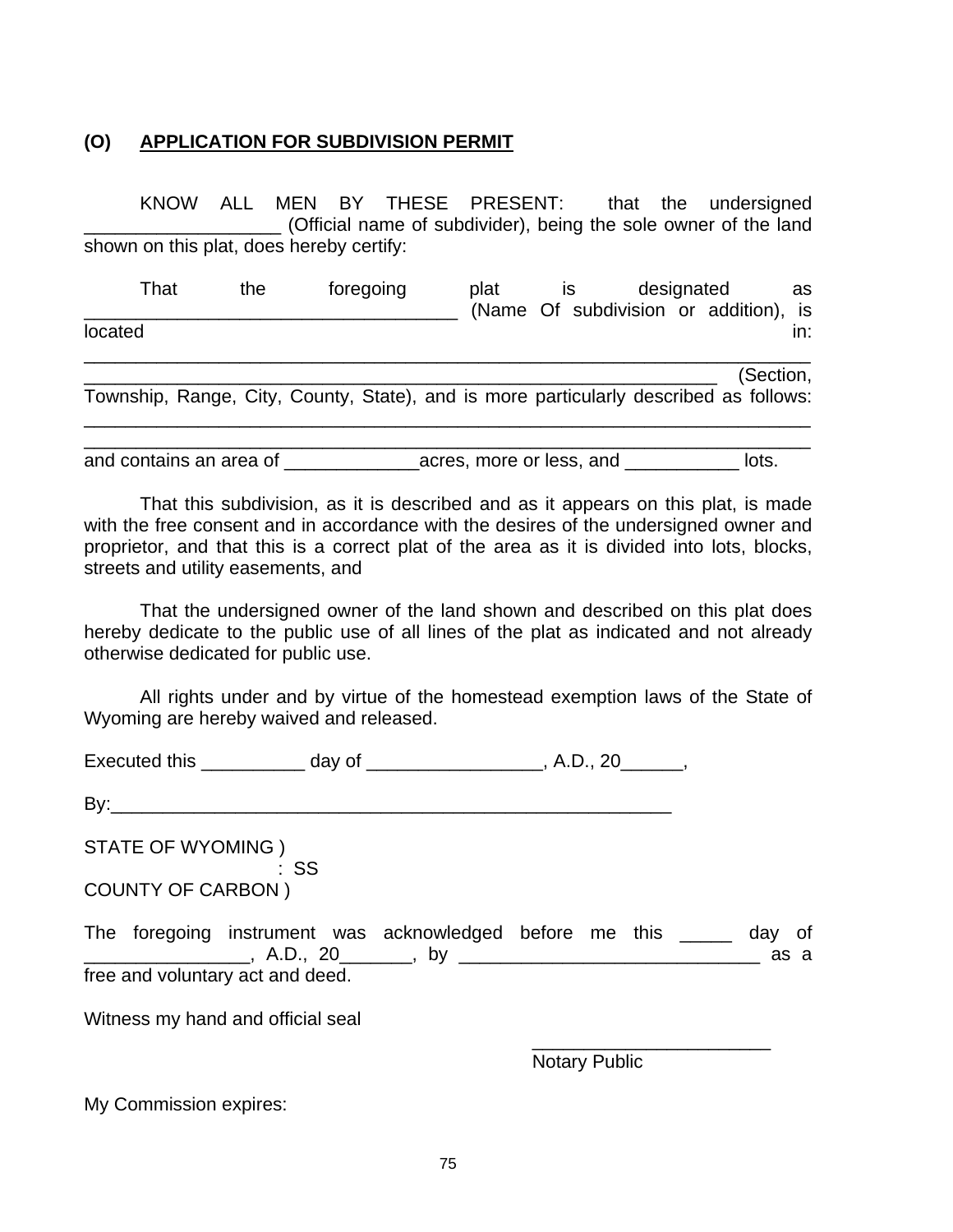## (O) APPLICATION FOR SUBDIVISION PERMIT

KNOW ALL MEN BY THESE PRESENT: that the undersigned __________________ (Official name of subdivider), being the sole owner of the land shown on this plat, does hereby certify:

That the foregoing plat is designated as ____________________________________ (Name Of subdivision or addition), is located in: _______________________________________________________________________ ________________________________________________________________ (Section, Township, Range, City, County, State), and is more particularly described as follows: _______________________________________________________________________ _______________________________________________________________________ and contains an area of _____________acres, more or less, and ___________ lots.

That this subdivision, as it is described and as it appears on this plat, is made with the free consent and in accordance with the desires of the undersigned owner and proprietor, and that this is a correct plat of the area as it is divided into lots, blocks, streets and utility easements, and

That the undersigned owner of the land shown and described on this plat does hereby dedicate to the public use of all lines of the plat as indicated and not already otherwise dedicated for public use.

All rights under and by virtue of the homestead exemption laws of the State of Wyoming are hereby waived and released.

Executed this __________ day of _________________, A.D., 20______,

By:_______________________________________________________

STATE OF WYOMING )
: SS
COUNTY OF CARBON )

The foregoing instrument was acknowledged before me this _____ day of ________________, A.D., 20_______, by _____________________________ as a free and voluntary act and deed.

Witness my hand and official seal

_______________________
Notary Public

My Commission expires: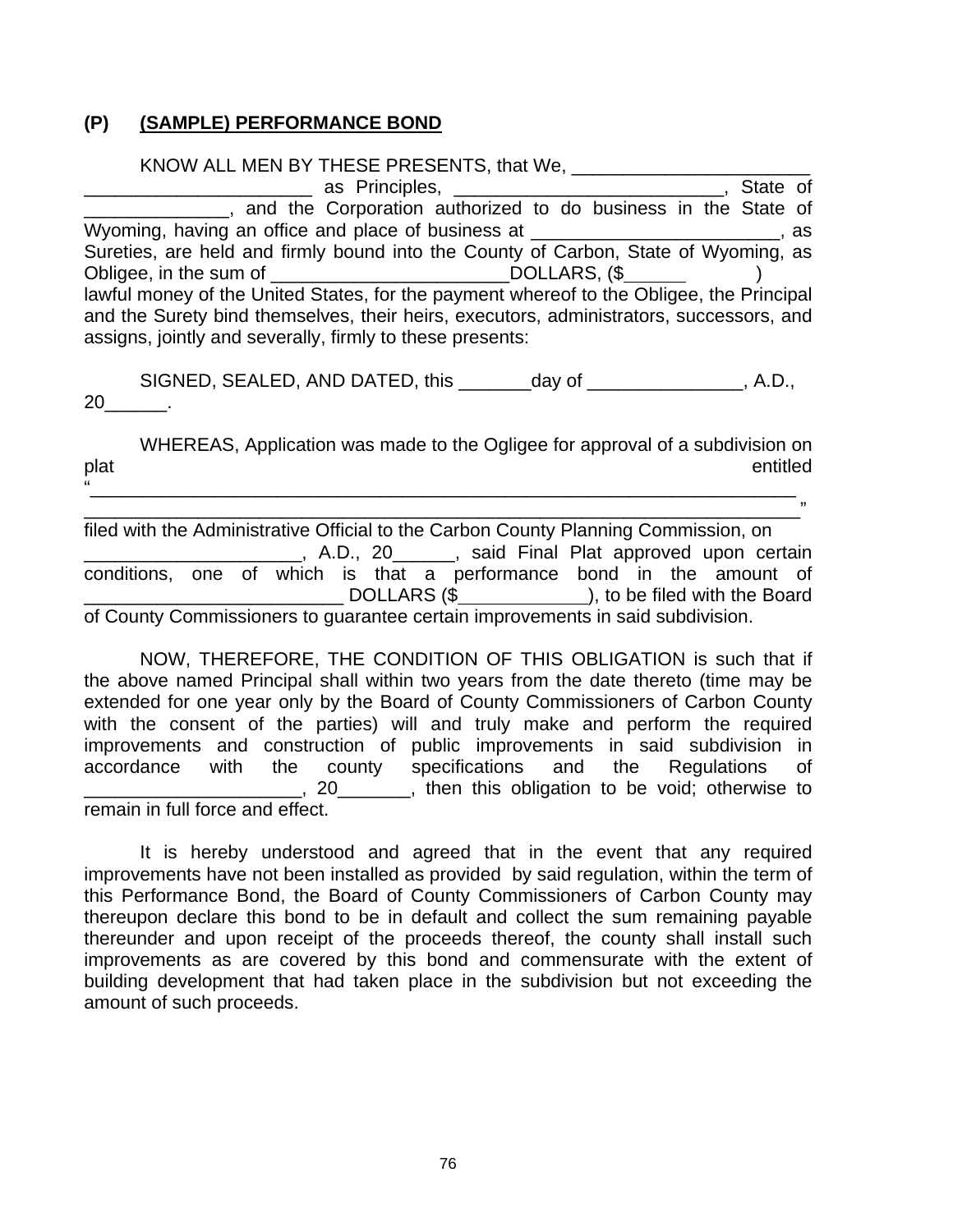**(P) (SAMPLE) PERFORMANCE BOND**

KNOW ALL MEN BY THESE PRESENTS, that We, ______________________ ______________________ as Principles, __________________________, State of ______________, and the Corporation authorized to do business in the State of Wyoming, having an office and place of business at _______________________, as Sureties, are held and firmly bound into the County of Carbon, State of Wyoming, as Obligee, in the sum of _______________________DOLLARS, ($_____ ) lawful money of the United States, for the payment whereof to the Obligee, the Principal and the Surety bind themselves, their heirs, executors, administrators, successors, and assigns, jointly and severally, firmly to these presents:

SIGNED, SEALED, AND DATED, this _______day of _______________, A.D., 20______.

WHEREAS, Application was made to the Ogligee for approval of a subdivision on plat entitled "_____________________________________________________________________ _____________________________________________________________________" filed with the Administrative Official to the Carbon County Planning Commission, on _____________________, A.D., 20______, said Final Plat approved upon certain conditions, one of which is that a performance bond in the amount of _________________________ DOLLARS ($____________), to be filed with the Board of County Commissioners to guarantee certain improvements in said subdivision.

NOW, THEREFORE, THE CONDITION OF THIS OBLIGATION is such that if the above named Principal shall within two years from the date thereto (time may be extended for one year only by the Board of County Commissioners of Carbon County with the consent of the parties) will and truly make and perform the required improvements and construction of public improvements in said subdivision in accordance with the county specifications and the Regulations of _____________________, 20_______, then this obligation to be void; otherwise to remain in full force and effect.

It is hereby understood and agreed that in the event that any required improvements have not been installed as provided by said regulation, within the term of this Performance Bond, the Board of County Commissioners of Carbon County may thereupon declare this bond to be in default and collect the sum remaining payable thereunder and upon receipt of the proceeds thereof, the county shall install such improvements as are covered by this bond and commensurate with the extent of building development that had taken place in the subdivision but not exceeding the amount of such proceeds.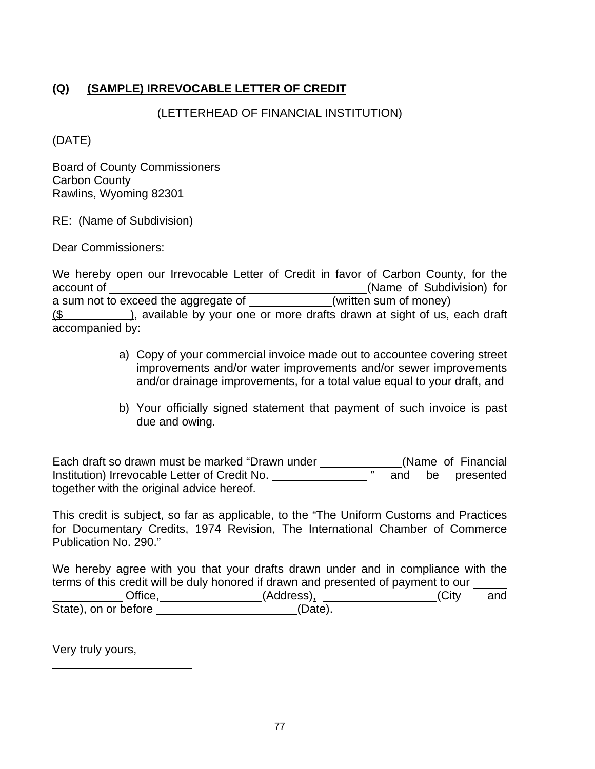## (Q) (SAMPLE) IRREVOCABLE LETTER OF CREDIT

(LETTERHEAD OF FINANCIAL INSTITUTION)

(DATE)

Board of County Commissioners
Carbon County
Rawlins, Wyoming 82301

RE: (Name of Subdivision)

Dear Commissioners:

We hereby open our Irrevocable Letter of Credit in favor of Carbon County, for the account of ______________________________(Name of Subdivision) for a sum not to exceed the aggregate of __________(written sum of money) ($__________), available by your one or more drafts drawn at sight of us, each draft accompanied by:

a) Copy of your commercial invoice made out to accountee covering street improvements and/or water improvements and/or sewer improvements and/or drainage improvements, for a total value equal to your draft, and

b) Your officially signed statement that payment of such invoice is past due and owing.

Each draft so drawn must be marked "Drawn under __________(Name of Financial Institution) Irrevocable Letter of Credit No. ____________" and be presented together with the original advice hereof.

This credit is subject, so far as applicable, to the "The Uniform Customs and Practices for Documentary Credits, 1974 Revision, The International Chamber of Commerce Publication No. 290."

We hereby agree with you that your drafts drawn under and in compliance with the terms of this credit will be duly honored if drawn and presented of payment to our ______________ Office,____________(Address), ______________(City and State), on or before __________________(Date).

Very truly yours,

____________________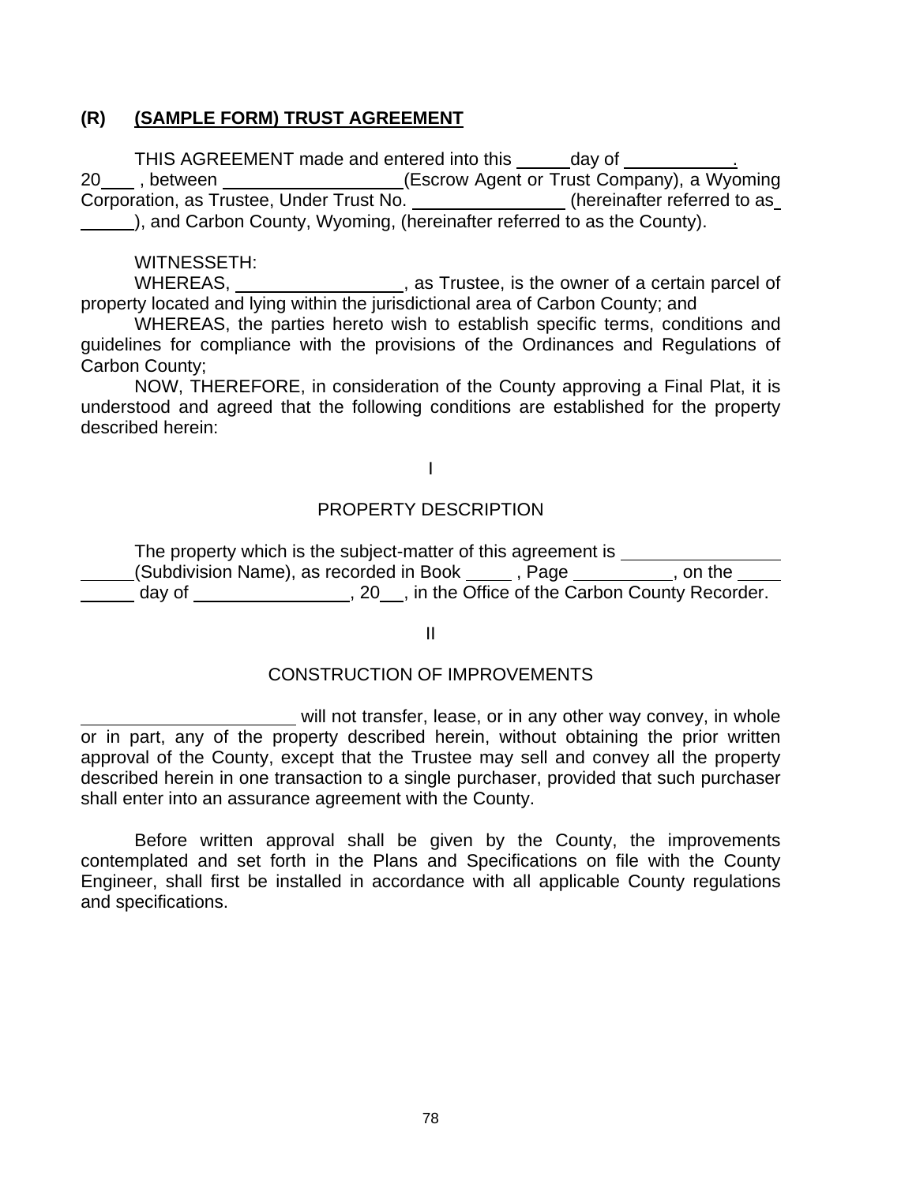## (R) (SAMPLE FORM) TRUST AGREEMENT

THIS AGREEMENT made and entered into this _____ day of ___________. 20___ , between __________________ (Escrow Agent or Trust Company), a Wyoming Corporation, as Trustee, Under Trust No. _______________ (hereinafter referred to as _____), and Carbon County, Wyoming, (hereinafter referred to as the County).

WITNESSETH:

WHEREAS, _________________, as Trustee, is the owner of a certain parcel of property located and lying within the jurisdictional area of Carbon County; and

WHEREAS, the parties hereto wish to establish specific terms, conditions and guidelines for compliance with the provisions of the Ordinances and Regulations of Carbon County;

NOW, THEREFORE, in consideration of the County approving a Final Plat, it is understood and agreed that the following conditions are established for the property described herein:

I

PROPERTY DESCRIPTION

The property which is the subject-matter of this agreement is _________________ _____(Subdivision Name), as recorded in Book _____ , Page __________, on the ____ ______ day of ________________, 20__, in the Office of the Carbon County Recorder.

II

CONSTRUCTION OF IMPROVEMENTS

______________________ will not transfer, lease, or in any other way convey, in whole or in part, any of the property described herein, without obtaining the prior written approval of the County, except that the Trustee may sell and convey all the property described herein in one transaction to a single purchaser, provided that such purchaser shall enter into an assurance agreement with the County.

Before written approval shall be given by the County, the improvements contemplated and set forth in the Plans and Specifications on file with the County Engineer, shall first be installed in accordance with all applicable County regulations and specifications.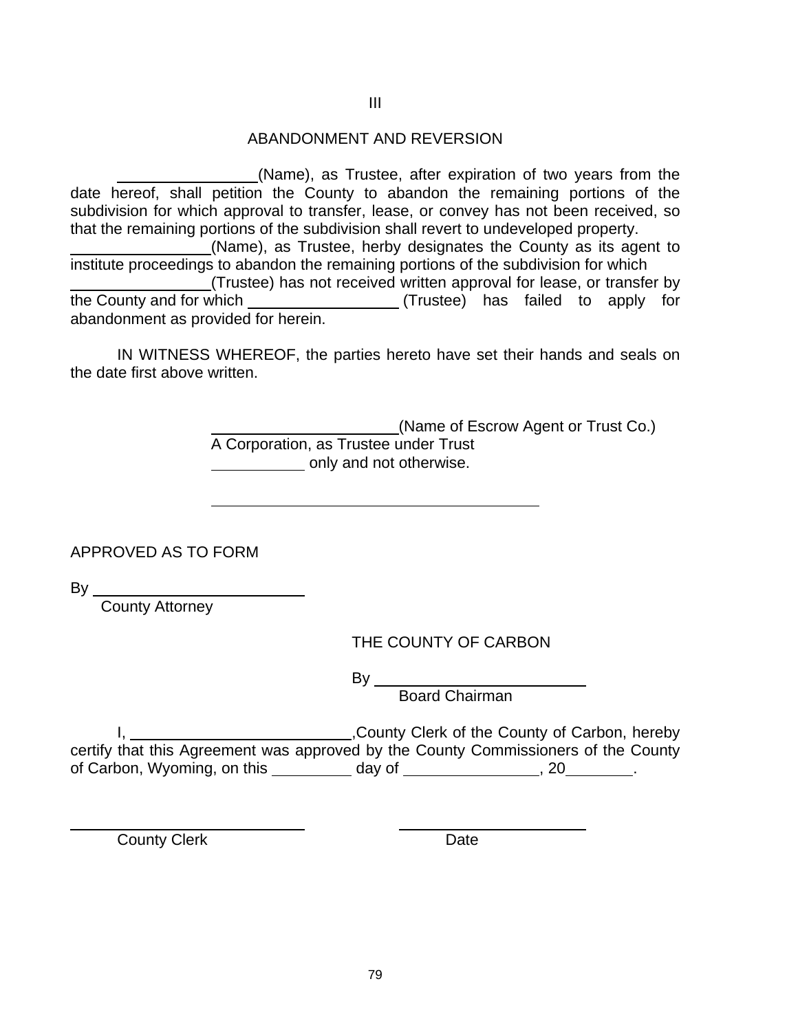III

ABANDONMENT AND REVERSION

_______________(Name), as Trustee, after expiration of two years from the date hereof, shall petition the County to abandon the remaining portions of the subdivision for which approval to transfer, lease, or convey has not been received, so that the remaining portions of the subdivision shall revert to undeveloped property. _______________(Name), as Trustee, herby designates the County as its agent to institute proceedings to abandon the remaining portions of the subdivision for which _______________(Trustee) has not received written approval for lease, or transfer by the County and for which _______________ (Trustee) has failed to apply for abandonment as provided for herein.

IN WITNESS WHEREOF, the parties hereto have set their hands and seals on the date first above written.

_____________________(Name of Escrow Agent or Trust Co.)
A Corporation, as Trustee under Trust
__________ only and not otherwise.

___________________________________

APPROVED AS TO FORM

By ________________________
County Attorney

THE COUNTY OF CARBON

By ________________________
Board Chairman

I, ________________________,County Clerk of the County of Carbon, hereby certify that this Agreement was approved by the County Commissioners of the County of Carbon, Wyoming, on this _________ day of _______________, 20_______.

___________________________ &nbsp;&nbsp;&nbsp;&nbsp;&nbsp;&nbsp;&nbsp;&nbsp; ______________________
County Clerk &nbsp;&nbsp;&nbsp;&nbsp;&nbsp;&nbsp;&nbsp;&nbsp;&nbsp;&nbsp;&nbsp;&nbsp;&nbsp;&nbsp;&nbsp;&nbsp;&nbsp;&nbsp;&nbsp;&nbsp;&nbsp;&nbsp;&nbsp;&nbsp; Date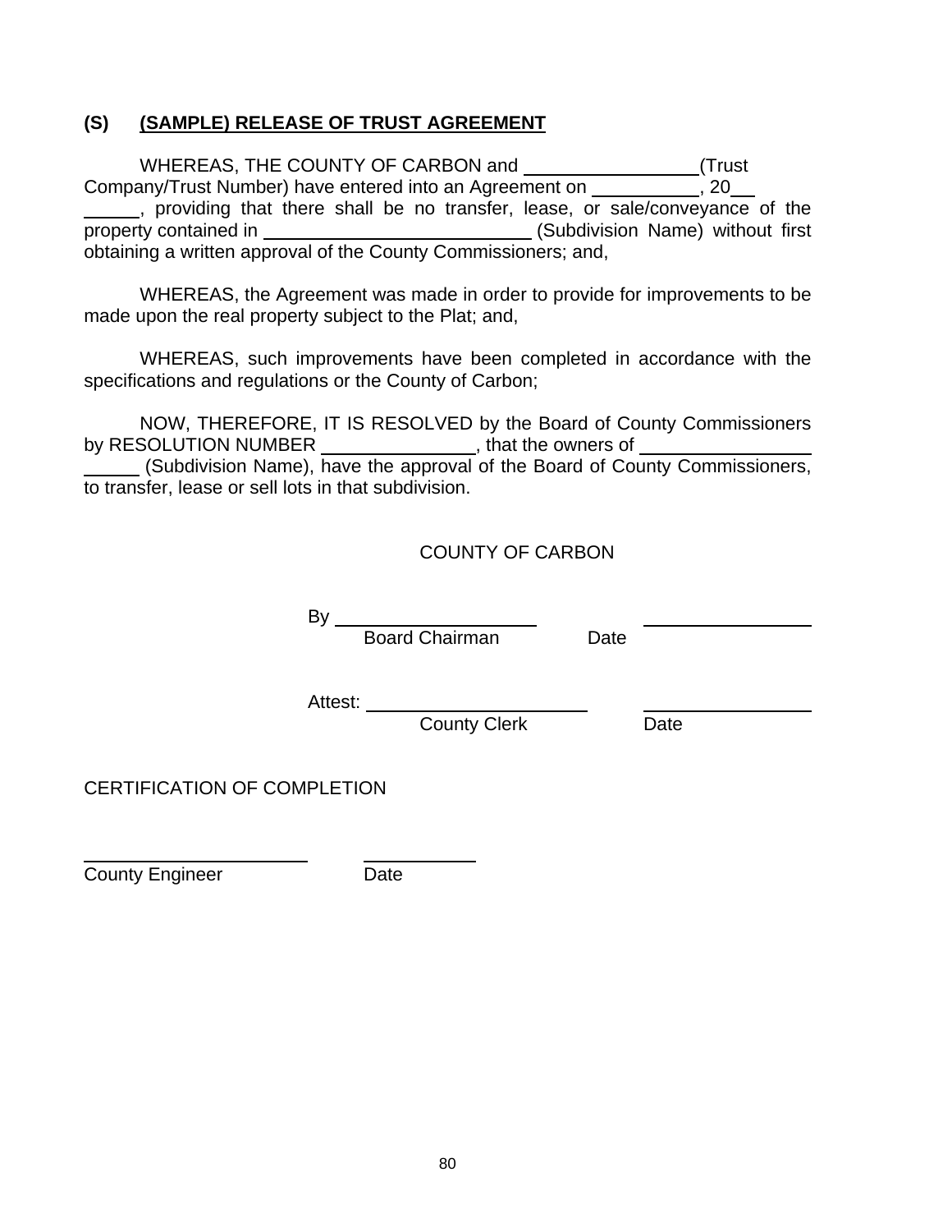## (S) (SAMPLE) RELEASE OF TRUST AGREEMENT

WHEREAS, THE COUNTY OF CARBON and ________________(Trust Company/Trust Number) have entered into an Agreement on __________, 20__ _____, providing that there shall be no transfer, lease, or sale/conveyance of the property contained in _________________________ (Subdivision Name) without first obtaining a written approval of the County Commissioners; and,

WHEREAS, the Agreement was made in order to provide for improvements to be made upon the real property subject to the Plat; and,

WHEREAS, such improvements have been completed in accordance with the specifications and regulations or the County of Carbon;

NOW, THEREFORE, IT IS RESOLVED by the Board of County Commissioners by RESOLUTION NUMBER ______________, that the owners of ________________ _____ (Subdivision Name), have the approval of the Board of County Commissioners, to transfer, lease or sell lots in that subdivision.

COUNTY OF CARBON

By ____________________ ________________
Board Chairman Date

Attest: ______________________ ________________
County Clerk Date

CERTIFICATION OF COMPLETION

______________________ __________
County Engineer Date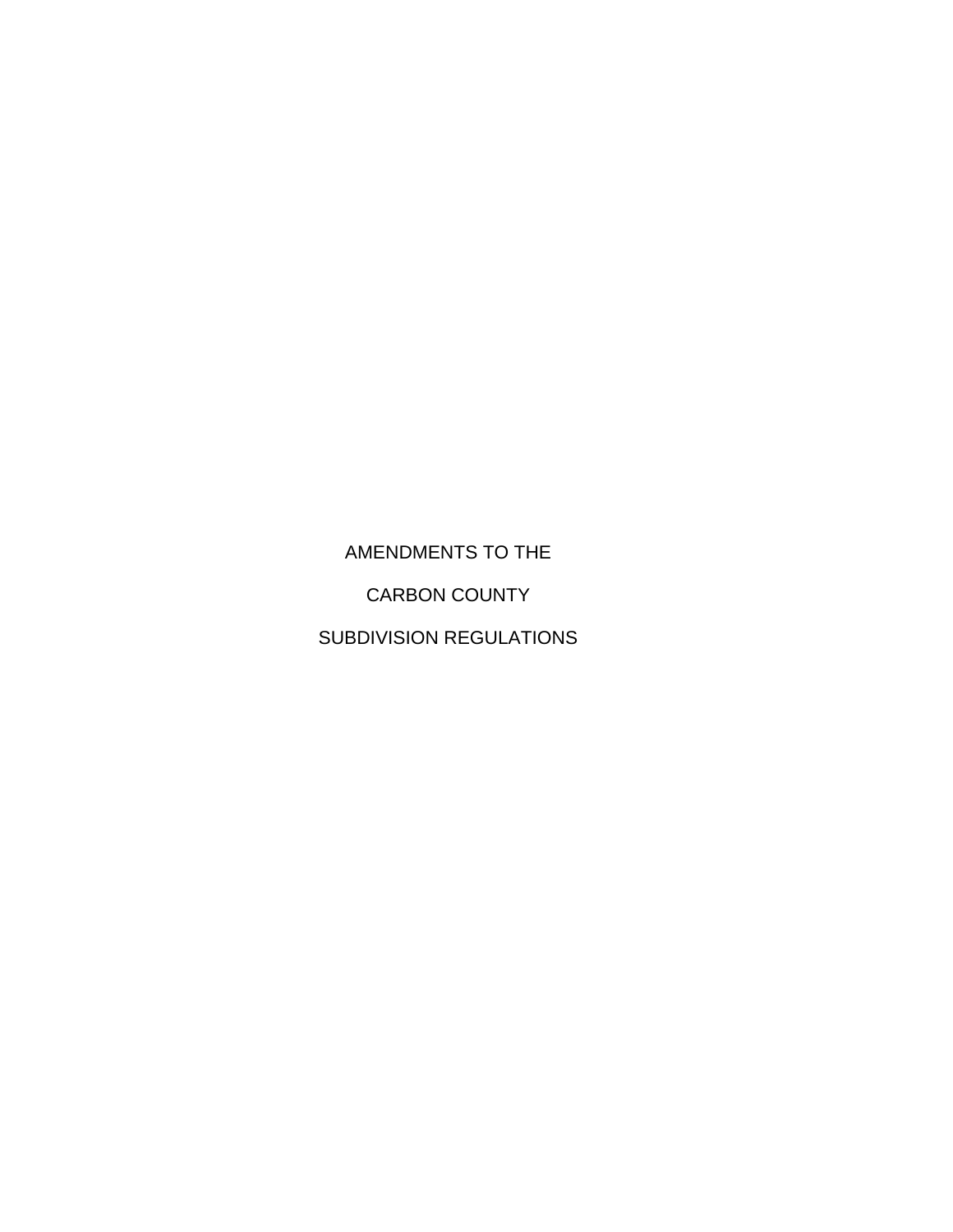# AMENDMENTS TO THE

# CARBON COUNTY

# SUBDIVISION REGULATIONS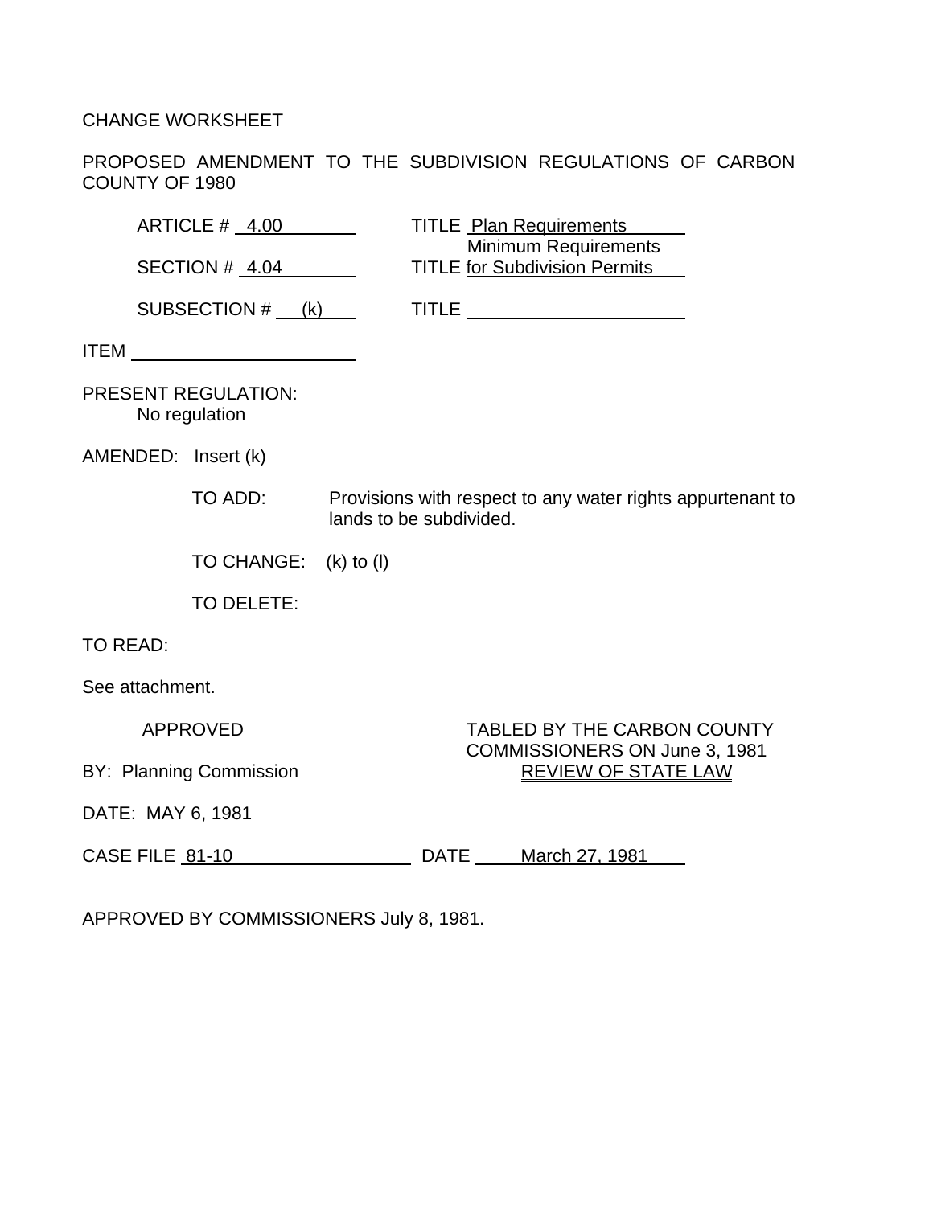CHANGE WORKSHEET

PROPOSED AMENDMENT TO THE SUBDIVISION REGULATIONS OF CARBON COUNTY OF 1980

ARTICLE # 4.00 TITLE Plan Requirements

SECTION # 4.04 TITLE Minimum Requirements for Subdivision Permits

SUBSECTION # (k) TITLE

ITEM

PRESENT REGULATION:
No regulation

AMENDED: Insert (k)

TO ADD: Provisions with respect to any water rights appurtenant to lands to be subdivided.

TO CHANGE: (k) to (l)

TO DELETE:

TO READ:

See attachment.

APPROVED

BY: Planning Commission

DATE: MAY 6, 1981

TABLED BY THE CARBON COUNTY COMMISSIONERS ON June 3, 1981
REVIEW OF STATE LAW

CASE FILE 81-10 DATE March 27, 1981

APPROVED BY COMMISSIONERS July 8, 1981.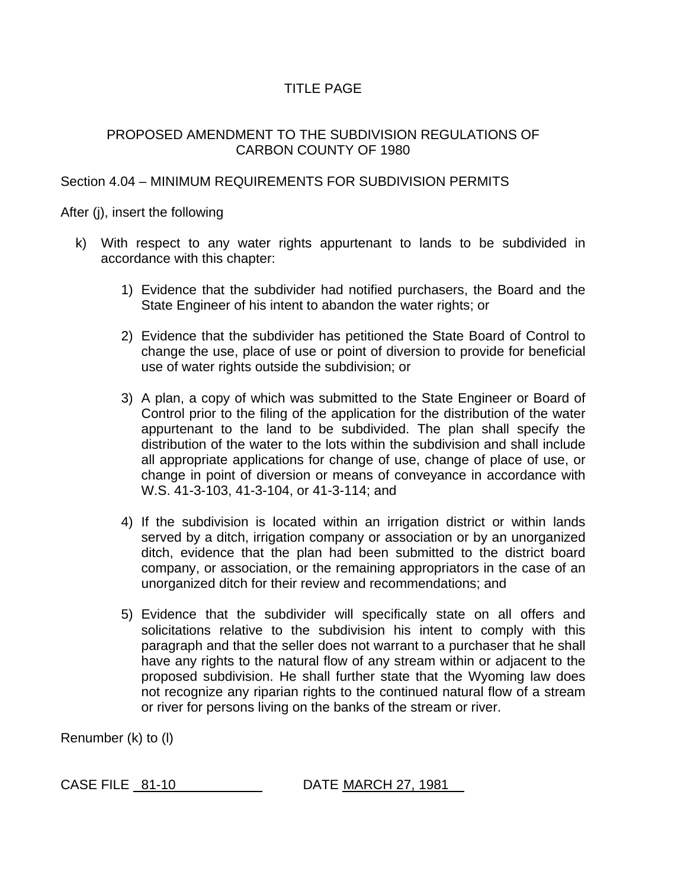# TITLE PAGE

## PROPOSED AMENDMENT TO THE SUBDIVISION REGULATIONS OF CARBON COUNTY OF 1980

Section 4.04 – MINIMUM REQUIREMENTS FOR SUBDIVISION PERMITS

After (j), insert the following

k) With respect to any water rights appurtenant to lands to be subdivided in accordance with this chapter:

   1) Evidence that the subdivider had notified purchasers, the Board and the State Engineer of his intent to abandon the water rights; or

   2) Evidence that the subdivider has petitioned the State Board of Control to change the use, place of use or point of diversion to provide for beneficial use of water rights outside the subdivision; or

   3) A plan, a copy of which was submitted to the State Engineer or Board of Control prior to the filing of the application for the distribution of the water appurtenant to the land to be subdivided. The plan shall specify the distribution of the water to the lots within the subdivision and shall include all appropriate applications for change of use, change of place of use, or change in point of diversion or means of conveyance in accordance with W.S. 41-3-103, 41-3-104, or 41-3-114; and

   4) If the subdivision is located within an irrigation district or within lands served by a ditch, irrigation company or association or by an unorganized ditch, evidence that the plan had been submitted to the district board company, or association, or the remaining appropriators in the case of an unorganized ditch for their review and recommendations; and

   5) Evidence that the subdivider will specifically state on all offers and solicitations relative to the subdivision his intent to comply with this paragraph and that the seller does not warrant to a purchaser that he shall have any rights to the natural flow of any stream within or adjacent to the proposed subdivision. He shall further state that the Wyoming law does not recognize any riparian rights to the continued natural flow of a stream or river for persons living on the banks of the stream or river.

Renumber (k) to (l)

CASE FILE 81-10 DATE MARCH 27, 1981